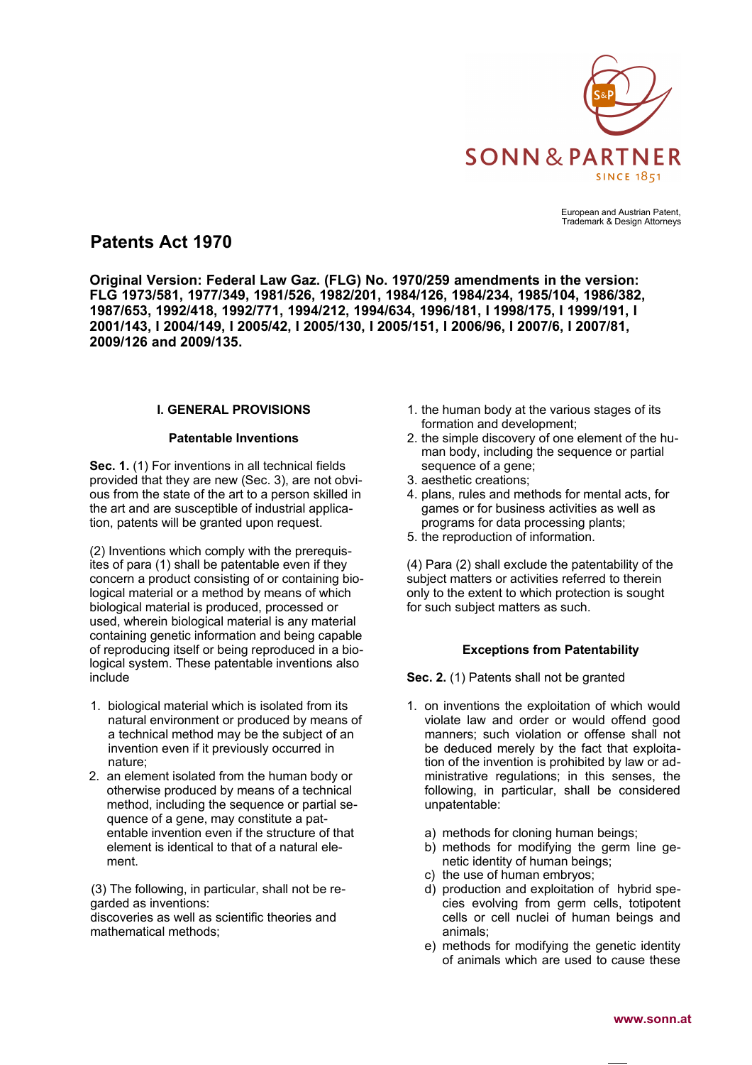European and Austrian Patent, Trademark & Design Attorneys

# Patents Act 1970

**Original Version: Federal Law Gaz. (FLG) No. 1970/259 amendments in the version: FLG 1973/581, 1977/349, 1981/526, 1982/201, 1984/126, 1984/234, 1985/104, 1986/382, 1987/653, 1992/418, 1992/771, 1994/212, 1994/634, 1996/181, I 1998/175, I 1999/191, I 2001/143, I 2004/149, I 2005/42, I 2005/130, I 2005/151, I 2006/96, I 2007/6, I 2007/81, 2009/126 and 2009/135.**

## I. GENERAL PROVISIONS

### Patentable Inventions

**Sec. 1.** (1) For inventions in all technical fields provided that they are new (Sec. 3), are not obvious from the state of the art to a person skilled in the art and are susceptible of industrial application, patents will be granted upon request.

(2) Inventions which comply with the prerequisites of para (1) shall be patentable even if they concern a product consisting of or containing biological material or a method by means of which biological material is produced, processed or used, wherein biological material is any material containing genetic information and being capable of reproducing itself or being reproduced in a biological system. These patentable inventions also include

1. biological material which is isolated from its natural environment or produced by means of a technical method may be the subject of an invention even if it previously occurred in nature;
2. an element isolated from the human body or otherwise produced by means of a technical method, including the sequence or partial sequence of a gene, may constitute a patentable invention even if the structure of that element is identical to that of a natural element.

(3) The following, in particular, shall not be regarded as inventions:
discoveries as well as scientific theories and mathematical methods;

1. the human body at the various stages of its formation and development;
2. the simple discovery of one element of the human body, including the sequence or partial sequence of a gene;
3. aesthetic creations;
4. plans, rules and methods for mental acts, for games or for business activities as well as programs for data processing plants;
5. the reproduction of information.

(4) Para (2) shall exclude the patentability of the subject matters or activities referred to therein only to the extent to which protection is sought for such subject matters as such.

### Exceptions from Patentability

**Sec. 2.** (1) Patents shall not be granted

1. on inventions the exploitation of which would violate law and order or would offend good manners; such violation or offense shall not be deduced merely by the fact that exploitation of the invention is prohibited by law or administrative regulations; in this senses, the following, in particular, shall be considered unpatentable:

    a) methods for cloning human beings;
    b) methods for modifying the germ line genetic identity of human beings;
    c) the use of human embryos;
    d) production and exploitation of hybrid species evolving from germ cells, totipotent cells or cell nuclei of human beings and animals;
    e) methods for modifying the genetic identity of animals which are used to cause these

www.sonn.at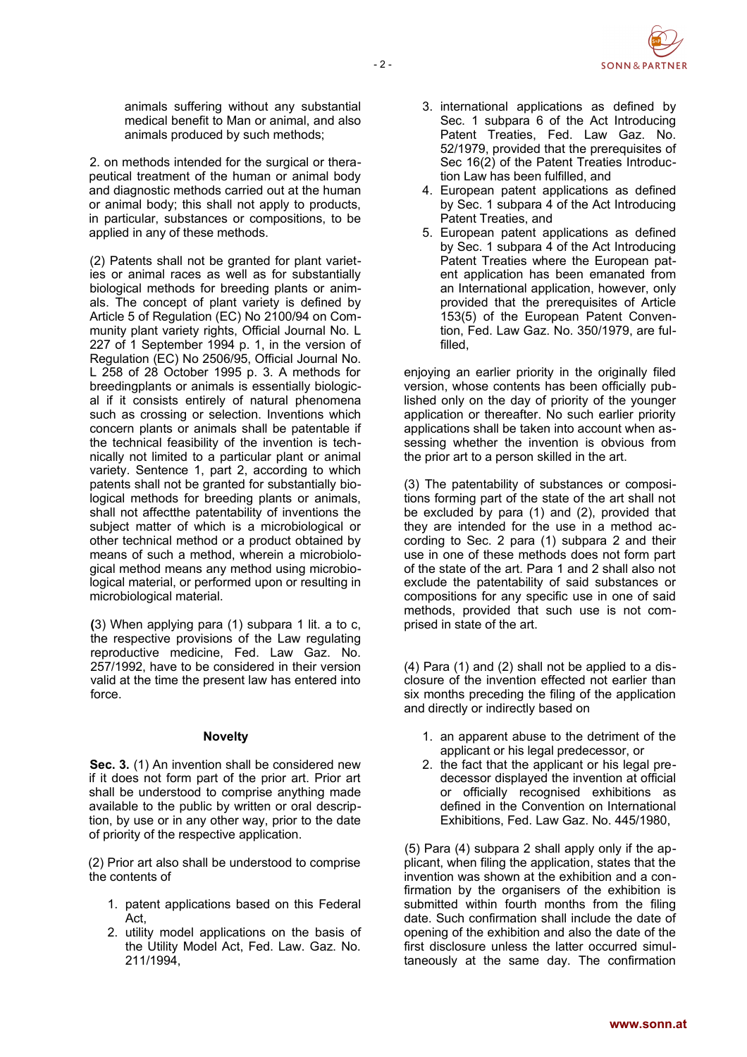animals suffering without any substantial medical benefit to Man or animal, and also animals produced by such methods;

2. on methods intended for the surgical or therapeutical treatment of the human or animal body and diagnostic methods carried out at the human or animal body; this shall not apply to products, in particular, substances or compositions, to be applied in any of these methods.

(2) Patents shall not be granted for plant varieties or animal races as well as for substantially biological methods for breeding plants or animals. The concept of plant variety is defined by Article 5 of Regulation (EC) No 2100/94 on Community plant variety rights, Official Journal No. L 227 of 1 September 1994 p. 1, in the version of Regulation (EC) No 2506/95, Official Journal No. L 258 of 28 October 1995 p. 3. A methods for breedingplants or animals is essentially biological if it consists entirely of natural phenomena such as crossing or selection. Inventions which concern plants or animals shall be patentable if the technical feasibility of the invention is technically not limited to a particular plant or animal variety. Sentence 1, part 2, according to which patents shall not be granted for substantially biological methods for breeding plants or animals, shall not affectthe patentability of inventions the subject matter of which is a microbiological or other technical method or a product obtained by means of such a method, wherein a microbiological method means any method using microbiological material, or performed upon or resulting in microbiological material.

**(**3) When applying para (1) subpara 1 lit. a to c, the respective provisions of the Law regulating reproductive medicine, Fed. Law Gaz. No. 257/1992, have to be considered in their version valid at the time the present law has entered into force.

**Novelty**

**Sec. 3.** (1) An invention shall be considered new if it does not form part of the prior art. Prior art shall be understood to comprise anything made available to the public by written or oral description, by use or in any other way, prior to the date of priority of the respective application.

(2) Prior art also shall be understood to comprise the contents of

1. patent applications based on this Federal Act,
2. utility model applications on the basis of the Utility Model Act, Fed. Law. Gaz. No. 211/1994,
3. international applications as defined by Sec. 1 subpara 6 of the Act Introducing Patent Treaties, Fed. Law Gaz. No. 52/1979, provided that the prerequisites of Sec 16(2) of the Patent Treaties Introduction Law has been fulfilled, and
4. European patent applications as defined by Sec. 1 subpara 4 of the Act Introducing Patent Treaties, and
5. European patent applications as defined by Sec. 1 subpara 4 of the Act Introducing Patent Treaties where the European patent application has been emanated from an International application, however, only provided that the prerequisites of Article 153(5) of the European Patent Convention, Fed. Law Gaz. No. 350/1979, are fulfilled,

enjoying an earlier priority in the originally filed version, whose contents has been officially published only on the day of priority of the younger application or thereafter. No such earlier priority applications shall be taken into account when assessing whether the invention is obvious from the prior art to a person skilled in the art.

(3) The patentability of substances or compositions forming part of the state of the art shall not be excluded by para (1) and (2), provided that they are intended for the use in a method according to Sec. 2 para (1) subpara 2 and their use in one of these methods does not form part of the state of the art. Para 1 and 2 shall also not exclude the patentability of said substances or compositions for any specific use in one of said methods, provided that such use is not comprised in state of the art.

(4) Para (1) and (2) shall not be applied to a disclosure of the invention effected not earlier than six months preceding the filing of the application and directly or indirectly based on

1. an apparent abuse to the detriment of the applicant or his legal predecessor, or
2. the fact that the applicant or his legal predecessor displayed the invention at official or officially recognised exhibitions as defined in the Convention on International Exhibitions, Fed. Law Gaz. No. 445/1980,

(5) Para (4) subpara 2 shall apply only if the applicant, when filing the application, states that the invention was shown at the exhibition and a confirmation by the organisers of the exhibition is submitted within fourth months from the filing date. Such confirmation shall include the date of opening of the exhibition and also the date of the first disclosure unless the latter occurred simultaneously at the same day. The confirmation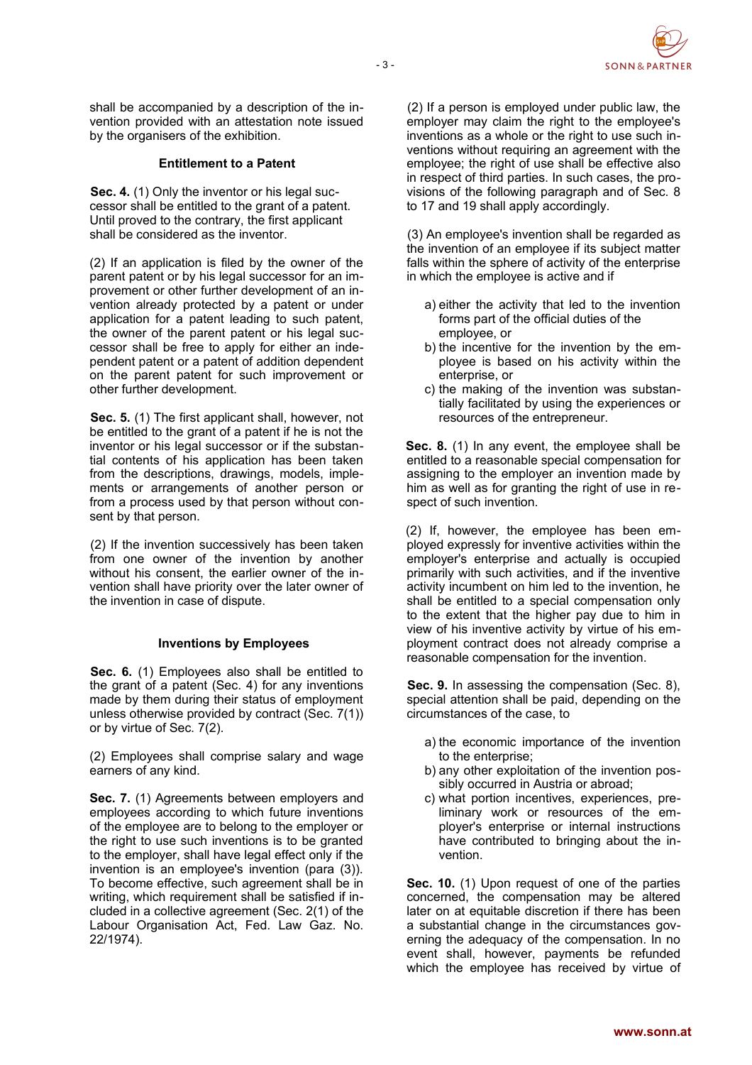shall be accompanied by a description of the invention provided with an attestation note issued by the organisers of the exhibition.

### Entitlement to a Patent

**Sec. 4.** (1) Only the inventor or his legal successor shall be entitled to the grant of a patent. Until proved to the contrary, the first applicant shall be considered as the inventor.

(2) If an application is filed by the owner of the parent patent or by his legal successor for an improvement or other further development of an invention already protected by a patent or under application for a patent leading to such patent, the owner of the parent patent or his legal successor shall be free to apply for either an independent patent or a patent of addition dependent on the parent patent for such improvement or other further development.

**Sec. 5.** (1) The first applicant shall, however, not be entitled to the grant of a patent if he is not the inventor or his legal successor or if the substantial contents of his application has been taken from the descriptions, drawings, models, implements or arrangements of another person or from a process used by that person without consent by that person.

(2) If the invention successively has been taken from one owner of the invention by another without his consent, the earlier owner of the invention shall have priority over the later owner of the invention in case of dispute.

### Inventions by Employees

**Sec. 6.** (1) Employees also shall be entitled to the grant of a patent (Sec. 4) for any inventions made by them during their status of employment unless otherwise provided by contract (Sec. 7(1)) or by virtue of Sec. 7(2).

(2) Employees shall comprise salary and wage earners of any kind.

**Sec. 7.** (1) Agreements between employers and employees according to which future inventions of the employee are to belong to the employer or the right to use such inventions is to be granted to the employer, shall have legal effect only if the invention is an employee's invention (para (3)). To become effective, such agreement shall be in writing, which requirement shall be satisfied if included in a collective agreement (Sec. 2(1) of the Labour Organisation Act, Fed. Law Gaz. No. 22/1974).

(2) If a person is employed under public law, the employer may claim the right to the employee's inventions as a whole or the right to use such inventions without requiring an agreement with the employee; the right of use shall be effective also in respect of third parties. In such cases, the provisions of the following paragraph and of Sec. 8 to 17 and 19 shall apply accordingly.

(3) An employee's invention shall be regarded as the invention of an employee if its subject matter falls within the sphere of activity of the enterprise in which the employee is active and if

a) either the activity that led to the invention forms part of the official duties of the employee, or
b) the incentive for the invention by the employee is based on his activity within the enterprise, or
c) the making of the invention was substantially facilitated by using the experiences or resources of the entrepreneur.

**Sec. 8.** (1) In any event, the employee shall be entitled to a reasonable special compensation for assigning to the employer an invention made by him as well as for granting the right of use in respect of such invention.

(2) If, however, the employee has been employed expressly for inventive activities within the employer's enterprise and actually is occupied primarily with such activities, and if the inventive activity incumbent on him led to the invention, he shall be entitled to a special compensation only to the extent that the higher pay due to him in view of his inventive activity by virtue of his employment contract does not already comprise a reasonable compensation for the invention.

**Sec. 9.** In assessing the compensation (Sec. 8), special attention shall be paid, depending on the circumstances of the case, to

a) the economic importance of the invention to the enterprise;
b) any other exploitation of the invention possibly occurred in Austria or abroad;
c) what portion incentives, experiences, preliminary work or resources of the employer's enterprise or internal instructions have contributed to bringing about the invention.

**Sec. 10.** (1) Upon request of one of the parties concerned, the compensation may be altered later on at equitable discretion if there has been a substantial change in the circumstances governing the adequacy of the compensation. In no event shall, however, payments be refunded which the employee has received by virtue of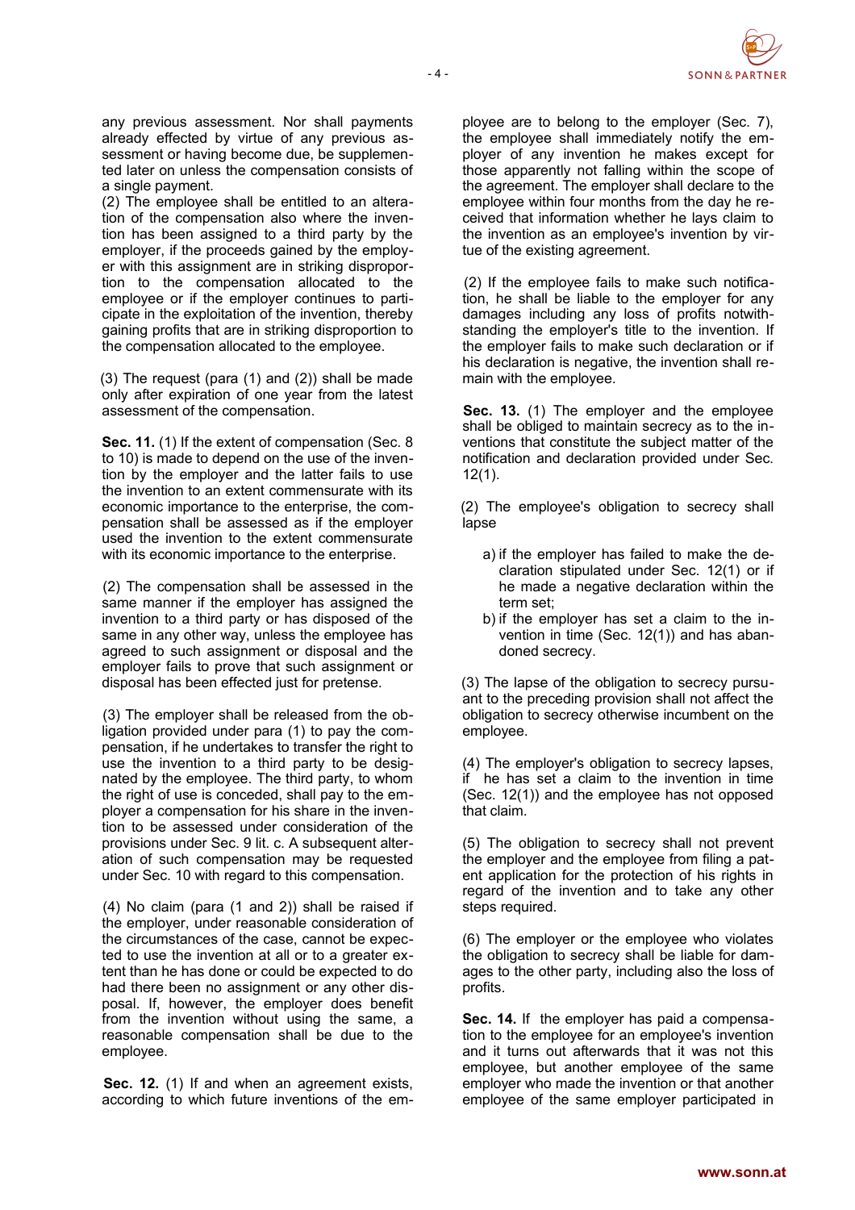any previous assessment. Nor shall payments already effected by virtue of any previous assessment or having become due, be supplemented later on unless the compensation consists of a single payment.

(2) The employee shall be entitled to an alteration of the compensation also where the invention has been assigned to a third party by the employer, if the proceeds gained by the employer with this assignment are in striking disproportion to the compensation allocated to the employee or if the employer continues to participate in the exploitation of the invention, thereby gaining profits that are in striking disproportion to the compensation allocated to the employee.

(3) The request (para (1) and (2)) shall be made only after expiration of one year from the latest assessment of the compensation.

**Sec. 11.** (1) If the extent of compensation (Sec. 8 to 10) is made to depend on the use of the invention by the employer and the latter fails to use the invention to an extent commensurate with its economic importance to the enterprise, the compensation shall be assessed as if the employer used the invention to the extent commensurate with its economic importance to the enterprise.

(2) The compensation shall be assessed in the same manner if the employer has assigned the invention to a third party or has disposed of the same in any other way, unless the employee has agreed to such assignment or disposal and the employer fails to prove that such assignment or disposal has been effected just for pretense.

(3) The employer shall be released from the obligation provided under para (1) to pay the compensation, if he undertakes to transfer the right to use the invention to a third party to be designated by the employee. The third party, to whom the right of use is conceded, shall pay to the employer a compensation for his share in the invention to be assessed under consideration of the provisions under Sec. 9 lit. c. A subsequent alteration of such compensation may be requested under Sec. 10 with regard to this compensation.

(4) No claim (para (1 and 2)) shall be raised if the employer, under reasonable consideration of the circumstances of the case, cannot be expected to use the invention at all or to a greater extent than he has done or could be expected to do had there been no assignment or any other disposal. If, however, the employer does benefit from the invention without using the same, a reasonable compensation shall be due to the employee.

**Sec. 12.** (1) If and when an agreement exists, according to which future inventions of the employee are to belong to the employer (Sec. 7), the employee shall immediately notify the employer of any invention he makes except for those apparently not falling within the scope of the agreement. The employer shall declare to the employee within four months from the day he received that information whether he lays claim to the invention as an employee's invention by virtue of the existing agreement.

(2) If the employee fails to make such notification, he shall be liable to the employer for any damages including any loss of profits notwithstanding the employer's title to the invention. If the employer fails to make such declaration or if his declaration is negative, the invention shall remain with the employee.

**Sec. 13.** (1) The employer and the employee shall be obliged to maintain secrecy as to the inventions that constitute the subject matter of the notification and declaration provided under Sec. 12(1).

(2) The employee's obligation to secrecy shall lapse

a) if the employer has failed to make the declaration stipulated under Sec. 12(1) or if he made a negative declaration within the term set;

b) if the employer has set a claim to the invention in time (Sec. 12(1)) and has abandoned secrecy.

(3) The lapse of the obligation to secrecy pursuant to the preceding provision shall not affect the obligation to secrecy otherwise incumbent on the employee.

(4) The employer's obligation to secrecy lapses, if he has set a claim to the invention in time (Sec. 12(1)) and the employee has not opposed that claim.

(5) The obligation to secrecy shall not prevent the employer and the employee from filing a patent application for the protection of his rights in regard of the invention and to take any other steps required.

(6) The employer or the employee who violates the obligation to secrecy shall be liable for damages to the other party, including also the loss of profits.

**Sec. 14.** If the employer has paid a compensation to the employee for an employee's invention and it turns out afterwards that it was not this employee, but another employee of the same employer who made the invention or that another employee of the same employer participated in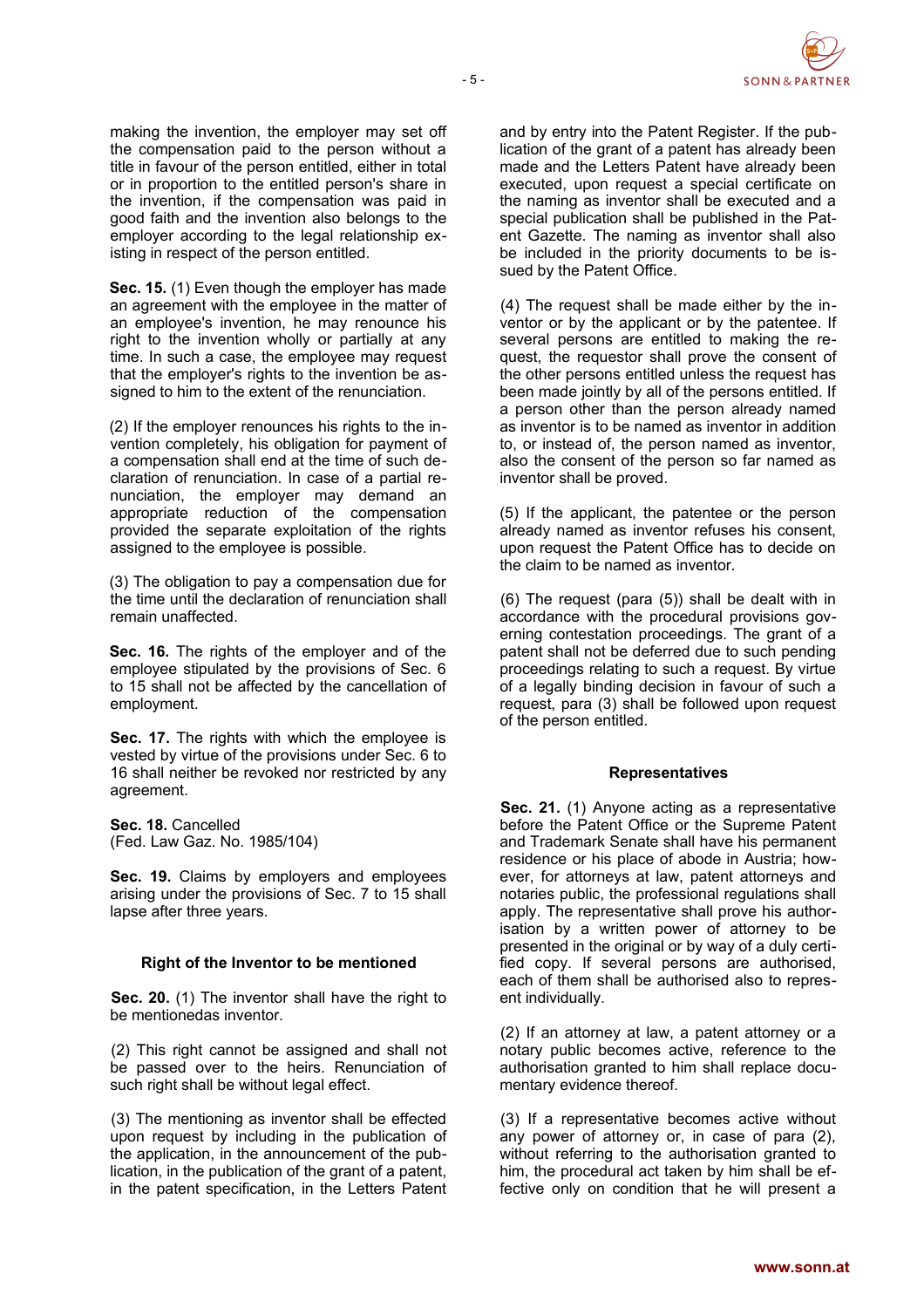making the invention, the employer may set off the compensation paid to the person without a title in favour of the person entitled, either in total or in proportion to the entitled person's share in the invention, if the compensation was paid in good faith and the invention also belongs to the employer according to the legal relationship existing in respect of the person entitled.

**Sec. 15.** (1) Even though the employer has made an agreement with the employee in the matter of an employee's invention, he may renounce his right to the invention wholly or partially at any time. In such a case, the employee may request that the employer's rights to the invention be assigned to him to the extent of the renunciation.

(2) If the employer renounces his rights to the invention completely, his obligation for payment of a compensation shall end at the time of such declaration of renunciation. In case of a partial renunciation, the employer may demand an appropriate reduction of the compensation provided the separate exploitation of the rights assigned to the employee is possible.

(3) The obligation to pay a compensation due for the time until the declaration of renunciation shall remain unaffected.

**Sec. 16.** The rights of the employer and of the employee stipulated by the provisions of Sec. 6 to 15 shall not be affected by the cancellation of employment.

**Sec. 17.** The rights with which the employee is vested by virtue of the provisions under Sec. 6 to 16 shall neither be revoked nor restricted by any agreement.

**Sec. 18.** Cancelled
(Fed. Law Gaz. No. 1985/104)

**Sec. 19.** Claims by employers and employees arising under the provisions of Sec. 7 to 15 shall lapse after three years.

### Right of the Inventor to be mentioned

**Sec. 20.** (1) The inventor shall have the right to be mentionedas inventor.

(2) This right cannot be assigned and shall not be passed over to the heirs. Renunciation of such right shall be without legal effect.

(3) The mentioning as inventor shall be effected upon request by including in the publication of the application, in the announcement of the publication, in the publication of the grant of a patent, in the patent specification, in the Letters Patent and by entry into the Patent Register. If the publication of the grant of a patent has already been made and the Letters Patent have already been executed, upon request a special certificate on the naming as inventor shall be executed and a special publication shall be published in the Patent Gazette. The naming as inventor shall also be included in the priority documents to be issued by the Patent Office.

(4) The request shall be made either by the inventor or by the applicant or by the patentee. If several persons are entitled to making the request, the requestor shall prove the consent of the other persons entitled unless the request has been made jointly by all of the persons entitled. If a person other than the person already named as inventor is to be named as inventor in addition to, or instead of, the person named as inventor, also the consent of the person so far named as inventor shall be proved.

(5) If the applicant, the patentee or the person already named as inventor refuses his consent, upon request the Patent Office has to decide on the claim to be named as inventor.

(6) The request (para (5)) shall be dealt with in accordance with the procedural provisions governing contestation proceedings. The grant of a patent shall not be deferred due to such pending proceedings relating to such a request. By virtue of a legally binding decision in favour of such a request, para (3) shall be followed upon request of the person entitled.

### Representatives

**Sec. 21.** (1) Anyone acting as a representative before the Patent Office or the Supreme Patent and Trademark Senate shall have his permanent residence or his place of abode in Austria; however, for attorneys at law, patent attorneys and notaries public, the professional regulations shall apply. The representative shall prove his authorisation by a written power of attorney to be presented in the original or by way of a duly certified copy. If several persons are authorised, each of them shall be authorised also to represent individually.

(2) If an attorney at law, a patent attorney or a notary public becomes active, reference to the authorisation granted to him shall replace documentary evidence thereof.

(3) If a representative becomes active without any power of attorney or, in case of para (2), without referring to the authorisation granted to him, the procedural act taken by him shall be effective only on condition that he will present a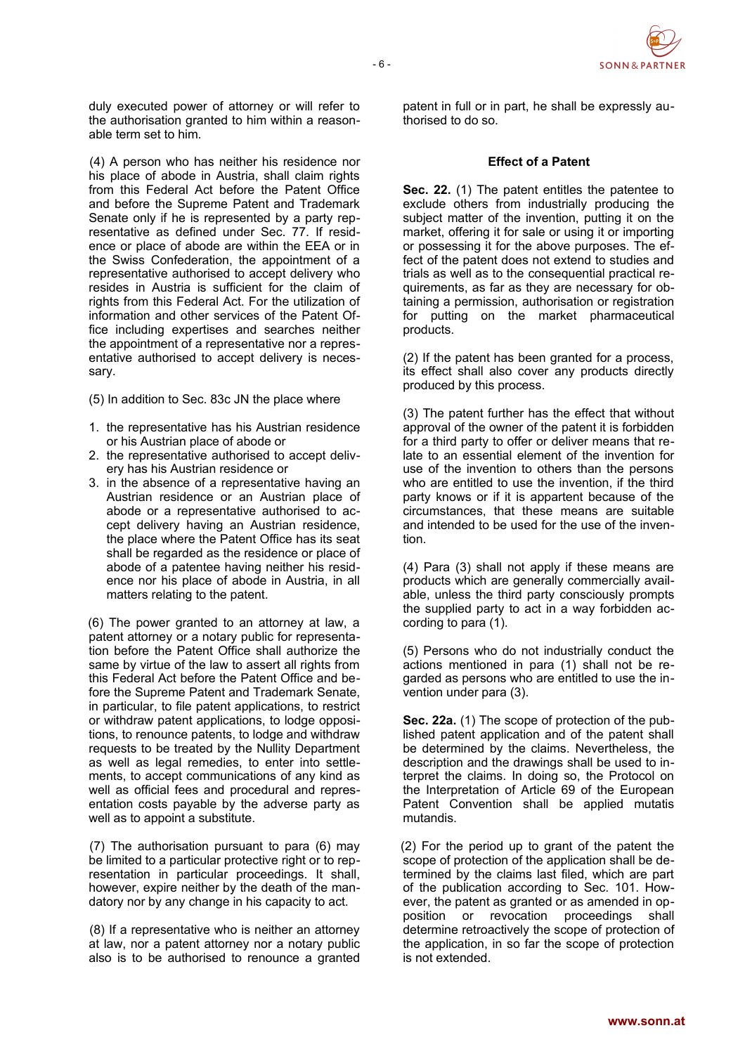duly executed power of attorney or will refer to the authorisation granted to him within a reasonable term set to him.

(4) A person who has neither his residence nor his place of abode in Austria, shall claim rights from this Federal Act before the Patent Office and before the Supreme Patent and Trademark Senate only if he is represented by a party representative as defined under Sec. 77. If residence or place of abode are within the EEA or in the Swiss Confederation, the appointment of a representative authorised to accept delivery who resides in Austria is sufficient for the claim of rights from this Federal Act. For the utilization of information and other services of the Patent Office including expertises and searches neither the appointment of a representative nor a representative authorised to accept delivery is necessary.

(5) In addition to Sec. 83c JN the place where

1. the representative has his Austrian residence or his Austrian place of abode or
2. the representative authorised to accept delivery has his Austrian residence or
3. in the absence of a representative having an Austrian residence or an Austrian place of abode or a representative authorised to accept delivery having an Austrian residence, the place where the Patent Office has its seat shall be regarded as the residence or place of abode of a patentee having neither his residence nor his place of abode in Austria, in all matters relating to the patent.

(6) The power granted to an attorney at law, a patent attorney or a notary public for representation before the Patent Office shall authorize the same by virtue of the law to assert all rights from this Federal Act before the Patent Office and before the Supreme Patent and Trademark Senate, in particular, to file patent applications, to restrict or withdraw patent applications, to lodge oppositions, to renounce patents, to lodge and withdraw requests to be treated by the Nullity Department as well as legal remedies, to enter into settlements, to accept communications of any kind as well as official fees and procedural and representation costs payable by the adverse party as well as to appoint a substitute.

(7) The authorisation pursuant to para (6) may be limited to a particular protective right or to representation in particular proceedings. It shall, however, expire neither by the death of the mandatory nor by any change in his capacity to act.

(8) If a representative who is neither an attorney at law, nor a patent attorney nor a notary public also is to be authorised to renounce a granted patent in full or in part, he shall be expressly authorised to do so.

### Effect of a Patent

**Sec. 22.** (1) The patent entitles the patentee to exclude others from industrially producing the subject matter of the invention, putting it on the market, offering it for sale or using it or importing or possessing it for the above purposes. The effect of the patent does not extend to studies and trials as well as to the consequential practical requirements, as far as they are necessary for obtaining a permission, authorisation or registration for putting on the market pharmaceutical products.

(2) If the patent has been granted for a process, its effect shall also cover any products directly produced by this process.

(3) The patent further has the effect that without approval of the owner of the patent it is forbidden for a third party to offer or deliver means that relate to an essential element of the invention for use of the invention to others than the persons who are entitled to use the invention, if the third party knows or if it is apparent because of the circumstances, that these means are suitable and intended to be used for the use of the invention.

(4) Para (3) shall not apply if these means are products which are generally commercially available, unless the third party consciously prompts the supplied party to act in a way forbidden according to para (1).

(5) Persons who do not industrially conduct the actions mentioned in para (1) shall not be regarded as persons who are entitled to use the invention under para (3).

**Sec. 22a.** (1) The scope of protection of the published patent application and of the patent shall be determined by the claims. Nevertheless, the description and the drawings shall be used to interpret the claims. In doing so, the Protocol on the Interpretation of Article 69 of the European Patent Convention shall be applied mutatis mutandis.

(2) For the period up to grant of the patent the scope of protection of the application shall be determined by the claims last filed, which are part of the publication according to Sec. 101. However, the patent as granted or as amended in opposition or revocation proceedings shall determine retroactively the scope of protection of the application, in so far the scope of protection is not extended.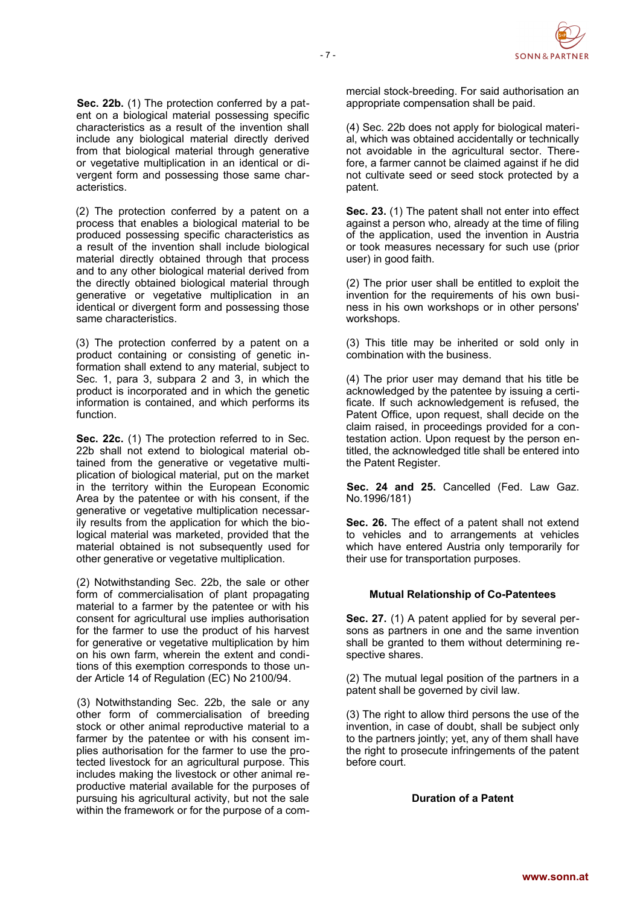**Sec. 22b.** (1) The protection conferred by a patent on a biological material possessing specific characteristics as a result of the invention shall include any biological material directly derived from that biological material through generative or vegetative multiplication in an identical or divergent form and possessing those same characteristics.

(2) The protection conferred by a patent on a process that enables a biological material to be produced possessing specific characteristics as a result of the invention shall include biological material directly obtained through that process and to any other biological material derived from the directly obtained biological material through generative or vegetative multiplication in an identical or divergent form and possessing those same characteristics.

(3) The protection conferred by a patent on a product containing or consisting of genetic information shall extend to any material, subject to Sec. 1, para 3, subpara 2 and 3, in which the product is incorporated and in which the genetic information is contained, and which performs its function.

**Sec. 22c.** (1) The protection referred to in Sec. 22b shall not extend to biological material obtained from the generative or vegetative multiplication of biological material, put on the market in the territory within the European Economic Area by the patentee or with his consent, if the generative or vegetative multiplication necessarily results from the application for which the biological material was marketed, provided that the material obtained is not subsequently used for other generative or vegetative multiplication.

(2) Notwithstanding Sec. 22b, the sale or other form of commercialisation of plant propagating material to a farmer by the patentee or with his consent for agricultural use implies authorisation for the farmer to use the product of his harvest for generative or vegetative multiplication by him on his own farm, wherein the extent and conditions of this exemption corresponds to those under Article 14 of Regulation (EC) No 2100/94.

(3) Notwithstanding Sec. 22b, the sale or any other form of commercialisation of breeding stock or other animal reproductive material to a farmer by the patentee or with his consent implies authorisation for the farmer to use the protected livestock for an agricultural purpose. This includes making the livestock or other animal reproductive material available for the purposes of pursuing his agricultural activity, but not the sale within the framework or for the purpose of a commercial stock-breeding. For said authorisation an appropriate compensation shall be paid.

(4) Sec. 22b does not apply for biological material, which was obtained accidentally or technically not avoidable in the agricultural sector. Therefore, a farmer cannot be claimed against if he did not cultivate seed or seed stock protected by a patent.

**Sec. 23.** (1) The patent shall not enter into effect against a person who, already at the time of filing of the application, used the invention in Austria or took measures necessary for such use (prior user) in good faith.

(2) The prior user shall be entitled to exploit the invention for the requirements of his own business in his own workshops or in other persons' workshops.

(3) This title may be inherited or sold only in combination with the business.

(4) The prior user may demand that his title be acknowledged by the patentee by issuing a certificate. If such acknowledgement is refused, the Patent Office, upon request, shall decide on the claim raised, in proceedings provided for a contestation action. Upon request by the person entitled, the acknowledged title shall be entered into the Patent Register.

**Sec. 24 and 25.** Cancelled (Fed. Law Gaz. No.1996/181)

**Sec. 26.** The effect of a patent shall not extend to vehicles and to arrangements at vehicles which have entered Austria only temporarily for their use for transportation purposes.

### Mutual Relationship of Co-Patentees

**Sec. 27.** (1) A patent applied for by several persons as partners in one and the same invention shall be granted to them without determining respective shares.

(2) The mutual legal position of the partners in a patent shall be governed by civil law.

(3) The right to allow third persons the use of the invention, in case of doubt, shall be subject only to the partners jointly; yet, any of them shall have the right to prosecute infringements of the patent before court.

### Duration of a Patent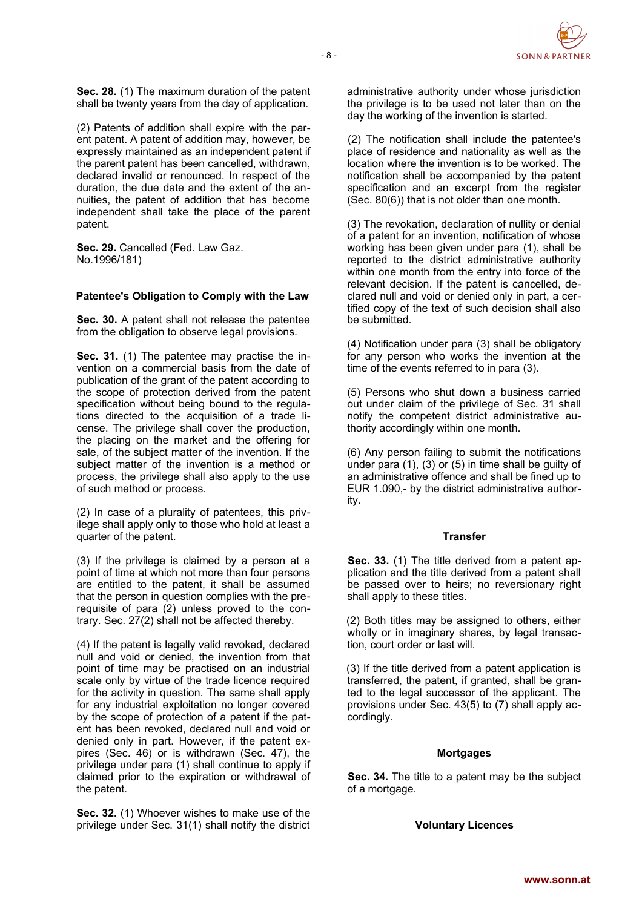**Sec. 28.** (1) The maximum duration of the patent shall be twenty years from the day of application.

(2) Patents of addition shall expire with the parent patent. A patent of addition may, however, be expressly maintained as an independent patent if the parent patent has been cancelled, withdrawn, declared invalid or renounced. In respect of the duration, the due date and the extent of the annuities, the patent of addition that has become independent shall take the place of the parent patent.

**Sec. 29.** Cancelled (Fed. Law Gaz. No.1996/181)

#### Patentee's Obligation to Comply with the Law

**Sec. 30.** A patent shall not release the patentee from the obligation to observe legal provisions.

**Sec. 31.** (1) The patentee may practise the invention on a commercial basis from the date of publication of the grant of the patent according to the scope of protection derived from the patent specification without being bound to the regulations directed to the acquisition of a trade licence. The privilege shall cover the production, the placing on the market and the offering for sale, of the subject matter of the invention. If the subject matter of the invention is a method or process, the privilege shall also apply to the use of such method or process.

(2) In case of a plurality of patentees, this privilege shall apply only to those who hold at least a quarter of the patent.

(3) If the privilege is claimed by a person at a point of time at which not more than four persons are entitled to the patent, it shall be assumed that the person in question complies with the prerequisite of para (2) unless proved to the contrary. Sec. 27(2) shall not be affected thereby.

(4) If the patent is legally valid revoked, declared null and void or denied, the invention from that point of time may be practised on an industrial scale only by virtue of the trade licence required for the activity in question. The same shall apply for any industrial exploitation no longer covered by the scope of protection of a patent if the patent has been revoked, declared null and void or denied only in part. However, if the patent expires (Sec. 46) or is withdrawn (Sec. 47), the privilege under para (1) shall continue to apply if claimed prior to the expiration or withdrawal of the patent.

**Sec. 32.** (1) Whoever wishes to make use of the privilege under Sec. 31(1) shall notify the district administrative authority under whose jurisdiction the privilege is to be used not later than on the day the working of the invention is started.

(2) The notification shall include the patentee's place of residence and nationality as well as the location where the invention is to be worked. The notification shall be accompanied by the patent specification and an excerpt from the register (Sec. 80(6)) that is not older than one month.

(3) The revokation, declaration of nullity or denial of a patent for an invention, notification of whose working has been given under para (1), shall be reported to the district administrative authority within one month from the entry into force of the relevant decision. If the patent is cancelled, declared null and void or denied only in part, a certified copy of the text of such decision shall also be submitted.

(4) Notification under para (3) shall be obligatory for any person who works the invention at the time of the events referred to in para (3).

(5) Persons who shut down a business carried out under claim of the privilege of Sec. 31 shall notify the competent district administrative authority accordingly within one month.

(6) Any person failing to submit the notifications under para (1), (3) or (5) in time shall be guilty of an administrative offence and shall be fined up to EUR 1.090,- by the district administrative authority.

#### Transfer

**Sec. 33.** (1) The title derived from a patent application and the title derived from a patent shall be passed over to heirs; no reversionary right shall apply to these titles.

(2) Both titles may be assigned to others, either wholly or in imaginary shares, by legal transaction, court order or last will.

(3) If the title derived from a patent application is transferred, the patent, if granted, shall be granted to the legal successor of the applicant. The provisions under Sec. 43(5) to (7) shall apply accordingly.

#### Mortgages

**Sec. 34.** The title to a patent may be the subject of a mortgage.

#### Voluntary Licences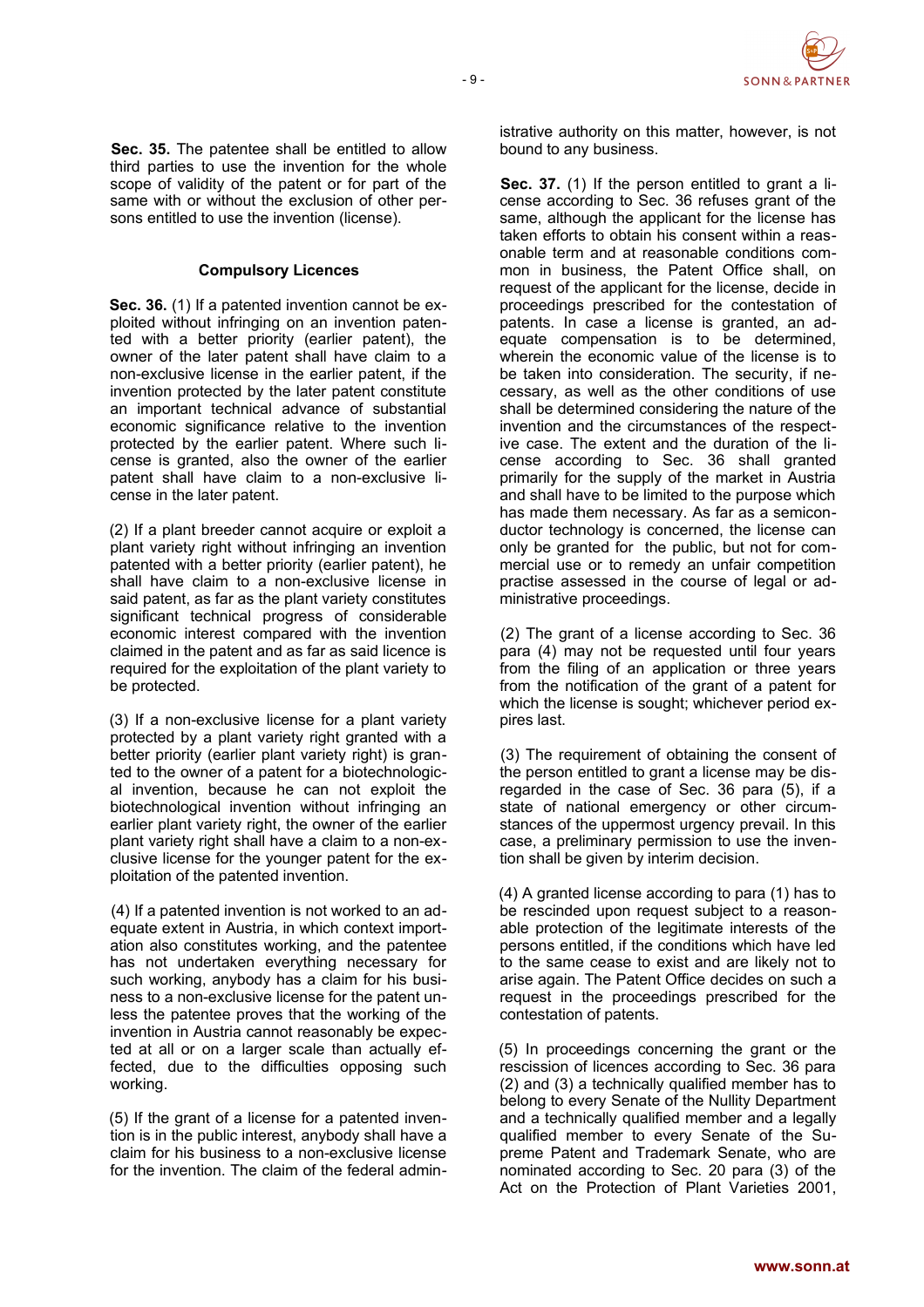**Sec. 35.** The patentee shall be entitled to allow third parties to use the invention for the whole scope of validity of the patent or for part of the same with or without the exclusion of other persons entitled to use the invention (license).

**Compulsory Licences**

**Sec. 36.** (1) If a patented invention cannot be exploited without infringing on an invention patented with a better priority (earlier patent), the owner of the later patent shall have claim to a non-exclusive license in the earlier patent, if the invention protected by the later patent constitute an important technical advance of substantial economic significance relative to the invention protected by the earlier patent. Where such license is granted, also the owner of the earlier patent shall have claim to a non-exclusive license in the later patent.

(2) If a plant breeder cannot acquire or exploit a plant variety right without infringing an invention patented with a better priority (earlier patent), he shall have claim to a non-exclusive license in said patent, as far as the plant variety constitutes significant technical progress of considerable economic interest compared with the invention claimed in the patent and as far as said licence is required for the exploitation of the plant variety to be protected.

(3) If a non-exclusive license for a plant variety protected by a plant variety right granted with a better priority (earlier plant variety right) is granted to the owner of a patent for a biotechnological invention, because he can not exploit the biotechnological invention without infringing an earlier plant variety right, the owner of the earlier plant variety right shall have a claim to a non-exclusive license for the younger patent for the exploitation of the patented invention.

(4) If a patented invention is not worked to an adequate extent in Austria, in which context importation also constitutes working, and the patentee has not undertaken everything necessary for such working, anybody has a claim for his business to a non-exclusive license for the patent unless the patentee proves that the working of the invention in Austria cannot reasonably be expected at all or on a larger scale than actually effected, due to the difficulties opposing such working.

(5) If the grant of a license for a patented invention is in the public interest, anybody shall have a claim for his business to a non-exclusive license for the invention. The claim of the federal administrative authority on this matter, however, is not bound to any business.

**Sec. 37.** (1) If the person entitled to grant a license according to Sec. 36 refuses grant of the same, although the applicant for the license has taken efforts to obtain his consent within a reasonable term and at reasonable conditions common in business, the Patent Office shall, on request of the applicant for the license, decide in proceedings prescribed for the contestation of patents. In case a license is granted, an adequate compensation is to be determined, wherein the economic value of the license is to be taken into consideration. The security, if necessary, as well as the other conditions of use shall be determined considering the nature of the invention and the circumstances of the respective case. The extent and the duration of the license according to Sec. 36 shall granted primarily for the supply of the market in Austria and shall have to be limited to the purpose which has made them necessary. As far as a semiconductor technology is concerned, the license can only be granted for the public, but not for commercial use or to remedy an unfair competition practise assessed in the course of legal or administrative proceedings.

(2) The grant of a license according to Sec. 36 para (4) may not be requested until four years from the filing of an application or three years from the notification of the grant of a patent for which the license is sought; whichever period expires last.

(3) The requirement of obtaining the consent of the person entitled to grant a license may be disregarded in the case of Sec. 36 para (5), if a state of national emergency or other circumstances of the uppermost urgency prevail. In this case, a preliminary permission to use the invention shall be given by interim decision.

(4) A granted license according to para (1) has to be rescinded upon request subject to a reasonable protection of the legitimate interests of the persons entitled, if the conditions which have led to the same cease to exist and are likely not to arise again. The Patent Office decides on such a request in the proceedings prescribed for the contestation of patents.

(5) In proceedings concerning the grant or the rescission of licences according to Sec. 36 para (2) and (3) a technically qualified member has to belong to every Senate of the Nullity Department and a technically qualified member and a legally qualified member to every Senate of the Supreme Patent and Trademark Senate, who are nominated according to Sec. 20 para (3) of the Act on the Protection of Plant Varieties 2001,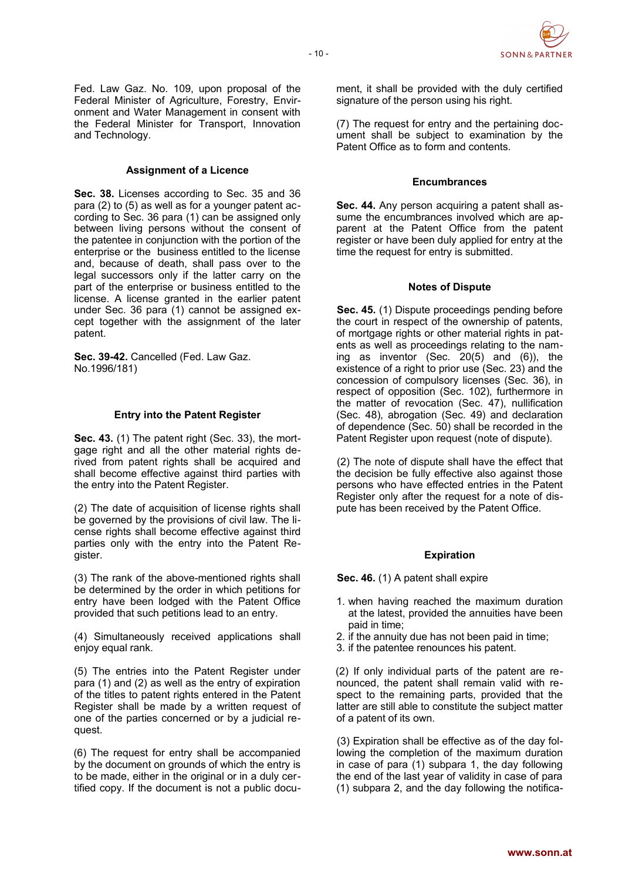Fed. Law Gaz. No. 109, upon proposal of the Federal Minister of Agriculture, Forestry, Environment and Water Management in consent with the Federal Minister for Transport, Innovation and Technology.

### Assignment of a Licence

**Sec. 38.** Licenses according to Sec. 35 and 36 para (2) to (5) as well as for a younger patent according to Sec. 36 para (1) can be assigned only between living persons without the consent of the patentee in conjunction with the portion of the enterprise or the business entitled to the license and, because of death, shall pass over to the legal successors only if the latter carry on the part of the enterprise or business entitled to the license. A license granted in the earlier patent under Sec. 36 para (1) cannot be assigned except together with the assignment of the later patent.

**Sec. 39-42.** Cancelled (Fed. Law Gaz. No.1996/181)

### Entry into the Patent Register

**Sec. 43.** (1) The patent right (Sec. 33), the mortgage right and all the other material rights derived from patent rights shall be acquired and shall become effective against third parties with the entry into the Patent Register.

(2) The date of acquisition of license rights shall be governed by the provisions of civil law. The license rights shall become effective against third parties only with the entry into the Patent Register.

(3) The rank of the above-mentioned rights shall be determined by the order in which petitions for entry have been lodged with the Patent Office provided that such petitions lead to an entry.

(4) Simultaneously received applications shall enjoy equal rank.

(5) The entries into the Patent Register under para (1) and (2) as well as the entry of expiration of the titles to patent rights entered in the Patent Register shall be made by a written request of one of the parties concerned or by a judicial request.

(6) The request for entry shall be accompanied by the document on grounds of which the entry is to be made, either in the original or in a duly certified copy. If the document is not a public document, it shall be provided with the duly certified signature of the person using his right.

(7) The request for entry and the pertaining document shall be subject to examination by the Patent Office as to form and contents.

### Encumbrances

**Sec. 44.** Any person acquiring a patent shall assume the encumbrances involved which are apparent at the Patent Office from the patent register or have been duly applied for entry at the time the request for entry is submitted.

### Notes of Dispute

**Sec. 45.** (1) Dispute proceedings pending before the court in respect of the ownership of patents, of mortgage rights or other material rights in patents as well as proceedings relating to the naming as inventor (Sec. 20(5) and (6)), the existence of a right to prior use (Sec. 23) and the concession of compulsory licenses (Sec. 36), in respect of opposition (Sec. 102), furthermore in the matter of revocation (Sec. 47), nullification (Sec. 48), abrogation (Sec. 49) and declaration of dependence (Sec. 50) shall be recorded in the Patent Register upon request (note of dispute).

(2) The note of dispute shall have the effect that the decision be fully effective also against those persons who have effected entries in the Patent Register only after the request for a note of dispute has been received by the Patent Office.

### Expiration

**Sec. 46.** (1) A patent shall expire

1. when having reached the maximum duration at the latest, provided the annuities have been paid in time;
2. if the annuity due has not been paid in time;
3. if the patentee renounces his patent.

(2) If only individual parts of the patent are renounced, the patent shall remain valid with respect to the remaining parts, provided that the latter are still able to constitute the subject matter of a patent of its own.

(3) Expiration shall be effective as of the day following the completion of the maximum duration in case of para (1) subpara 1, the day following the end of the last year of validity in case of para (1) subpara 2, and the day following the notifica-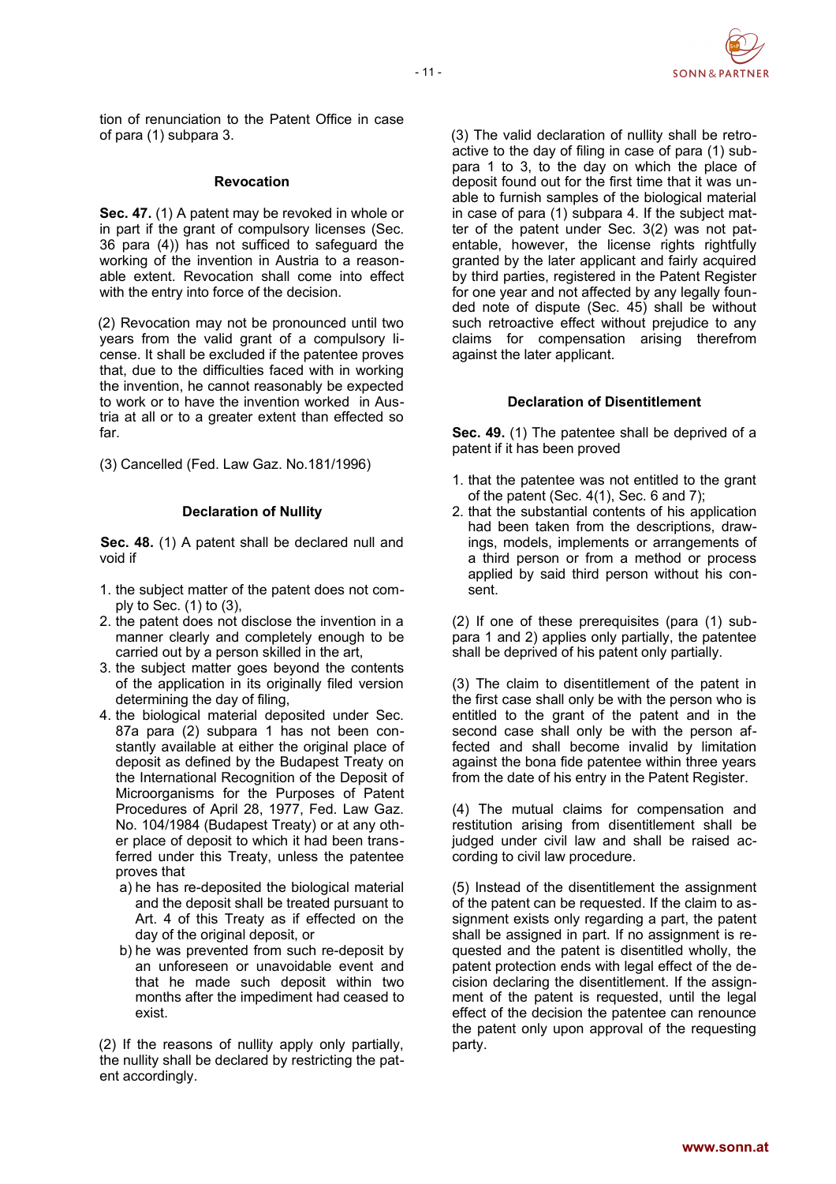tion of renunciation to the Patent Office in case of para (1) subpara 3.

### Revocation

**Sec. 47.** (1) A patent may be revoked in whole or in part if the grant of compulsory licenses (Sec. 36 para (4)) has not sufficed to safeguard the working of the invention in Austria to a reasonable extent. Revocation shall come into effect with the entry into force of the decision.

(2) Revocation may not be pronounced until two years from the valid grant of a compulsory license. It shall be excluded if the patentee proves that, due to the difficulties faced with in working the invention, he cannot reasonably be expected to work or to have the invention worked in Austria at all or to a greater extent than effected so far.

(3) Cancelled (Fed. Law Gaz. No.181/1996)

### Declaration of Nullity

**Sec. 48.** (1) A patent shall be declared null and void if

1. the subject matter of the patent does not comply to Sec. (1) to (3),
2. the patent does not disclose the invention in a manner clearly and completely enough to be carried out by a person skilled in the art,
3. the subject matter goes beyond the contents of the application in its originally filed version determining the day of filing,
4. the biological material deposited under Sec. 87a para (2) subpara 1 has not been constantly available at either the original place of deposit as defined by the Budapest Treaty on the International Recognition of the Deposit of Microorganisms for the Purposes of Patent Procedures of April 28, 1977, Fed. Law Gaz. No. 104/1984 (Budapest Treaty) or at any other place of deposit to which it had been transferred under this Treaty, unless the patentee proves that
   a) he has re-deposited the biological material and the deposit shall be treated pursuant to Art. 4 of this Treaty as if effected on the day of the original deposit, or
   b) he was prevented from such re-deposit by an unforeseen or unavoidable event and that he made such deposit within two months after the impediment had ceased to exist.

(2) If the reasons of nullity apply only partially, the nullity shall be declared by restricting the patent accordingly.

(3) The valid declaration of nullity shall be retroactive to the day of filing in case of para (1) subpara 1 to 3, to the day on which the place of deposit found out for the first time that it was unable to furnish samples of the biological material in case of para (1) subpara 4. If the subject matter of the patent under Sec. 3(2) was not patentable, however, the license rights rightfully granted by the later applicant and fairly acquired by third parties, registered in the Patent Register for one year and not affected by any legally founded note of dispute (Sec. 45) shall be without such retroactive effect without prejudice to any claims for compensation arising therefrom against the later applicant.

### Declaration of Disentitlement

**Sec. 49.** (1) The patentee shall be deprived of a patent if it has been proved

1. that the patentee was not entitled to the grant of the patent (Sec. 4(1), Sec. 6 and 7);
2. that the substantial contents of his application had been taken from the descriptions, drawings, models, implements or arrangements of a third person or from a method or process applied by said third person without his consent.

(2) If one of these prerequisites (para (1) subpara 1 and 2) applies only partially, the patentee shall be deprived of his patent only partially.

(3) The claim to disentitlement of the patent in the first case shall only be with the person who is entitled to the grant of the patent and in the second case shall only be with the person affected and shall become invalid by limitation against the bona fide patentee within three years from the date of his entry in the Patent Register.

(4) The mutual claims for compensation and restitution arising from disentitlement shall be judged under civil law and shall be raised according to civil law procedure.

(5) Instead of the disentitlement the assignment of the patent can be requested. If the claim to assignment exists only regarding a part, the patent shall be assigned in part. If no assignment is requested and the patent is disentitled wholly, the patent protection ends with legal effect of the decision declaring the disentitlement. If the assignment of the patent is requested, until the legal effect of the decision the patentee can renounce the patent only upon approval of the requesting party.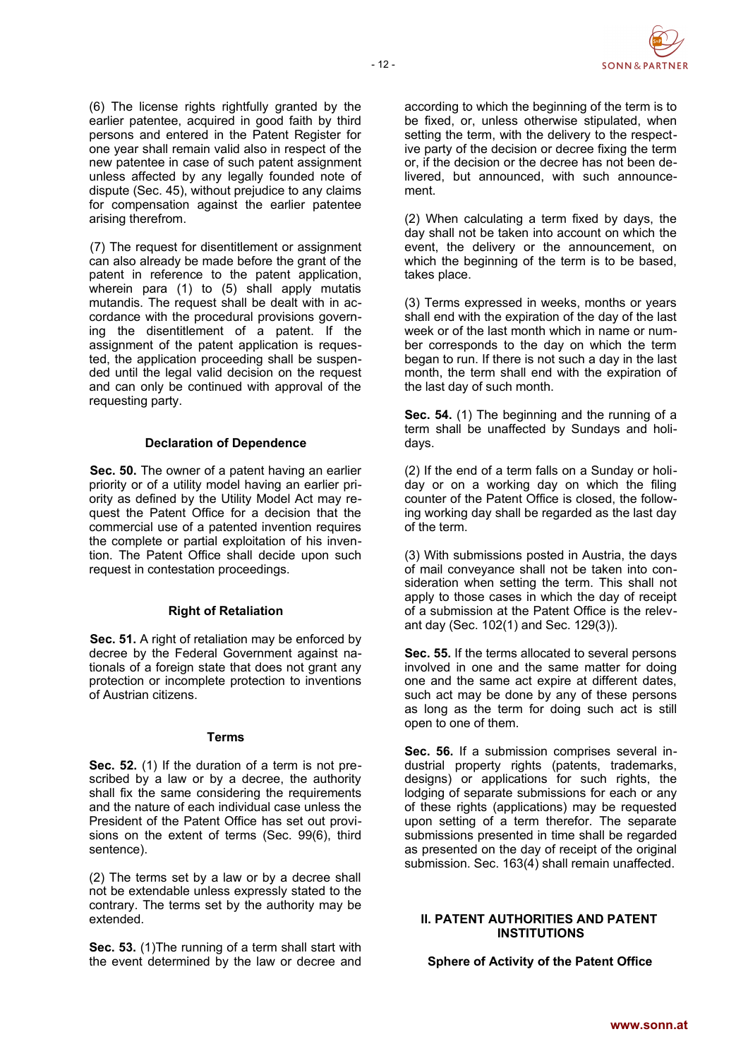(6) The license rights rightfully granted by the earlier patentee, acquired in good faith by third persons and entered in the Patent Register for one year shall remain valid also in respect of the new patentee in case of such patent assignment unless affected by any legally founded note of dispute (Sec. 45), without prejudice to any claims for compensation against the earlier patentee arising therefrom.

(7) The request for disentitlement or assignment can also already be made before the grant of the patent in reference to the patent application, wherein para (1) to (5) shall apply mutatis mutandis. The request shall be dealt with in accordance with the procedural provisions governing the disentitlement of a patent. If the assignment of the patent application is requested, the application proceeding shall be suspended until the legal valid decision on the request and can only be continued with approval of the requesting party.

### Declaration of Dependence

**Sec. 50.** The owner of a patent having an earlier priority or of a utility model having an earlier priority as defined by the Utility Model Act may request the Patent Office for a decision that the commercial use of a patented invention requires the complete or partial exploitation of his invention. The Patent Office shall decide upon such request in contestation proceedings.

### Right of Retaliation

**Sec. 51.** A right of retaliation may be enforced by decree by the Federal Government against nationals of a foreign state that does not grant any protection or incomplete protection to inventions of Austrian citizens.

### Terms

**Sec. 52.** (1) If the duration of a term is not prescribed by a law or by a decree, the authority shall fix the same considering the requirements and the nature of each individual case unless the President of the Patent Office has set out provisions on the extent of terms (Sec. 99(6), third sentence).

(2) The terms set by a law or by a decree shall not be extendable unless expressly stated to the contrary. The terms set by the authority may be extended.

**Sec. 53.** (1)The running of a term shall start with the event determined by the law or decree and according to which the beginning of the term is to be fixed, or, unless otherwise stipulated, when setting the term, with the delivery to the respective party of the decision or decree fixing the term or, if the decision or the decree has not been delivered, but announced, with such announcement.

(2) When calculating a term fixed by days, the day shall not be taken into account on which the event, the delivery or the announcement, on which the beginning of the term is to be based, takes place.

(3) Terms expressed in weeks, months or years shall end with the expiration of the day of the last week or of the last month which in name or number corresponds to the day on which the term began to run. If there is not such a day in the last month, the term shall end with the expiration of the last day of such month.

**Sec. 54.** (1) The beginning and the running of a term shall be unaffected by Sundays and holidays.

(2) If the end of a term falls on a Sunday or holiday or on a working day on which the filing counter of the Patent Office is closed, the following working day shall be regarded as the last day of the term.

(3) With submissions posted in Austria, the days of mail conveyance shall not be taken into consideration when setting the term. This shall not apply to those cases in which the day of receipt of a submission at the Patent Office is the relevant day (Sec. 102(1) and Sec. 129(3)).

**Sec. 55.** If the terms allocated to several persons involved in one and the same matter for doing one and the same act expire at different dates, such act may be done by any of these persons as long as the term for doing such act is still open to one of them.

**Sec. 56.** If a submission comprises several industrial property rights (patents, trademarks, designs) or applications for such rights, the lodging of separate submissions for each or any of these rights (applications) may be requested upon setting of a term therefor. The separate submissions presented in time shall be regarded as presented on the day of receipt of the original submission. Sec. 163(4) shall remain unaffected.

## II. PATENT AUTHORITIES AND PATENT INSTITUTIONS

### Sphere of Activity of the Patent Office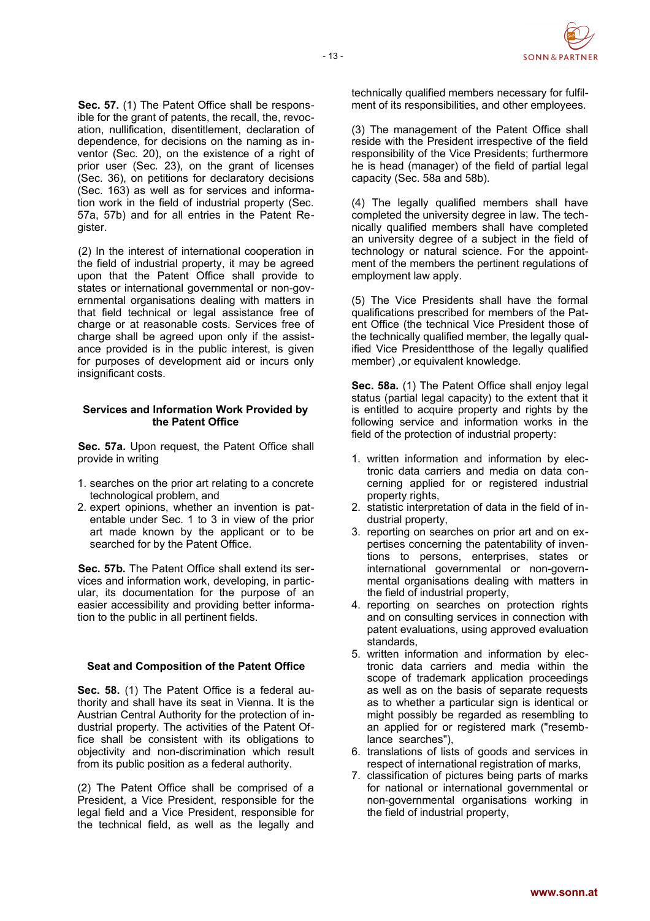**Sec. 57.** (1) The Patent Office shall be responsible for the grant of patents, the recall, the revocation, nullification, disentitlement, declaration of dependence, for decisions on the naming as inventor (Sec. 20), on the existence of a right of prior user (Sec. 23), on the grant of licenses (Sec. 36), on petitions for declaratory decisions (Sec. 163) as well as for services and information work in the field of industrial property (Sec. 57a, 57b) and for all entries in the Patent Register.

(2) In the interest of international cooperation in the field of industrial property, it may be agreed upon that the Patent Office shall provide to states or international governmental or non-governmental organisations dealing with matters in that field technical or legal assistance free of charge or at reasonable costs. Services free of charge shall be agreed upon only if the assistance provided is in the public interest, is given for purposes of development aid or incurs only insignificant costs.

### Services and Information Work Provided by the Patent Office

**Sec. 57a.** Upon request, the Patent Office shall provide in writing

1. searches on the prior art relating to a concrete technological problem, and
2. expert opinions, whether an invention is patentable under Sec. 1 to 3 in view of the prior art made known by the applicant or to be searched for by the Patent Office.

**Sec. 57b.** The Patent Office shall extend its services and information work, developing, in particular, its documentation for the purpose of an easier accessibility and providing better information to the public in all pertinent fields.

### Seat and Composition of the Patent Office

**Sec. 58.** (1) The Patent Office is a federal authority and shall have its seat in Vienna. It is the Austrian Central Authority for the protection of industrial property. The activities of the Patent Office shall be consistent with its obligations to objectivity and non-discrimination which result from its public position as a federal authority.

(2) The Patent Office shall be comprised of a President, a Vice President, responsible for the legal field and a Vice President, responsible for the technical field, as well as the legally and technically qualified members necessary for fulfilment of its responsibilities, and other employees.

(3) The management of the Patent Office shall reside with the President irrespective of the field responsibility of the Vice Presidents; furthermore he is head (manager) of the field of partial legal capacity (Sec. 58a and 58b).

(4) The legally qualified members shall have completed the university degree in law. The technically qualified members shall have completed an university degree of a subject in the field of technology or natural science. For the appointment of the members the pertinent regulations of employment law apply.

(5) The Vice Presidents shall have the formal qualifications prescribed for members of the Patent Office (the technical Vice President those of the technically qualified member, the legally qualified Vice Presidentthose of the legally qualified member) ,or equivalent knowledge.

**Sec. 58a.** (1) The Patent Office shall enjoy legal status (partial legal capacity) to the extent that it is entitled to acquire property and rights by the following service and information works in the field of the protection of industrial property:

1. written information and information by electronic data carriers and media on data concerning applied for or registered industrial property rights,
2. statistic interpretation of data in the field of industrial property,
3. reporting on searches on prior art and on expertises concerning the patentability of inventions to persons, enterprises, states or international governmental or non-governmental organisations dealing with matters in the field of industrial property,
4. reporting on searches on protection rights and on consulting services in connection with patent evaluations, using approved evaluation standards,
5. written information and information by electronic data carriers and media within the scope of trademark application proceedings as well as on the basis of separate requests as to whether a particular sign is identical or might possibly be regarded as resembling to an applied for or registered mark ("resemblance searches"),
6. translations of lists of goods and services in respect of international registration of marks,
7. classification of pictures being parts of marks for national or international governmental or non-governmental organisations working in the field of industrial property,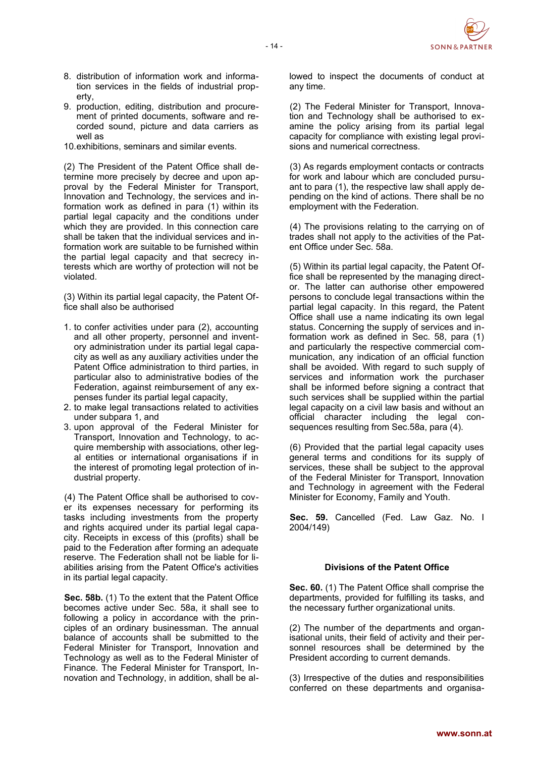8. distribution of information work and information services in the fields of industrial property,
9. production, editing, distribution and procurement of printed documents, software and recorded sound, picture and data carriers as well as
10. exhibitions, seminars and similar events.

(2) The President of the Patent Office shall determine more precisely by decree and upon approval by the Federal Minister for Transport, Innovation and Technology, the services and information work as defined in para (1) within its partial legal capacity and the conditions under which they are provided. In this connection care shall be taken that the individual services and information work are suitable to be furnished within the partial legal capacity and that secrecy interests which are worthy of protection will not be violated.

(3) Within its partial legal capacity, the Patent Office shall also be authorised

1. to confer activities under para (2), accounting and all other property, personnel and inventory administration under its partial legal capacity as well as any auxiliary activities under the Patent Office administration to third parties, in particular also to administrative bodies of the Federation, against reimbursement of any expenses funder its partial legal capacity,
2. to make legal transactions related to activities under subpara 1, and
3. upon approval of the Federal Minister for Transport, Innovation and Technology, to acquire membership with associations, other legal entities or international organisations if in the interest of promoting legal protection of industrial property.

(4) The Patent Office shall be authorised to cover its expenses necessary for performing its tasks including investments from the property and rights acquired under its partial legal capacity. Receipts in excess of this (profits) shall be paid to the Federation after forming an adequate reserve. The Federation shall not be liable for liabilities arising from the Patent Office's activities in its partial legal capacity.

**Sec. 58b.** (1) To the extent that the Patent Office becomes active under Sec. 58a, it shall see to following a policy in accordance with the principles of an ordinary businessman. The annual balance of accounts shall be submitted to the Federal Minister for Transport, Innovation and Technology as well as to the Federal Minister of Finance. The Federal Minister for Transport, Innovation and Technology, in addition, shall be allowed to inspect the documents of conduct at any time.

(2) The Federal Minister for Transport, Innovation and Technology shall be authorised to examine the policy arising from its partial legal capacity for compliance with existing legal provisions and numerical correctness.

(3) As regards employment contacts or contracts for work and labour which are concluded pursuant to para (1), the respective law shall apply depending on the kind of actions. There shall be no employment with the Federation.

(4) The provisions relating to the carrying on of trades shall not apply to the activities of the Patent Office under Sec. 58a.

(5) Within its partial legal capacity, the Patent Office shall be represented by the managing director. The latter can authorise other empowered persons to conclude legal transactions within the partial legal capacity. In this regard, the Patent Office shall use a name indicating its own legal status. Concerning the supply of services and information work as defined in Sec. 58, para (1) and particularly the respective commercial communication, any indication of an official function shall be avoided. With regard to such supply of services and information work the purchaser shall be informed before signing a contract that such services shall be supplied within the partial legal capacity on a civil law basis and without an official character including the legal consequences resulting from Sec.58a, para (4).

(6) Provided that the partial legal capacity uses general terms and conditions for its supply of services, these shall be subject to the approval of the Federal Minister for Transport, Innovation and Technology in agreement with the Federal Minister for Economy, Family and Youth.

**Sec. 59.** Cancelled (Fed. Law Gaz. No. I 2004/149)

### Divisions of the Patent Office

**Sec. 60.** (1) The Patent Office shall comprise the departments, provided for fulfilling its tasks, and the necessary further organizational units.

(2) The number of the departments and organisational units, their field of activity and their personnel resources shall be determined by the President according to current demands.

(3) Irrespective of the duties and responsibilities conferred on these departments and organisa-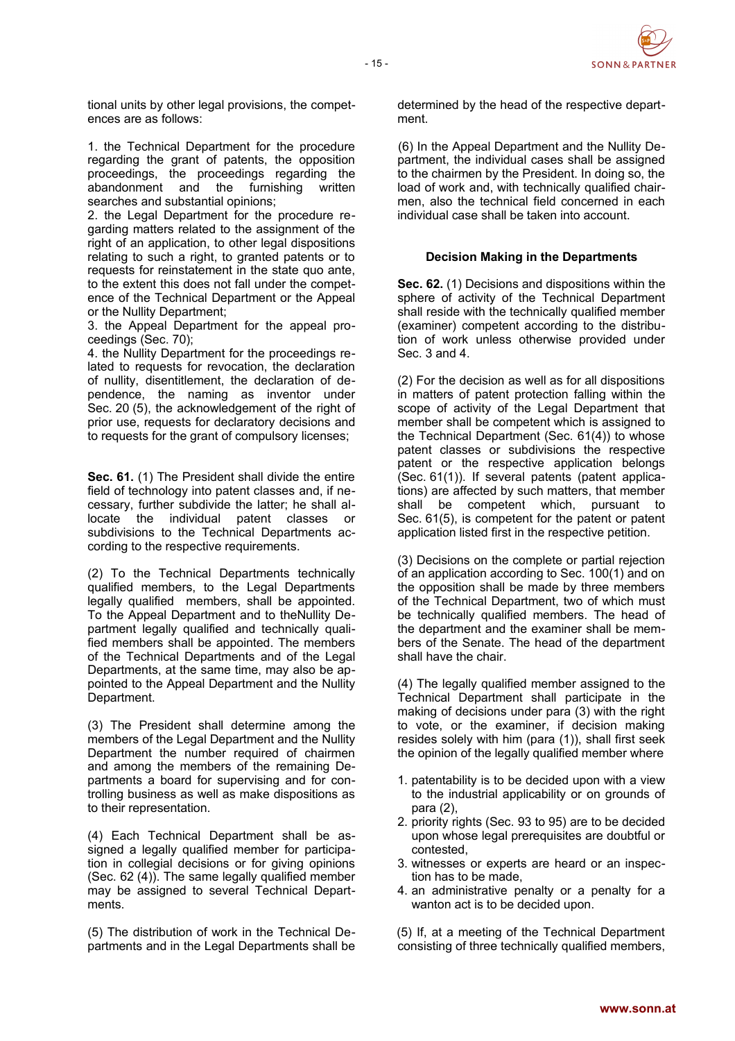tional units by other legal provisions, the competences are as follows:

1. the Technical Department for the procedure regarding the grant of patents, the opposition proceedings, the proceedings regarding the abandonment and the furnishing written searches and substantial opinions;
2. the Legal Department for the procedure regarding matters related to the assignment of the right of an application, to other legal dispositions relating to such a right, to granted patents or to requests for reinstatement in the state quo ante, to the extent this does not fall under the competence of the Technical Department or the Appeal or the Nullity Department;
3. the Appeal Department for the appeal proceedings (Sec. 70);
4. the Nullity Department for the proceedings related to requests for revocation, the declaration of nullity, disentitlement, the declaration of dependence, the naming as inventor under Sec. 20 (5), the acknowledgement of the right of prior use, requests for declaratory decisions and to requests for the grant of compulsory licenses;

**Sec. 61.** (1) The President shall divide the entire field of technology into patent classes and, if necessary, further subdivide the latter; he shall allocate the individual patent classes or subdivisions to the Technical Departments according to the respective requirements.

(2) To the Technical Departments technically qualified members, to the Legal Departments legally qualified members, shall be appointed. To the Appeal Department and to theNullity Department legally qualified and technically qualified members shall be appointed. The members of the Technical Departments and of the Legal Departments, at the same time, may also be appointed to the Appeal Department and the Nullity Department.

(3) The President shall determine among the members of the Legal Department and the Nullity Department the number required of chairmen and among the members of the remaining Departments a board for supervising and for controlling business as well as make dispositions as to their representation.

(4) Each Technical Department shall be assigned a legally qualified member for participation in collegial decisions or for giving opinions (Sec. 62 (4)). The same legally qualified member may be assigned to several Technical Departments.

(5) The distribution of work in the Technical Departments and in the Legal Departments shall be determined by the head of the respective department.

(6) In the Appeal Department and the Nullity Department, the individual cases shall be assigned to the chairmen by the President. In doing so, the load of work and, with technically qualified chairmen, also the technical field concerned in each individual case shall be taken into account.

### Decision Making in the Departments

**Sec. 62.** (1) Decisions and dispositions within the sphere of activity of the Technical Department shall reside with the technically qualified member (examiner) competent according to the distribution of work unless otherwise provided under Sec. 3 and 4.

(2) For the decision as well as for all dispositions in matters of patent protection falling within the scope of activity of the Legal Department that member shall be competent which is assigned to the Technical Department (Sec. 61(4)) to whose patent classes or subdivisions the respective patent or the respective application belongs (Sec. 61(1)). If several patents (patent applications) are affected by such matters, that member shall be competent which, pursuant to Sec. 61(5), is competent for the patent or patent application listed first in the respective petition.

(3) Decisions on the complete or partial rejection of an application according to Sec. 100(1) and on the opposition shall be made by three members of the Technical Department, two of which must be technically qualified members. The head of the department and the examiner shall be members of the Senate. The head of the department shall have the chair.

(4) The legally qualified member assigned to the Technical Department shall participate in the making of decisions under para (3) with the right to vote, or the examiner, if decision making resides solely with him (para (1)), shall first seek the opinion of the legally qualified member where

1. patentability is to be decided upon with a view to the industrial applicability or on grounds of para (2),
2. priority rights (Sec. 93 to 95) are to be decided upon whose legal prerequisites are doubtful or contested,
3. witnesses or experts are heard or an inspection has to be made,
4. an administrative penalty or a penalty for a wanton act is to be decided upon.

(5) If, at a meeting of the Technical Department consisting of three technically qualified members,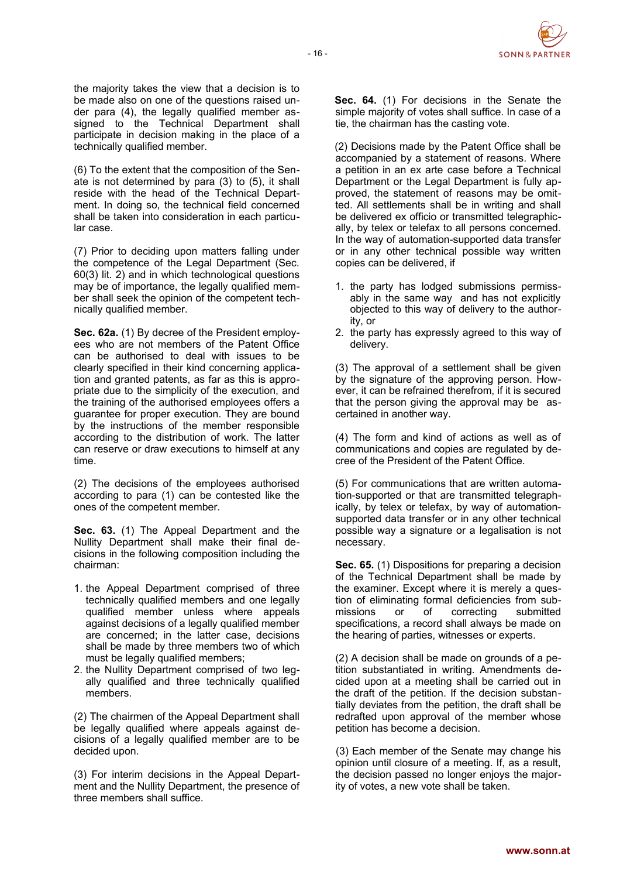the majority takes the view that a decision is to be made also on one of the questions raised under para (4), the legally qualified member assigned to the Technical Department shall participate in decision making in the place of a technically qualified member.

(6) To the extent that the composition of the Senate is not determined by para (3) to (5), it shall reside with the head of the Technical Department. In doing so, the technical field concerned shall be taken into consideration in each particular case.

(7) Prior to deciding upon matters falling under the competence of the Legal Department (Sec. 60(3) lit. 2) and in which technological questions may be of importance, the legally qualified member shall seek the opinion of the competent technically qualified member.

**Sec. 62a.** (1) By decree of the President employees who are not members of the Patent Office can be authorised to deal with issues to be clearly specified in their kind concerning application and granted patents, as far as this is appropriate due to the simplicity of the execution, and the training of the authorised employees offers a guarantee for proper execution. They are bound by the instructions of the member responsible according to the distribution of work. The latter can reserve or draw executions to himself at any time.

(2) The decisions of the employees authorised according to para (1) can be contested like the ones of the competent member.

**Sec. 63.** (1) The Appeal Department and the Nullity Department shall make their final decisions in the following composition including the chairman:

1. the Appeal Department comprised of three technically qualified members and one legally qualified member unless where appeals against decisions of a legally qualified member are concerned; in the latter case, decisions shall be made by three members two of which must be legally qualified members;
2. the Nullity Department comprised of two legally qualified and three technically qualified members.

(2) The chairmen of the Appeal Department shall be legally qualified where appeals against decisions of a legally qualified member are to be decided upon.

(3) For interim decisions in the Appeal Department and the Nullity Department, the presence of three members shall suffice.

**Sec. 64.** (1) For decisions in the Senate the simple majority of votes shall suffice. In case of a tie, the chairman has the casting vote.

(2) Decisions made by the Patent Office shall be accompanied by a statement of reasons. Where a petition in an ex arte case before a Technical Department or the Legal Department is fully approved, the statement of reasons may be omitted. All settlements shall be in writing and shall be delivered ex officio or transmitted telegraphically, by telex or telefax to all persons concerned. In the way of automation-supported data transfer or in any other technical possible way written copies can be delivered, if

1. the party has lodged submissions permissably in the same way and has not explicitly objected to this way of delivery to the authority, or
2. the party has expressly agreed to this way of delivery.

(3) The approval of a settlement shall be given by the signature of the approving person. However, it can be refrained therefrom, if it is secured that the person giving the approval may be ascertained in another way.

(4) The form and kind of actions as well as of communications and copies are regulated by decree of the President of the Patent Office.

(5) For communications that are written automation-supported or that are transmitted telegraphically, by telex or telefax, by way of automation-supported data transfer or in any other technical possible way a signature or a legalisation is not necessary.

**Sec. 65.** (1) Dispositions for preparing a decision of the Technical Department shall be made by the examiner. Except where it is merely a question of eliminating formal deficiencies from submissions or of correcting submitted specifications, a record shall always be made on the hearing of parties, witnesses or experts.

(2) A decision shall be made on grounds of a petition substantiated in writing. Amendments decided upon at a meeting shall be carried out in the draft of the petition. If the decision substantially deviates from the petition, the draft shall be redrafted upon approval of the member whose petition has become a decision.

(3) Each member of the Senate may change his opinion until closure of a meeting. If, as a result, the decision passed no longer enjoys the majority of votes, a new vote shall be taken.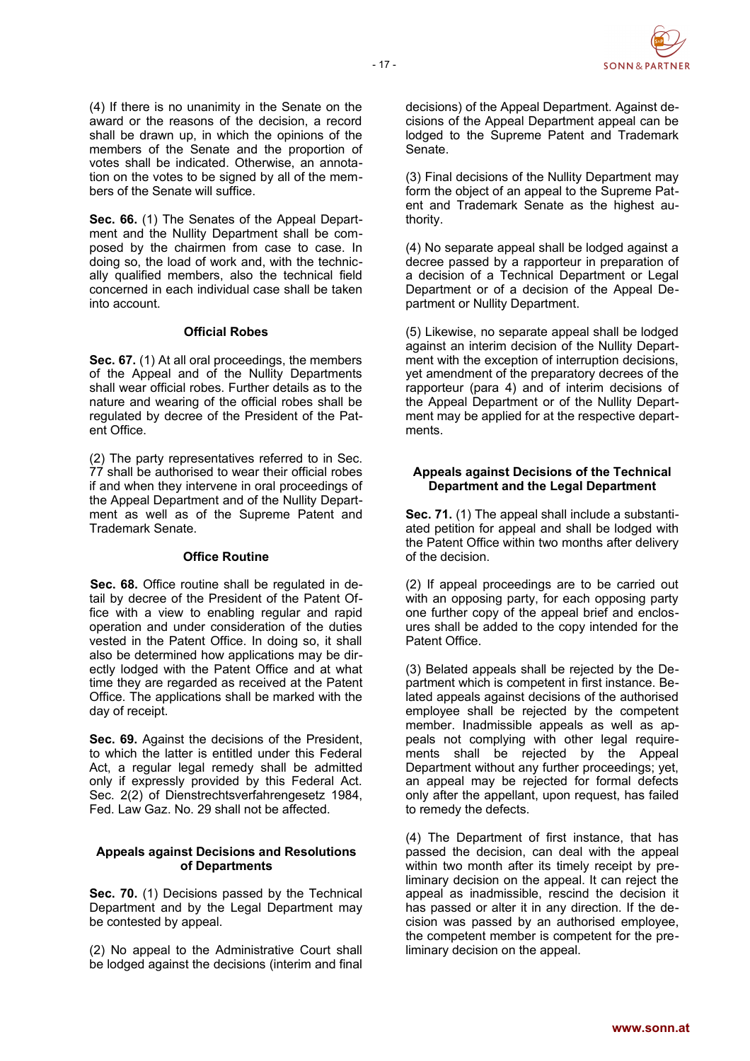(4) If there is no unanimity in the Senate on the award or the reasons of the decision, a record shall be drawn up, in which the opinions of the members of the Senate and the proportion of votes shall be indicated. Otherwise, an annotation on the votes to be signed by all of the members of the Senate will suffice.

**Sec. 66.** (1) The Senates of the Appeal Department and the Nullity Department shall be composed by the chairmen from case to case. In doing so, the load of work and, with the technically qualified members, also the technical field concerned in each individual case shall be taken into account.

### Official Robes

**Sec. 67.** (1) At all oral proceedings, the members of the Appeal and of the Nullity Departments shall wear official robes. Further details as to the nature and wearing of the official robes shall be regulated by decree of the President of the Patent Office.

(2) The party representatives referred to in Sec. 77 shall be authorised to wear their official robes if and when they intervene in oral proceedings of the Appeal Department and of the Nullity Department as well as of the Supreme Patent and Trademark Senate.

### Office Routine

**Sec. 68.** Office routine shall be regulated in detail by decree of the President of the Patent Office with a view to enabling regular and rapid operation and under consideration of the duties vested in the Patent Office. In doing so, it shall also be determined how applications may be directly lodged with the Patent Office and at what time they are regarded as received at the Patent Office. The applications shall be marked with the day of receipt.

**Sec. 69.** Against the decisions of the President, to which the latter is entitled under this Federal Act, a regular legal remedy shall be admitted only if expressly provided by this Federal Act. Sec. 2(2) of Dienstrechtsverfahrengesetz 1984, Fed. Law Gaz. No. 29 shall not be affected.

### Appeals against Decisions and Resolutions of Departments

**Sec. 70.** (1) Decisions passed by the Technical Department and by the Legal Department may be contested by appeal.

(2) No appeal to the Administrative Court shall be lodged against the decisions (interim and final decisions) of the Appeal Department. Against decisions of the Appeal Department appeal can be lodged to the Supreme Patent and Trademark Senate.

(3) Final decisions of the Nullity Department may form the object of an appeal to the Supreme Patent and Trademark Senate as the highest authority.

(4) No separate appeal shall be lodged against a decree passed by a rapporteur in preparation of a decision of a Technical Department or Legal Department or of a decision of the Appeal Department or Nullity Department.

(5) Likewise, no separate appeal shall be lodged against an interim decision of the Nullity Department with the exception of interruption decisions, yet amendment of the preparatory decrees of the rapporteur (para 4) and of interim decisions of the Appeal Department or of the Nullity Department may be applied for at the respective departments.

### Appeals against Decisions of the Technical Department and the Legal Department

**Sec. 71.** (1) The appeal shall include a substantiated petition for appeal and shall be lodged with the Patent Office within two months after delivery of the decision.

(2) If appeal proceedings are to be carried out with an opposing party, for each opposing party one further copy of the appeal brief and enclosures shall be added to the copy intended for the Patent Office.

(3) Belated appeals shall be rejected by the Department which is competent in first instance. Belated appeals against decisions of the authorised employee shall be rejected by the competent member. Inadmissible appeals as well as appeals not complying with other legal requirements shall be rejected by the Appeal Department without any further proceedings; yet, an appeal may be rejected for formal defects only after the appellant, upon request, has failed to remedy the defects.

(4) The Department of first instance, that has passed the decision, can deal with the appeal within two month after its timely receipt by preliminary decision on the appeal. It can reject the appeal as inadmissible, rescind the decision it has passed or alter it in any direction. If the decision was passed by an authorised employee, the competent member is competent for the preliminary decision on the appeal.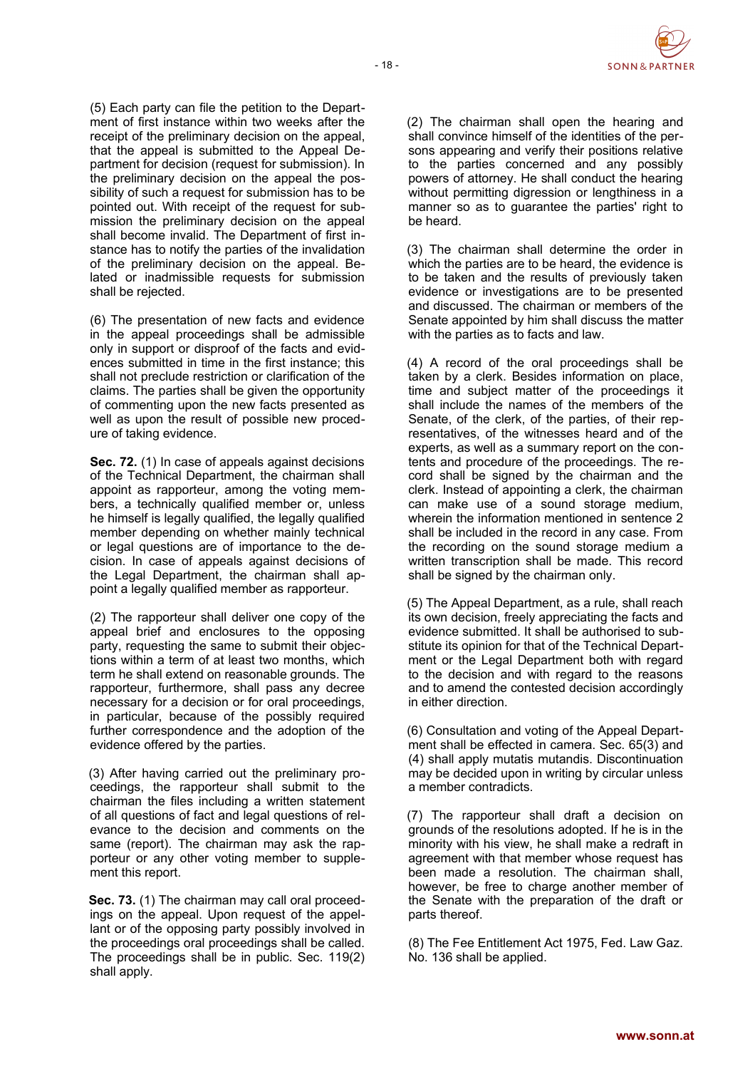(5) Each party can file the petition to the Department of first instance within two weeks after the receipt of the preliminary decision on the appeal, that the appeal is submitted to the Appeal Department for decision (request for submission). In the preliminary decision on the appeal the possibility of such a request for submission has to be pointed out. With receipt of the request for submission the preliminary decision on the appeal shall become invalid. The Department of first instance has to notify the parties of the invalidation of the preliminary decision on the appeal. Belated or inadmissible requests for submission shall be rejected.

(6) The presentation of new facts and evidence in the appeal proceedings shall be admissible only in support or disproof of the facts and evidences submitted in time in the first instance; this shall not preclude restriction or clarification of the claims. The parties shall be given the opportunity of commenting upon the new facts presented as well as upon the result of possible new procedure of taking evidence.

**Sec. 72.** (1) In case of appeals against decisions of the Technical Department, the chairman shall appoint as rapporteur, among the voting members, a technically qualified member or, unless he himself is legally qualified, the legally qualified member depending on whether mainly technical or legal questions are of importance to the decision. In case of appeals against decisions of the Legal Department, the chairman shall appoint a legally qualified member as rapporteur.

(2) The rapporteur shall deliver one copy of the appeal brief and enclosures to the opposing party, requesting the same to submit their objections within a term of at least two months, which term he shall extend on reasonable grounds. The rapporteur, furthermore, shall pass any decree necessary for a decision or for oral proceedings, in particular, because of the possibly required further correspondence and the adoption of the evidence offered by the parties.

(3) After having carried out the preliminary proceedings, the rapporteur shall submit to the chairman the files including a written statement of all questions of fact and legal questions of relevance to the decision and comments on the same (report). The chairman may ask the rapporteur or any other voting member to supplement this report.

**Sec. 73.** (1) The chairman may call oral proceedings on the appeal. Upon request of the appellant or of the opposing party possibly involved in the proceedings oral proceedings shall be called. The proceedings shall be in public. Sec. 119(2) shall apply.

(2) The chairman shall open the hearing and shall convince himself of the identities of the persons appearing and verify their positions relative to the parties concerned and any possibly powers of attorney. He shall conduct the hearing without permitting digression or lengthiness in a manner so as to guarantee the parties' right to be heard.

(3) The chairman shall determine the order in which the parties are to be heard, the evidence is to be taken and the results of previously taken evidence or investigations are to be presented and discussed. The chairman or members of the Senate appointed by him shall discuss the matter with the parties as to facts and law.

(4) A record of the oral proceedings shall be taken by a clerk. Besides information on place, time and subject matter of the proceedings it shall include the names of the members of the Senate, of the clerk, of the parties, of their representatives, of the witnesses heard and of the experts, as well as a summary report on the contents and procedure of the proceedings. The record shall be signed by the chairman and the clerk. Instead of appointing a clerk, the chairman can make use of a sound storage medium, wherein the information mentioned in sentence 2 shall be included in the record in any case. From the recording on the sound storage medium a written transcription shall be made. This record shall be signed by the chairman only.

(5) The Appeal Department, as a rule, shall reach its own decision, freely appreciating the facts and evidence submitted. It shall be authorised to substitute its opinion for that of the Technical Department or the Legal Department both with regard to the decision and with regard to the reasons and to amend the contested decision accordingly in either direction.

(6) Consultation and voting of the Appeal Department shall be effected in camera. Sec. 65(3) and (4) shall apply mutatis mutandis. Discontinuation may be decided upon in writing by circular unless a member contradicts.

(7) The rapporteur shall draft a decision on grounds of the resolutions adopted. If he is in the minority with his view, he shall make a redraft in agreement with that member whose request has been made a resolution. The chairman shall, however, be free to charge another member of the Senate with the preparation of the draft or parts thereof.

(8) The Fee Entitlement Act 1975, Fed. Law Gaz. No. 136 shall be applied.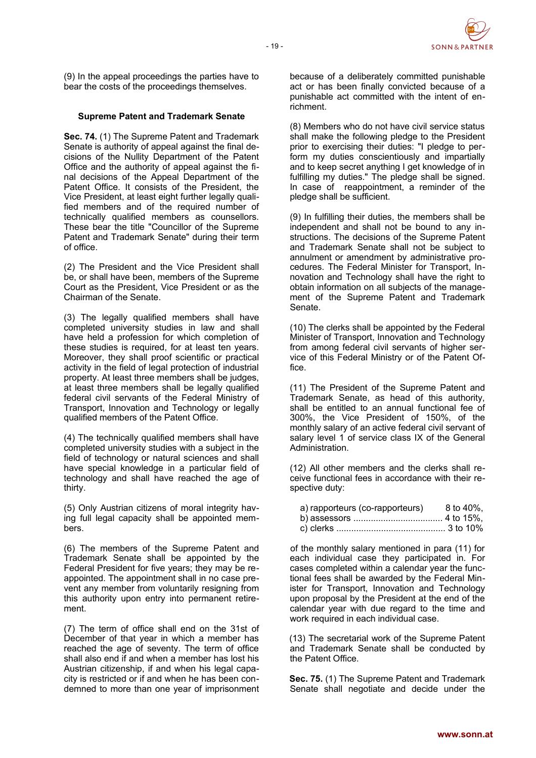(9) In the appeal proceedings the parties have to bear the costs of the proceedings themselves.

### Supreme Patent and Trademark Senate

**Sec. 74.** (1) The Supreme Patent and Trademark Senate is authority of appeal against the final decisions of the Nullity Department of the Patent Office and the authority of appeal against the final decisions of the Appeal Department of the Patent Office. It consists of the President, the Vice President, at least eight further legally qualified members and of the required number of technically qualified members as counsellors. These bear the title "Councillor of the Supreme Patent and Trademark Senate" during their term of office.

(2) The President and the Vice President shall be, or shall have been, members of the Supreme Court as the President, Vice President or as the Chairman of the Senate.

(3) The legally qualified members shall have completed university studies in law and shall have held a profession for which completion of these studies is required, for at least ten years. Moreover, they shall proof scientific or practical activity in the field of legal protection of industrial property. At least three members shall be judges, at least three members shall be legally qualified federal civil servants of the Federal Ministry of Transport, Innovation and Technology or legally qualified members of the Patent Office.

(4) The technically qualified members shall have completed university studies with a subject in the field of technology or natural sciences and shall have special knowledge in a particular field of technology and shall have reached the age of thirty.

(5) Only Austrian citizens of moral integrity having full legal capacity shall be appointed members.

(6) The members of the Supreme Patent and Trademark Senate shall be appointed by the Federal President for five years; they may be reappointed. The appointment shall in no case prevent any member from voluntarily resigning from this authority upon entry into permanent retirement.

(7) The term of office shall end on the 31st of December of that year in which a member has reached the age of seventy. The term of office shall also end if and when a member has lost his Austrian citizenship, if and when his legal capacity is restricted or if and when he has been condemned to more than one year of imprisonment because of a deliberately committed punishable act or has been finally convicted because of a punishable act committed with the intent of enrichment.

(8) Members who do not have civil service status shall make the following pledge to the President prior to exercising their duties: "I pledge to perform my duties conscientiously and impartially and to keep secret anything I get knowledge of in fulfilling my duties." The pledge shall be signed. In case of reappointment, a reminder of the pledge shall be sufficient.

(9) In fulfilling their duties, the members shall be independent and shall not be bound to any instructions. The decisions of the Supreme Patent and Trademark Senate shall not be subject to annulment or amendment by administrative procedures. The Federal Minister for Transport, Innovation and Technology shall have the right to obtain information on all subjects of the management of the Supreme Patent and Trademark Senate.

(10) The clerks shall be appointed by the Federal Minister of Transport, Innovation and Technology from among federal civil servants of higher service of this Federal Ministry or of the Patent Office.

(11) The President of the Supreme Patent and Trademark Senate, as head of this authority, shall be entitled to an annual functional fee of 300%, the Vice President of 150%, of the monthly salary of an active federal civil servant of salary level 1 of service class IX of the General Administration.

(12) All other members and the clerks shall receive functional fees in accordance with their respective duty:

a) rapporteurs (co-rapporteurs) 8 to 40%,
b) assessors .................................... 4 to 15%,
c) clerks ............................................ 3 to 10%

of the monthly salary mentioned in para (11) for each individual case they participated in. For cases completed within a calendar year the functional fees shall be awarded by the Federal Minister for Transport, Innovation and Technology upon proposal by the President at the end of the calendar year with due regard to the time and work required in each individual case.

(13) The secretarial work of the Supreme Patent and Trademark Senate shall be conducted by the Patent Office.

**Sec. 75.** (1) The Supreme Patent and Trademark Senate shall negotiate and decide under the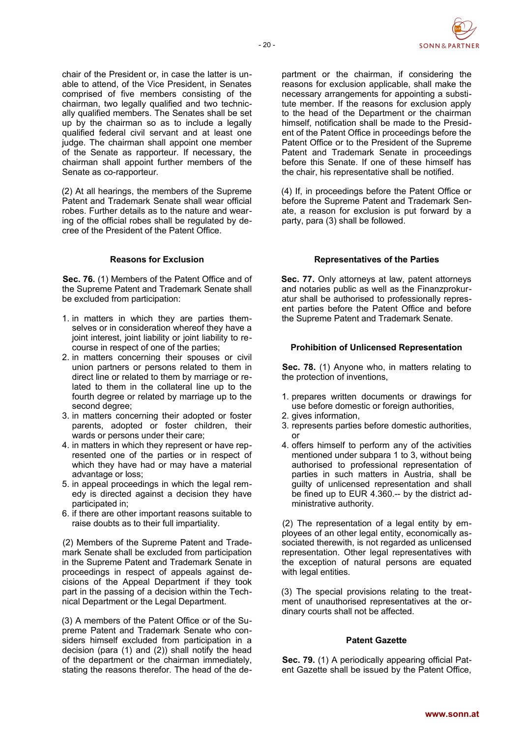chair of the President or, in case the latter is unable to attend, of the Vice President, in Senates comprised of five members consisting of the chairman, two legally qualified and two technically qualified members. The Senates shall be set up by the chairman so as to include a legally qualified federal civil servant and at least one judge. The chairman shall appoint one member of the Senate as rapporteur. If necessary, the chairman shall appoint further members of the Senate as co-rapporteur.

(2) At all hearings, the members of the Supreme Patent and Trademark Senate shall wear official robes. Further details as to the nature and wearing of the official robes shall be regulated by decree of the President of the Patent Office.

#### Reasons for Exclusion

**Sec. 76.** (1) Members of the Patent Office and of the Supreme Patent and Trademark Senate shall be excluded from participation:

1. in matters in which they are parties themselves or in consideration whereof they have a joint interest, joint liability or joint liability to recourse in respect of one of the parties;
2. in matters concerning their spouses or civil union partners or persons related to them in direct line or related to them by marriage or related to them in the collateral line up to the fourth degree or related by marriage up to the second degree;
3. in matters concerning their adopted or foster parents, adopted or foster children, their wards or persons under their care;
4. in matters in which they represent or have represented one of the parties or in respect of which they have had or may have a material advantage or loss;
5. in appeal proceedings in which the legal remedy is directed against a decision they have participated in;
6. if there are other important reasons suitable to raise doubts as to their full impartiality.

(2) Members of the Supreme Patent and Trademark Senate shall be excluded from participation in the Supreme Patent and Trademark Senate in proceedings in respect of appeals against decisions of the Appeal Department if they took part in the passing of a decision within the Technical Department or the Legal Department.

(3) A members of the Patent Office or of the Supreme Patent and Trademark Senate who considers himself excluded from participation in a decision (para (1) and (2)) shall notify the head of the department or the chairman immediately, stating the reasons therefor. The head of the department or the chairman, if considering the reasons for exclusion applicable, shall make the necessary arrangements for appointing a substitute member. If the reasons for exclusion apply to the head of the Department or the chairman himself, notification shall be made to the President of the Patent Office in proceedings before the Patent Office or to the President of the Supreme Patent and Trademark Senate in proceedings before this Senate. If one of these himself has the chair, his representative shall be notified.

(4) If, in proceedings before the Patent Office or before the Supreme Patent and Trademark Senate, a reason for exclusion is put forward by a party, para (3) shall be followed.

#### Representatives of the Parties

**Sec. 77.** Only attorneys at law, patent attorneys and notaries public as well as the Finanzprokuratur shall be authorised to professionally represent parties before the Patent Office and before the Supreme Patent and Trademark Senate.

#### Prohibition of Unlicensed Representation

**Sec. 78.** (1) Anyone who, in matters relating to the protection of inventions,

1. prepares written documents or drawings for use before domestic or foreign authorities,
2. gives information,
3. represents parties before domestic authorities, or
4. offers himself to perform any of the activities mentioned under subpara 1 to 3, without being authorised to professional representation of parties in such matters in Austria, shall be guilty of unlicensed representation and shall be fined up to EUR 4.360.-- by the district administrative authority.

(2) The representation of a legal entity by employees of an other legal entity, economically associated therewith, is not regarded as unlicensed representation. Other legal representatives with the exception of natural persons are equated with legal entities.

(3) The special provisions relating to the treatment of unauthorised representatives at the ordinary courts shall not be affected.

#### Patent Gazette

**Sec. 79.** (1) A periodically appearing official Patent Gazette shall be issued by the Patent Office,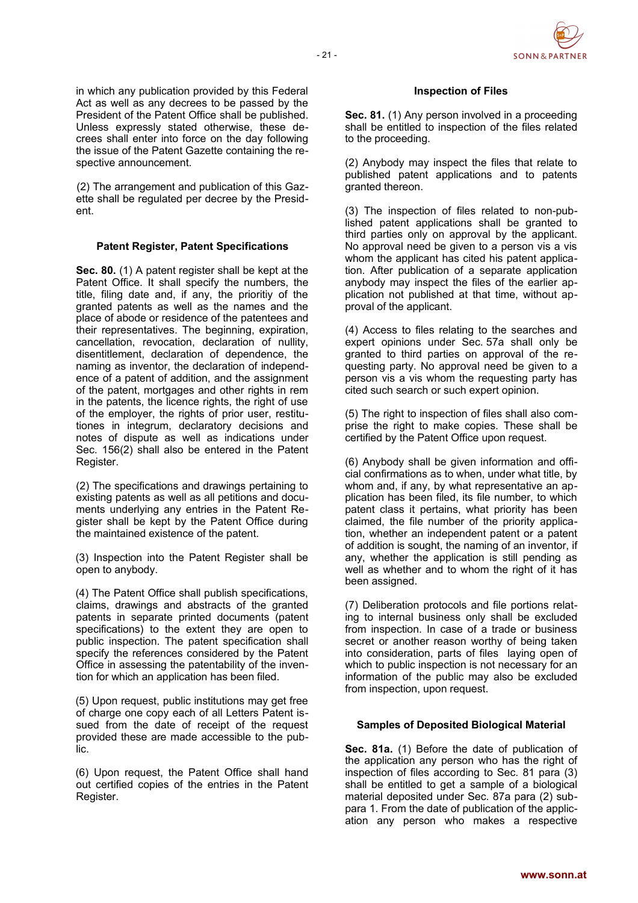in which any publication provided by this Federal Act as well as any decrees to be passed by the President of the Patent Office shall be published. Unless expressly stated otherwise, these decrees shall enter into force on the day following the issue of the Patent Gazette containing the respective announcement.

(2) The arrangement and publication of this Gazette shall be regulated per decree by the President.

### Patent Register, Patent Specifications

**Sec. 80.** (1) A patent register shall be kept at the Patent Office. It shall specify the numbers, the title, filing date and, if any, the prioritiy of the granted patents as well as the names and the place of abode or residence of the patentees and their representatives. The beginning, expiration, cancellation, revocation, declaration of nullity, disentitlement, declaration of dependence, the naming as inventor, the declaration of independence of a patent of addition, and the assignment of the patent, mortgages and other rights in rem in the patents, the licence rights, the right of use of the employer, the rights of prior user, restitutiones in integrum, declaratory decisions and notes of dispute as well as indications under Sec. 156(2) shall also be entered in the Patent Register.

(2) The specifications and drawings pertaining to existing patents as well as all petitions and documents underlying any entries in the Patent Register shall be kept by the Patent Office during the maintained existence of the patent.

(3) Inspection into the Patent Register shall be open to anybody.

(4) The Patent Office shall publish specifications, claims, drawings and abstracts of the granted patents in separate printed documents (patent specifications) to the extent they are open to public inspection. The patent specification shall specify the references considered by the Patent Office in assessing the patentability of the invention for which an application has been filed.

(5) Upon request, public institutions may get free of charge one copy each of all Letters Patent issued from the date of receipt of the request provided these are made accessible to the public.

(6) Upon request, the Patent Office shall hand out certified copies of the entries in the Patent Register.

### Inspection of Files

**Sec. 81.** (1) Any person involved in a proceeding shall be entitled to inspection of the files related to the proceeding.

(2) Anybody may inspect the files that relate to published patent applications and to patents granted thereon.

(3) The inspection of files related to non-published patent applications shall be granted to third parties only on approval by the applicant. No approval need be given to a person vis a vis whom the applicant has cited his patent application. After publication of a separate application anybody may inspect the files of the earlier application not published at that time, without approval of the applicant.

(4) Access to files relating to the searches and expert opinions under Sec. 57a shall only be granted to third parties on approval of the requesting party. No approval need be given to a person vis a vis whom the requesting party has cited such search or such expert opinion.

(5) The right to inspection of files shall also comprise the right to make copies. These shall be certified by the Patent Office upon request.

(6) Anybody shall be given information and official confirmations as to when, under what title, by whom and, if any, by what representative an application has been filed, its file number, to which patent class it pertains, what priority has been claimed, the file number of the priority application, whether an independent patent or a patent of addition is sought, the naming of an inventor, if any, whether the application is still pending as well as whether and to whom the right of it has been assigned.

(7) Deliberation protocols and file portions relating to internal business only shall be excluded from inspection. In case of a trade or business secret or another reason worthy of being taken into consideration, parts of files laying open of which to public inspection is not necessary for an information of the public may also be excluded from inspection, upon request.

### Samples of Deposited Biological Material

**Sec. 81a.** (1) Before the date of publication of the application any person who has the right of inspection of files according to Sec. 81 para (3) shall be entitled to get a sample of a biological material deposited under Sec. 87a para (2) subpara 1. From the date of publication of the application any person who makes a respective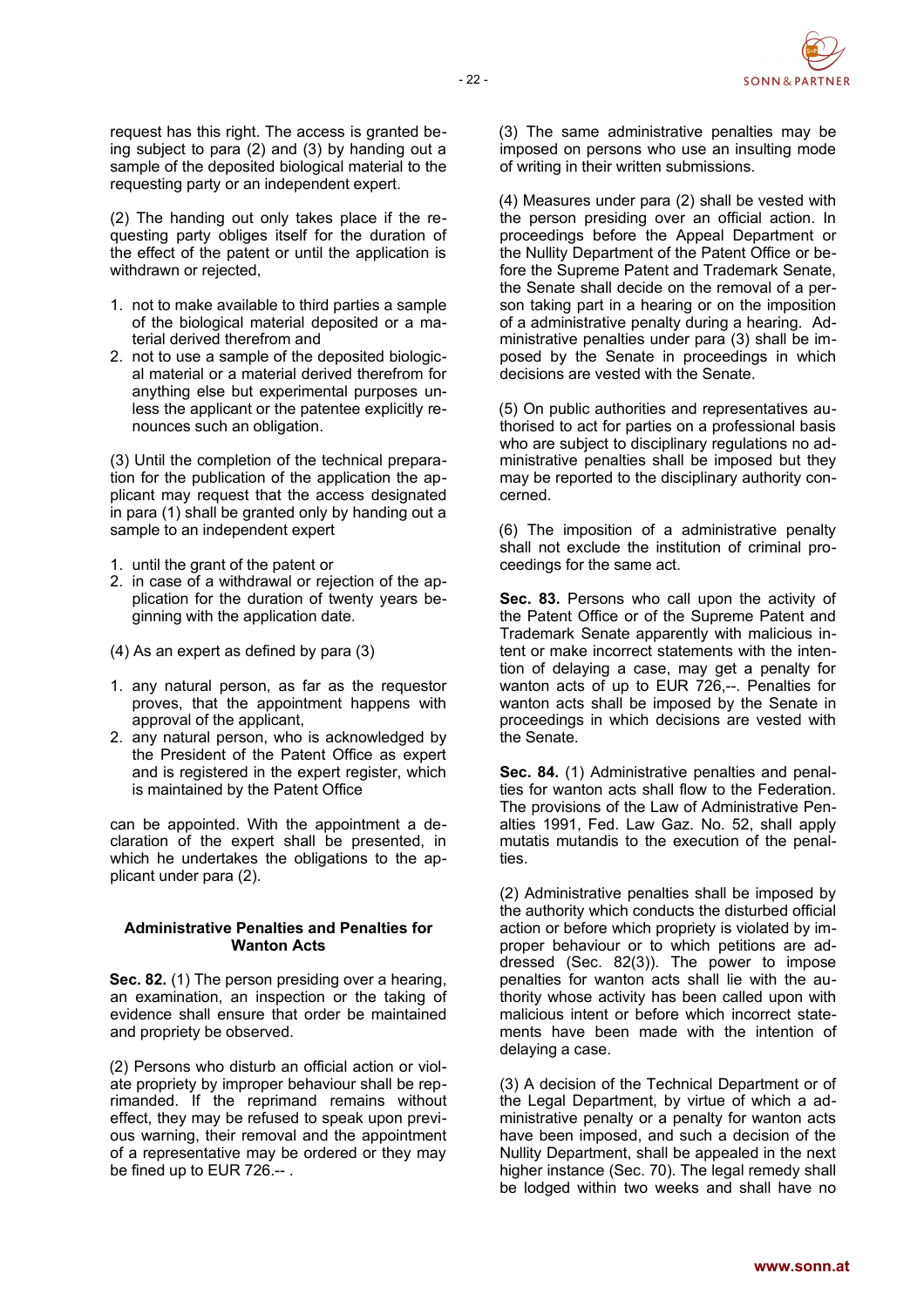request has this right. The access is granted being subject to para (2) and (3) by handing out a sample of the deposited biological material to the requesting party or an independent expert.

(2) The handing out only takes place if the requesting party obliges itself for the duration of the effect of the patent or until the application is withdrawn or rejected,

1. not to make available to third parties a sample of the biological material deposited or a material derived therefrom and
2. not to use a sample of the deposited biological material or a material derived therefrom for anything else but experimental purposes unless the applicant or the patentee explicitly renounces such an obligation.

(3) Until the completion of the technical preparation for the publication of the application the applicant may request that the access designated in para (1) shall be granted only by handing out a sample to an independent expert

1. until the grant of the patent or
2. in case of a withdrawal or rejection of the application for the duration of twenty years beginning with the application date.

(4) As an expert as defined by para (3)

1. any natural person, as far as the requestor proves, that the appointment happens with approval of the applicant,
2. any natural person, who is acknowledged by the President of the Patent Office as expert and is registered in the expert register, which is maintained by the Patent Office

can be appointed. With the appointment a declaration of the expert shall be presented, in which he undertakes the obligations to the applicant under para (2).

### Administrative Penalties and Penalties for Wanton Acts

**Sec. 82.** (1) The person presiding over a hearing, an examination, an inspection or the taking of evidence shall ensure that order be maintained and propriety be observed.

(2) Persons who disturb an official action or violate propriety by improper behaviour shall be reprimanded. If the reprimand remains without effect, they may be refused to speak upon previous warning, their removal and the appointment of a representative may be ordered or they may be fined up to EUR 726.-- .

(3) The same administrative penalties may be imposed on persons who use an insulting mode of writing in their written submissions.

(4) Measures under para (2) shall be vested with the person presiding over an official action. In proceedings before the Appeal Department or the Nullity Department of the Patent Office or before the Supreme Patent and Trademark Senate, the Senate shall decide on the removal of a person taking part in a hearing or on the imposition of a administrative penalty during a hearing. Administrative penalties under para (3) shall be imposed by the Senate in proceedings in which decisions are vested with the Senate.

(5) On public authorities and representatives authorised to act for parties on a professional basis who are subject to disciplinary regulations no administrative penalties shall be imposed but they may be reported to the disciplinary authority concerned.

(6) The imposition of a administrative penalty shall not exclude the institution of criminal proceedings for the same act.

**Sec. 83.** Persons who call upon the activity of the Patent Office or of the Supreme Patent and Trademark Senate apparently with malicious intent or make incorrect statements with the intention of delaying a case, may get a penalty for wanton acts of up to EUR 726,--. Penalties for wanton acts shall be imposed by the Senate in proceedings in which decisions are vested with the Senate.

**Sec. 84.** (1) Administrative penalties and penalties for wanton acts shall flow to the Federation. The provisions of the Law of Administrative Penalties 1991, Fed. Law Gaz. No. 52, shall apply mutatis mutandis to the execution of the penalties.

(2) Administrative penalties shall be imposed by the authority which conducts the disturbed official action or before which propriety is violated by improper behaviour or to which petitions are addressed (Sec. 82(3)). The power to impose penalties for wanton acts shall lie with the authority whose activity has been called upon with malicious intent or before which incorrect statements have been made with the intention of delaying a case.

(3) A decision of the Technical Department or of the Legal Department, by virtue of which a administrative penalty or a penalty for wanton acts have been imposed, and such a decision of the Nullity Department, shall be appealed in the next higher instance (Sec. 70). The legal remedy shall be lodged within two weeks and shall have no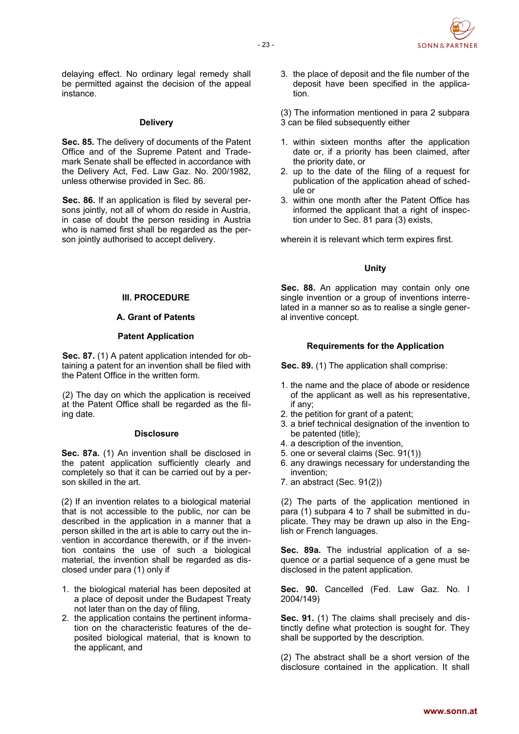delaying effect. No ordinary legal remedy shall be permitted against the decision of the appeal instance.

#### Delivery

**Sec. 85.** The delivery of documents of the Patent Office and of the Supreme Patent and Trademark Senate shall be effected in accordance with the Delivery Act, Fed. Law Gaz. No. 200/1982, unless otherwise provided in Sec. 86.

**Sec. 86.** If an application is filed by several persons jointly, not all of whom do reside in Austria, in case of doubt the person residing in Austria who is named first shall be regarded as the person jointly authorised to accept delivery.

## III. PROCEDURE

### A. Grant of Patents

#### Patent Application

**Sec. 87.** (1) A patent application intended for obtaining a patent for an invention shall be filed with the Patent Office in the written form.

(2) The day on which the application is received at the Patent Office shall be regarded as the filing date.

#### Disclosure

**Sec. 87a.** (1) An invention shall be disclosed in the patent application sufficiently clearly and completely so that it can be carried out by a person skilled in the art.

(2) If an invention relates to a biological material that is not accessible to the public, nor can be described in the application in a manner that a person skilled in the art is able to carry out the invention in accordance therewith, or if the invention contains the use of such a biological material, the invention shall be regarded as disclosed under para (1) only if

1. the biological material has been deposited at a place of deposit under the Budapest Treaty not later than on the day of filing,
2. the application contains the pertinent information on the characteristic features of the deposited biological material, that is known to the applicant, and
3. the place of deposit and the file number of the deposit have been specified in the application.

(3) The information mentioned in para 2 subpara 3 can be filed subsequently either

1. within sixteen months after the application date or, if a priority has been claimed, after the priority date, or
2. up to the date of the filing of a request for publication of the application ahead of schedule or
3. within one month after the Patent Office has informed the applicant that a right of inspection under to Sec. 81 para (3) exists,

wherein it is relevant which term expires first.

#### Unity

**Sec. 88.** An application may contain only one single invention or a group of inventions interrelated in a manner so as to realise a single general inventive concept.

#### Requirements for the Application

**Sec. 89.** (1) The application shall comprise:

1. the name and the place of abode or residence of the applicant as well as his representative, if any;
2. the petition for grant of a patent;
3. a brief technical designation of the invention to be patented (title);
4. a description of the invention,
5. one or several claims (Sec. 91(1))
6. any drawings necessary for understanding the invention;
7. an abstract (Sec. 91(2))

(2) The parts of the application mentioned in para (1) subpara 4 to 7 shall be submitted in duplicate. They may be drawn up also in the English or French languages.

**Sec. 89a.** The industrial application of a sequence or a partial sequence of a gene must be disclosed in the patent application.

**Sec. 90.** Cancelled (Fed. Law Gaz. No. I 2004/149)

**Sec. 91.** (1) The claims shall precisely and distinctly define what protection is sought for. They shall be supported by the description.

(2) The abstract shall be a short version of the disclosure contained in the application. It shall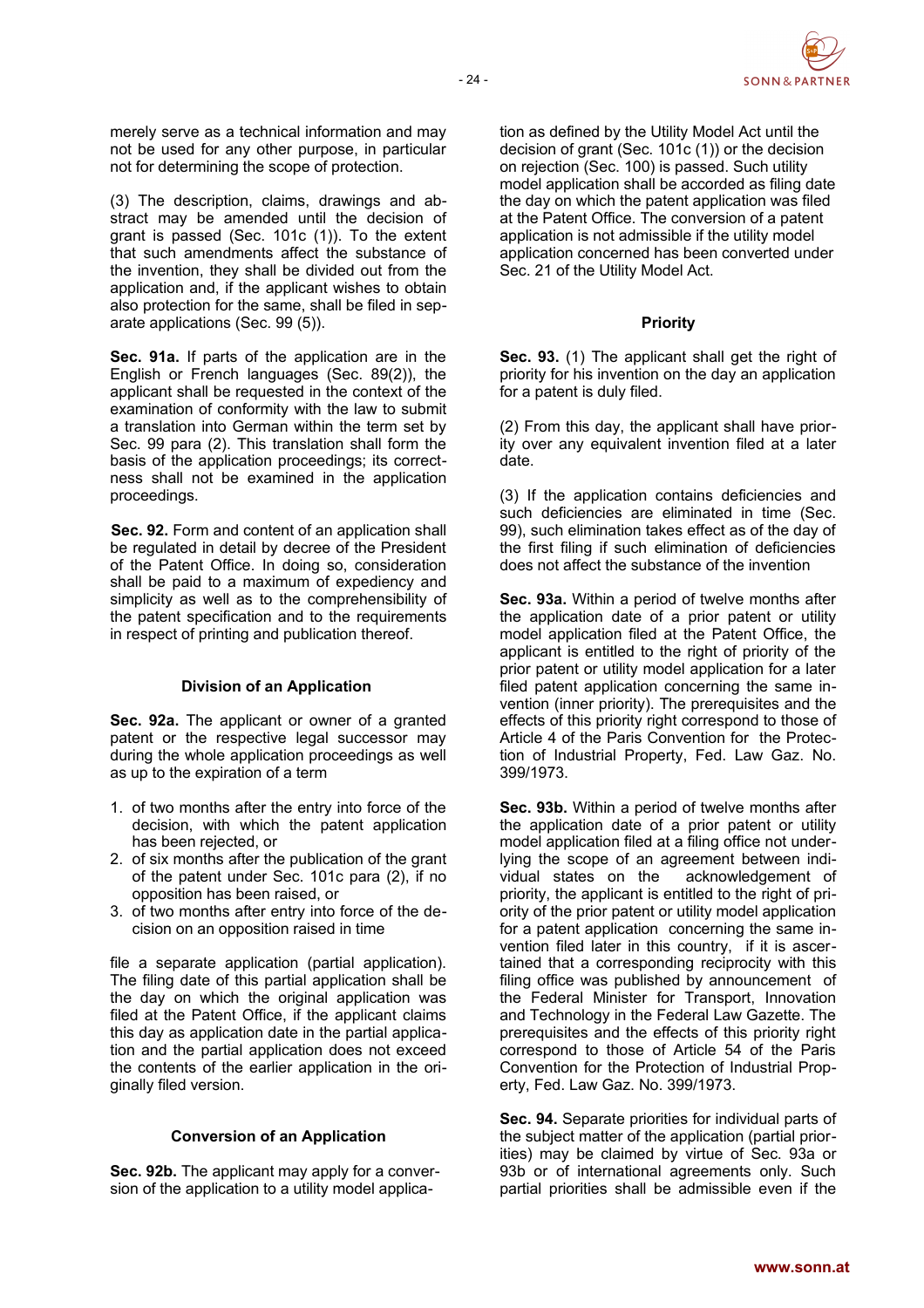merely serve as a technical information and may not be used for any other purpose, in particular not for determining the scope of protection.

(3) The description, claims, drawings and abstract may be amended until the decision of grant is passed (Sec. 101c (1)). To the extent that such amendments affect the substance of the invention, they shall be divided out from the application and, if the applicant wishes to obtain also protection for the same, shall be filed in separate applications (Sec. 99 (5)).

**Sec. 91a.** If parts of the application are in the English or French languages (Sec. 89(2)), the applicant shall be requested in the context of the examination of conformity with the law to submit a translation into German within the term set by Sec. 99 para (2). This translation shall form the basis of the application proceedings; its correctness shall not be examined in the application proceedings.

**Sec. 92.** Form and content of an application shall be regulated in detail by decree of the President of the Patent Office. In doing so, consideration shall be paid to a maximum of expediency and simplicity as well as to the comprehensibility of the patent specification and to the requirements in respect of printing and publication thereof.

**Division of an Application**

**Sec. 92a.** The applicant or owner of a granted patent or the respective legal successor may during the whole application proceedings as well as up to the expiration of a term

1. of two months after the entry into force of the decision, with which the patent application has been rejected, or
2. of six months after the publication of the grant of the patent under Sec. 101c para (2), if no opposition has been raised, or
3. of two months after entry into force of the decision on an opposition raised in time

file a separate application (partial application). The filing date of this partial application shall be the day on which the original application was filed at the Patent Office, if the applicant claims this day as application date in the partial application and the partial application does not exceed the contents of the earlier application in the originally filed version.

**Conversion of an Application**

**Sec. 92b.** The applicant may apply for a conversion of the application to a utility model application as defined by the Utility Model Act until the decision of grant (Sec. 101c (1)) or the decision on rejection (Sec. 100) is passed. Such utility model application shall be accorded as filing date the day on which the patent application was filed at the Patent Office. The conversion of a patent application is not admissible if the utility model application concerned has been converted under Sec. 21 of the Utility Model Act.

**Priority**

**Sec. 93.** (1) The applicant shall get the right of priority for his invention on the day an application for a patent is duly filed.

(2) From this day, the applicant shall have priority over any equivalent invention filed at a later date.

(3) If the application contains deficiencies and such deficiencies are eliminated in time (Sec. 99), such elimination takes effect as of the day of the first filing if such elimination of deficiencies does not affect the substance of the invention

**Sec. 93a.** Within a period of twelve months after the application date of a prior patent or utility model application filed at the Patent Office, the applicant is entitled to the right of priority of the prior patent or utility model application for a later filed patent application concerning the same invention (inner priority). The prerequisites and the effects of this priority right correspond to those of Article 4 of the Paris Convention for the Protection of Industrial Property, Fed. Law Gaz. No. 399/1973.

**Sec. 93b.** Within a period of twelve months after the application date of a prior patent or utility model application filed at a filing office not underlying the scope of an agreement between individual states on the acknowledgement of priority, the applicant is entitled to the right of priority of the prior patent or utility model application for a patent application concerning the same invention filed later in this country, if it is ascertained that a corresponding reciprocity with this filing office was published by announcement of the Federal Minister for Transport, Innovation and Technology in the Federal Law Gazette. The prerequisites and the effects of this priority right correspond to those of Article 54 of the Paris Convention for the Protection of Industrial Property, Fed. Law Gaz. No. 399/1973.

**Sec. 94.** Separate priorities for individual parts of the subject matter of the application (partial priorities) may be claimed by virtue of Sec. 93a or 93b or of international agreements only. Such partial priorities shall be admissible even if the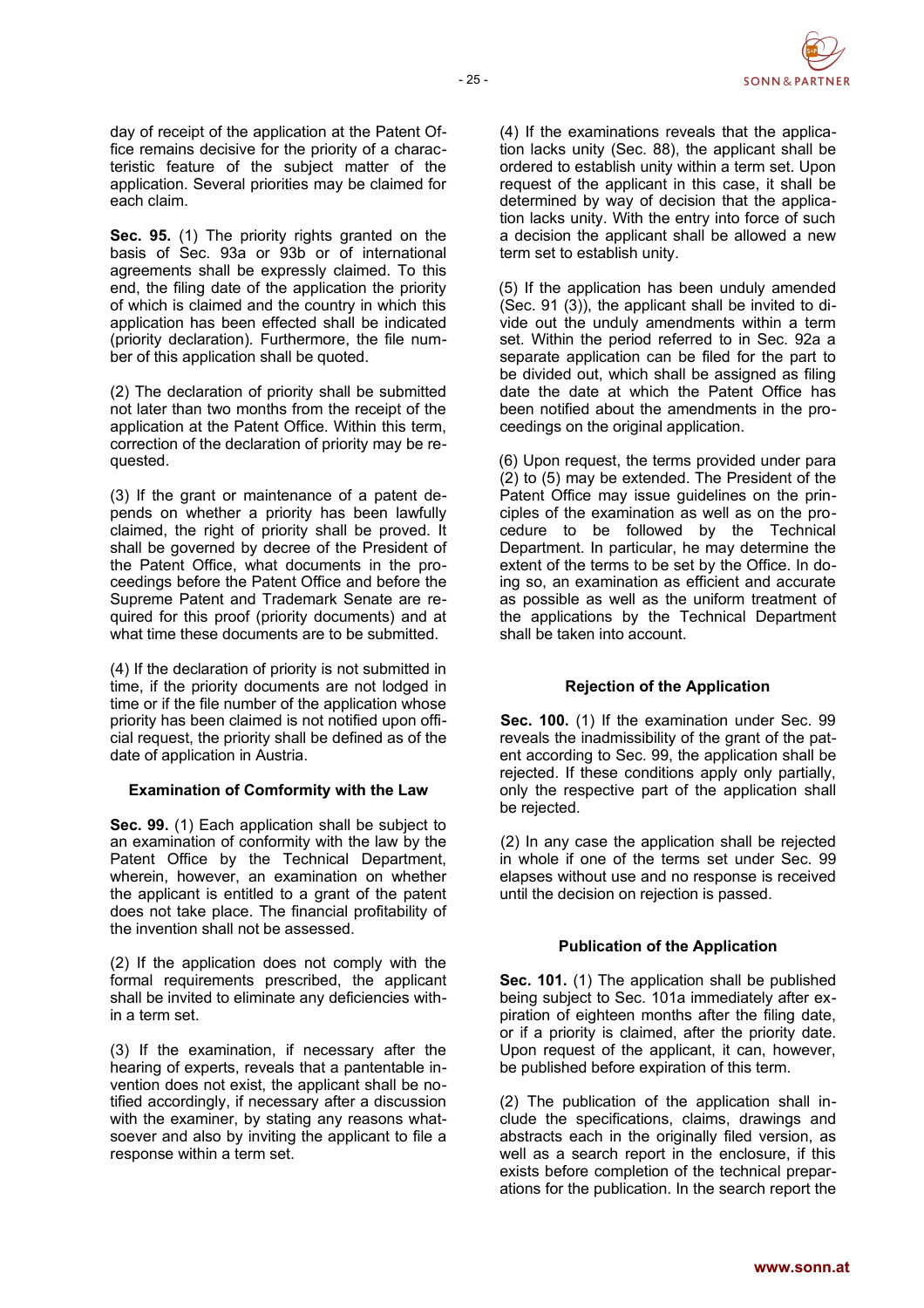day of receipt of the application at the Patent Office remains decisive for the priority of a characteristic feature of the subject matter of the application. Several priorities may be claimed for each claim.

**Sec. 95.** (1) The priority rights granted on the basis of Sec. 93a or 93b or of international agreements shall be expressly claimed. To this end, the filing date of the application the priority of which is claimed and the country in which this application has been effected shall be indicated (priority declaration). Furthermore, the file number of this application shall be quoted.

(2) The declaration of priority shall be submitted not later than two months from the receipt of the application at the Patent Office. Within this term, correction of the declaration of priority may be requested.

(3) If the grant or maintenance of a patent depends on whether a priority has been lawfully claimed, the right of priority shall be proved. It shall be governed by decree of the President of the Patent Office, what documents in the proceedings before the Patent Office and before the Supreme Patent and Trademark Senate are required for this proof (priority documents) and at what time these documents are to be submitted.

(4) If the declaration of priority is not submitted in time, if the priority documents are not lodged in time or if the file number of the application whose priority has been claimed is not notified upon official request, the priority shall be defined as of the date of application in Austria.

### Examination of Comformity with the Law

**Sec. 99.** (1) Each application shall be subject to an examination of conformity with the law by the Patent Office by the Technical Department, wherein, however, an examination on whether the applicant is entitled to a grant of the patent does not take place. The financial profitability of the invention shall not be assessed.

(2) If the application does not comply with the formal requirements prescribed, the applicant shall be invited to eliminate any deficiencies within a term set.

(3) If the examination, if necessary after the hearing of experts, reveals that a pantentable invention does not exist, the applicant shall be notified accordingly, if necessary after a discussion with the examiner, by stating any reasons whatsoever and also by inviting the applicant to file a response within a term set.

(4) If the examinations reveals that the application lacks unity (Sec. 88), the applicant shall be ordered to establish unity within a term set. Upon request of the applicant in this case, it shall be determined by way of decision that the application lacks unity. With the entry into force of such a decision the applicant shall be allowed a new term set to establish unity.

(5) If the application has been unduly amended (Sec. 91 (3)), the applicant shall be invited to divide out the unduly amendments within a term set. Within the period referred to in Sec. 92a a separate application can be filed for the part to be divided out, which shall be assigned as filing date the date at which the Patent Office has been notified about the amendments in the proceedings on the original application.

(6) Upon request, the terms provided under para (2) to (5) may be extended. The President of the Patent Office may issue guidelines on the principles of the examination as well as on the procedure to be followed by the Technical Department. In particular, he may determine the extent of the terms to be set by the Office. In doing so, an examination as efficient and accurate as possible as well as the uniform treatment of the applications by the Technical Department shall be taken into account.

### Rejection of the Application

**Sec. 100.** (1) If the examination under Sec. 99 reveals the inadmissibility of the grant of the patent according to Sec. 99, the application shall be rejected. If these conditions apply only partially, only the respective part of the application shall be rejected.

(2) In any case the application shall be rejected in whole if one of the terms set under Sec. 99 elapses without use and no response is received until the decision on rejection is passed.

### Publication of the Application

**Sec. 101.** (1) The application shall be published being subject to Sec. 101a immediately after expiration of eighteen months after the filing date, or if a priority is claimed, after the priority date. Upon request of the applicant, it can, however, be published before expiration of this term.

(2) The publication of the application shall include the specifications, claims, drawings and abstracts each in the originally filed version, as well as a search report in the enclosure, if this exists before completion of the technical preparations for the publication. In the search report the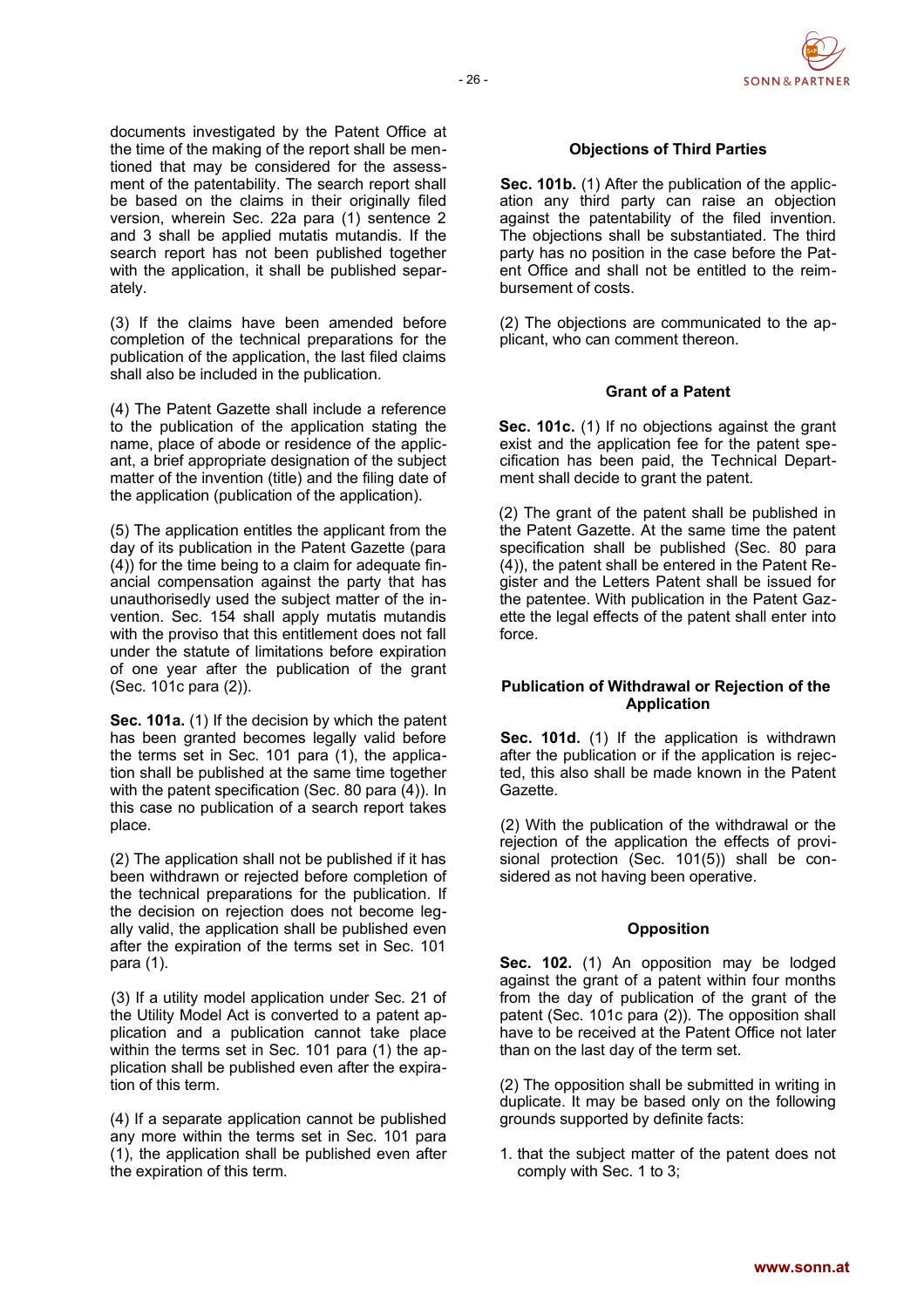documents investigated by the Patent Office at the time of the making of the report shall be mentioned that may be considered for the assessment of the patentability. The search report shall be based on the claims in their originally filed version, wherein Sec. 22a para (1) sentence 2 and 3 shall be applied mutatis mutandis. If the search report has not been published together with the application, it shall be published separately.

(3) If the claims have been amended before completion of the technical preparations for the publication of the application, the last filed claims shall also be included in the publication.

(4) The Patent Gazette shall include a reference to the publication of the application stating the name, place of abode or residence of the applicant, a brief appropriate designation of the subject matter of the invention (title) and the filing date of the application (publication of the application).

(5) The application entitles the applicant from the day of its publication in the Patent Gazette (para (4)) for the time being to a claim for adequate financial compensation against the party that has unauthorisedly used the subject matter of the invention. Sec. 154 shall apply mutatis mutandis with the proviso that this entitlement does not fall under the statute of limitations before expiration of one year after the publication of the grant (Sec. 101c para (2)).

**Sec. 101a.** (1) If the decision by which the patent has been granted becomes legally valid before the terms set in Sec. 101 para (1), the application shall be published at the same time together with the patent specification (Sec. 80 para (4)). In this case no publication of a search report takes place.

(2) The application shall not be published if it has been withdrawn or rejected before completion of the technical preparations for the publication. If the decision on rejection does not become legally valid, the application shall be published even after the expiration of the terms set in Sec. 101 para (1).

(3) If a utility model application under Sec. 21 of the Utility Model Act is converted to a patent application and a publication cannot take place within the terms set in Sec. 101 para (1) the application shall be published even after the expiration of this term.

(4) If a separate application cannot be published any more within the terms set in Sec. 101 para (1), the application shall be published even after the expiration of this term.

**Objections of Third Parties**

**Sec. 101b.** (1) After the publication of the application any third party can raise an objection against the patentability of the filed invention. The objections shall be substantiated. The third party has no position in the case before the Patent Office and shall not be entitled to the reimbursement of costs.

(2) The objections are communicated to the applicant, who can comment thereon.

**Grant of a Patent**

**Sec. 101c.** (1) If no objections against the grant exist and the application fee for the patent specification has been paid, the Technical Department shall decide to grant the patent.

(2) The grant of the patent shall be published in the Patent Gazette. At the same time the patent specification shall be published (Sec. 80 para (4)), the patent shall be entered in the Patent Register and the Letters Patent shall be issued for the patentee. With publication in the Patent Gazette the legal effects of the patent shall enter into force.

**Publication of Withdrawal or Rejection of the Application**

**Sec. 101d.** (1) If the application is withdrawn after the publication or if the application is rejected, this also shall be made known in the Patent Gazette.

(2) With the publication of the withdrawal or the rejection of the application the effects of provisional protection (Sec. 101(5)) shall be considered as not having been operative.

**Opposition**

**Sec. 102.** (1) An opposition may be lodged against the grant of a patent within four months from the day of publication of the grant of the patent (Sec. 101c para (2)). The opposition shall have to be received at the Patent Office not later than on the last day of the term set.

(2) The opposition shall be submitted in writing in duplicate. It may be based only on the following grounds supported by definite facts:

1. that the subject matter of the patent does not comply with Sec. 1 to 3;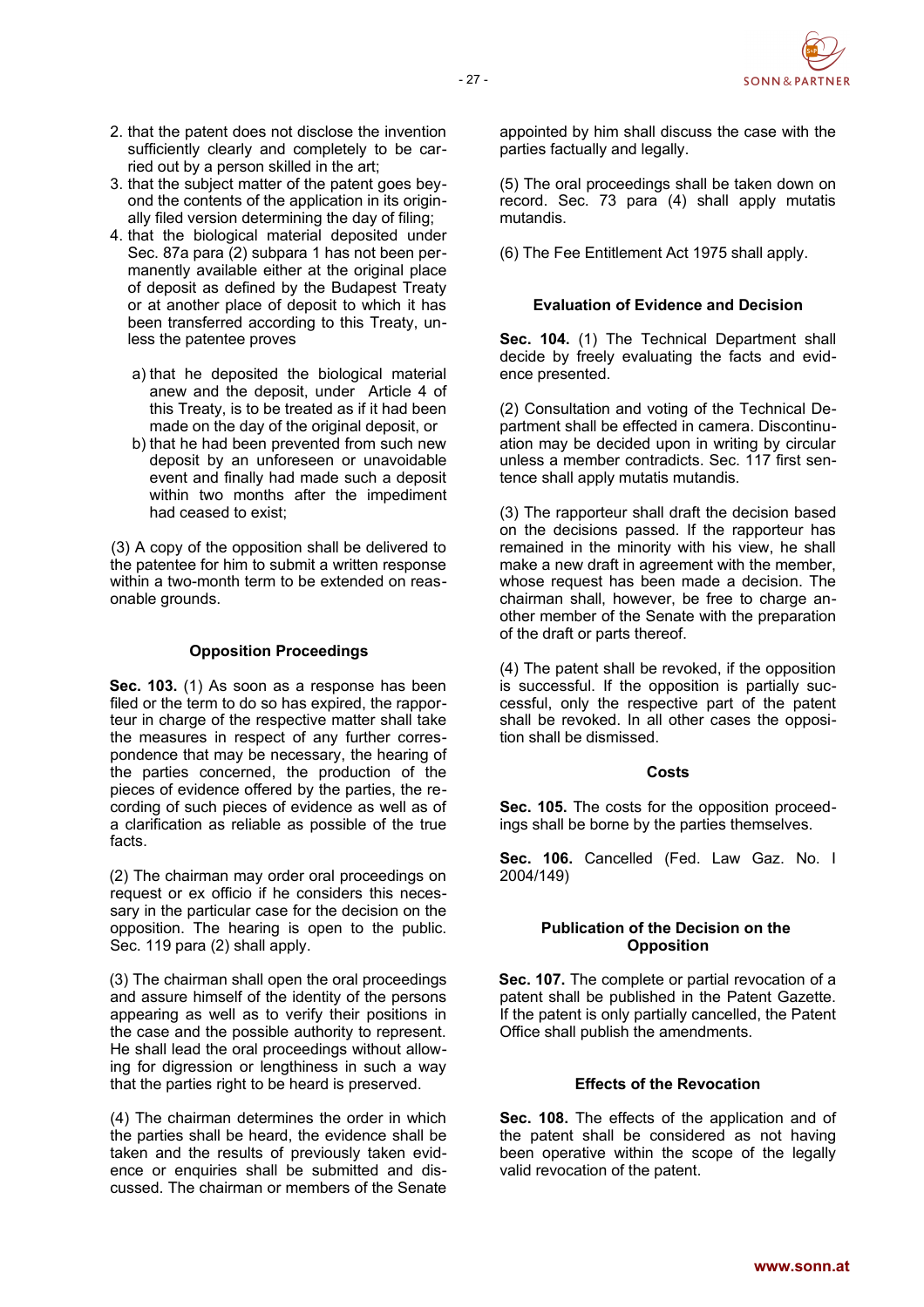2. that the patent does not disclose the invention sufficiently clearly and completely to be carried out by a person skilled in the art;
3. that the subject matter of the patent goes beyond the contents of the application in its originally filed version determining the day of filing;
4. that the biological material deposited under Sec. 87a para (2) subpara 1 has not been permanently available either at the original place of deposit as defined by the Budapest Treaty or at another place of deposit to which it has been transferred according to this Treaty, unless the patentee proves

   a) that he deposited the biological material anew and the deposit, under Article 4 of this Treaty, is to be treated as if it had been made on the day of the original deposit, or
   b) that he had been prevented from such new deposit by an unforeseen or unavoidable event and finally had made such a deposit within two months after the impediment had ceased to exist;

(3) A copy of the opposition shall be delivered to the patentee for him to submit a written response within a two-month term to be extended on reasonable grounds.

### Opposition Proceedings

**Sec. 103.** (1) As soon as a response has been filed or the term to do so has expired, the rapporteur in charge of the respective matter shall take the measures in respect of any further correspondence that may be necessary, the hearing of the parties concerned, the production of the pieces of evidence offered by the parties, the recording of such pieces of evidence as well as of a clarification as reliable as possible of the true facts.

(2) The chairman may order oral proceedings on request or ex officio if he considers this necessary in the particular case for the decision on the opposition. The hearing is open to the public. Sec. 119 para (2) shall apply.

(3) The chairman shall open the oral proceedings and assure himself of the identity of the persons appearing as well as to verify their positions in the case and the possible authority to represent. He shall lead the oral proceedings without allowing for digression or lengthiness in such a way that the parties right to be heard is preserved.

(4) The chairman determines the order in which the parties shall be heard, the evidence shall be taken and the results of previously taken evidence or enquiries shall be submitted and discussed. The chairman or members of the Senate appointed by him shall discuss the case with the parties factually and legally.

(5) The oral proceedings shall be taken down on record. Sec. 73 para (4) shall apply mutatis mutandis.

(6) The Fee Entitlement Act 1975 shall apply.

### Evaluation of Evidence and Decision

**Sec. 104.** (1) The Technical Department shall decide by freely evaluating the facts and evidence presented.

(2) Consultation and voting of the Technical Department shall be effected in camera. Discontinuation may be decided upon in writing by circular unless a member contradicts. Sec. 117 first sentence shall apply mutatis mutandis.

(3) The rapporteur shall draft the decision based on the decisions passed. If the rapporteur has remained in the minority with his view, he shall make a new draft in agreement with the member, whose request has been made a decision. The chairman shall, however, be free to charge another member of the Senate with the preparation of the draft or parts thereof.

(4) The patent shall be revoked, if the opposition is successful. If the opposition is partially successful, only the respective part of the patent shall be revoked. In all other cases the opposition shall be dismissed.

### Costs

**Sec. 105.** The costs for the opposition proceedings shall be borne by the parties themselves.

**Sec. 106.** Cancelled (Fed. Law Gaz. No. I 2004/149)

### Publication of the Decision on the Opposition

**Sec. 107.** The complete or partial revocation of a patent shall be published in the Patent Gazette. If the patent is only partially cancelled, the Patent Office shall publish the amendments.

### Effects of the Revocation

**Sec. 108.** The effects of the application and of the patent shall be considered as not having been operative within the scope of the legally valid revocation of the patent.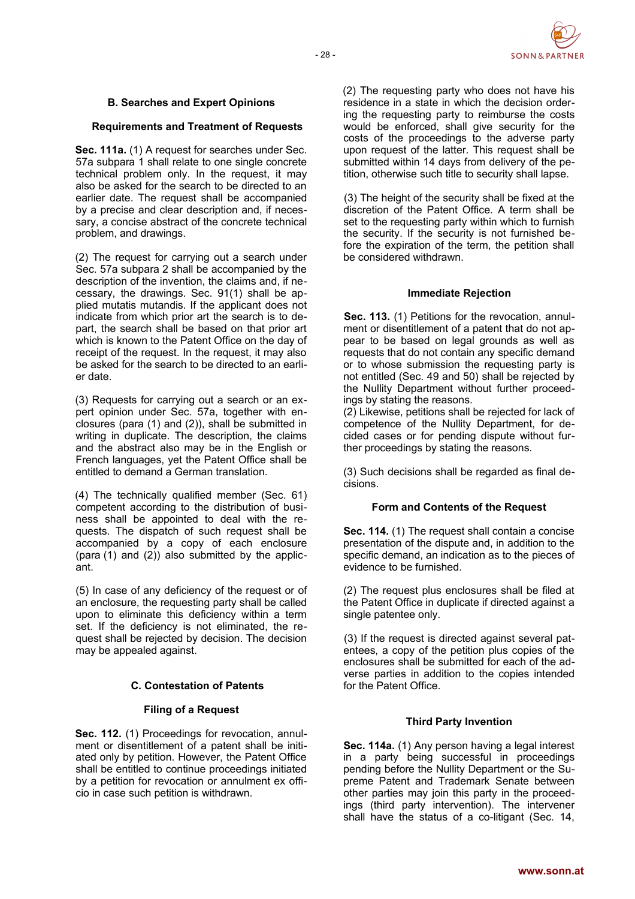### B. Searches and Expert Opinions

#### Requirements and Treatment of Requests

**Sec. 111a.** (1) A request for searches under Sec. 57a subpara 1 shall relate to one single concrete technical problem only. In the request, it may also be asked for the search to be directed to an earlier date. The request shall be accompanied by a precise and clear description and, if necessary, a concise abstract of the concrete technical problem, and drawings.

(2) The request for carrying out a search under Sec. 57a subpara 2 shall be accompanied by the description of the invention, the claims and, if necessary, the drawings. Sec. 91(1) shall be applied mutatis mutandis. If the applicant does not indicate from which prior art the search is to depart, the search shall be based on that prior art which is known to the Patent Office on the day of receipt of the request. In the request, it may also be asked for the search to be directed to an earlier date.

(3) Requests for carrying out a search or an expert opinion under Sec. 57a, together with enclosures (para (1) and (2)), shall be submitted in writing in duplicate. The description, the claims and the abstract also may be in the English or French languages, yet the Patent Office shall be entitled to demand a German translation.

(4) The technically qualified member (Sec. 61) competent according to the distribution of business shall be appointed to deal with the requests. The dispatch of such request shall be accompanied by a copy of each enclosure (para (1) and (2)) also submitted by the applicant.

(5) In case of any deficiency of the request or of an enclosure, the requesting party shall be called upon to eliminate this deficiency within a term set. If the deficiency is not eliminated, the request shall be rejected by decision. The decision may be appealed against.

### C. Contestation of Patents

#### Filing of a Request

**Sec. 112.** (1) Proceedings for revocation, annulment or disentitlement of a patent shall be initiated only by petition. However, the Patent Office shall be entitled to continue proceedings initiated by a petition for revocation or annulment ex officio in case such petition is withdrawn.

(2) The requesting party who does not have his residence in a state in which the decision ordering the requesting party to reimburse the costs would be enforced, shall give security for the costs of the proceedings to the adverse party upon request of the latter. This request shall be submitted within 14 days from delivery of the petition, otherwise such title to security shall lapse.

(3) The height of the security shall be fixed at the discretion of the Patent Office. A term shall be set to the requesting party within which to furnish the security. If the security is not furnished before the expiration of the term, the petition shall be considered withdrawn.

#### Immediate Rejection

**Sec. 113.** (1) Petitions for the revocation, annulment or disentitlement of a patent that do not appear to be based on legal grounds as well as requests that do not contain any specific demand or to whose submission the requesting party is not entitled (Sec. 49 and 50) shall be rejected by the Nullity Department without further proceedings by stating the reasons.
(2) Likewise, petitions shall be rejected for lack of competence of the Nullity Department, for decided cases or for pending dispute without further proceedings by stating the reasons.

(3) Such decisions shall be regarded as final decisions.

#### Form and Contents of the Request

**Sec. 114.** (1) The request shall contain a concise presentation of the dispute and, in addition to the specific demand, an indication as to the pieces of evidence to be furnished.

(2) The request plus enclosures shall be filed at the Patent Office in duplicate if directed against a single patentee only.

(3) If the request is directed against several patentees, a copy of the petition plus copies of the enclosures shall be submitted for each of the adverse parties in addition to the copies intended for the Patent Office.

#### Third Party Invention

**Sec. 114a.** (1) Any person having a legal interest in a party being successful in proceedings pending before the Nullity Department or the Supreme Patent and Trademark Senate between other parties may join this party in the proceedings (third party intervention). The intervener shall have the status of a co-litigant (Sec. 14,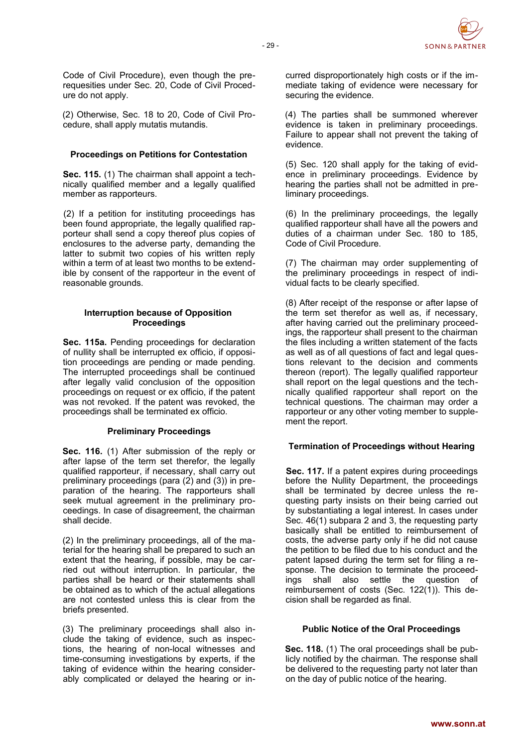Code of Civil Procedure), even though the prerequesities under Sec. 20, Code of Civil Procedure do not apply.

(2) Otherwise, Sec. 18 to 20, Code of Civil Procedure, shall apply mutatis mutandis.

### Proceedings on Petitions for Contestation

**Sec. 115.** (1) The chairman shall appoint a technically qualified member and a legally qualified member as rapporteurs.

(2) If a petition for instituting proceedings has been found appropriate, the legally qualified rapporteur shall send a copy thereof plus copies of enclosures to the adverse party, demanding the latter to submit two copies of his written reply within a term of at least two months to be extendible by consent of the rapporteur in the event of reasonable grounds.

### Interruption because of Opposition Proceedings

**Sec. 115a.** Pending proceedings for declaration of nullity shall be interrupted ex officio, if opposition proceedings are pending or made pending. The interrupted proceedings shall be continued after legally valid conclusion of the opposition proceedings on request or ex officio, if the patent was not revoked. If the patent was revoked, the proceedings shall be terminated ex officio.

### Preliminary Proceedings

**Sec. 116.** (1) After submission of the reply or after lapse of the term set therefor, the legally qualified rapporteur, if necessary, shall carry out preliminary proceedings (para (2) and (3)) in preparation of the hearing. The rapporteurs shall seek mutual agreement in the preliminary proceedings. In case of disagreement, the chairman shall decide.

(2) In the preliminary proceedings, all of the material for the hearing shall be prepared to such an extent that the hearing, if possible, may be carried out without interruption. In particular, the parties shall be heard or their statements shall be obtained as to which of the actual allegations are not contested unless this is clear from the briefs presented.

(3) The preliminary proceedings shall also include the taking of evidence, such as inspections, the hearing of non-local witnesses and time-consuming investigations by experts, if the taking of evidence within the hearing considerably complicated or delayed the hearing or incurred disproportionately high costs or if the immediate taking of evidence were necessary for securing the evidence.

(4) The parties shall be summoned wherever evidence is taken in preliminary proceedings. Failure to appear shall not prevent the taking of evidence.

(5) Sec. 120 shall apply for the taking of evidence in preliminary proceedings. Evidence by hearing the parties shall not be admitted in preliminary proceedings.

(6) In the preliminary proceedings, the legally qualified rapporteur shall have all the powers and duties of a chairman under Sec. 180 to 185, Code of Civil Procedure.

(7) The chairman may order supplementing of the preliminary proceedings in respect of individual facts to be clearly specified.

(8) After receipt of the response or after lapse of the term set therefor as well as, if necessary, after having carried out the preliminary proceedings, the rapporteur shall present to the chairman the files including a written statement of the facts as well as of all questions of fact and legal questions relevant to the decision and comments thereon (report). The legally qualified rapporteur shall report on the legal questions and the technically qualified rapporteur shall report on the technical questions. The chairman may order a rapporteur or any other voting member to supplement the report.

### Termination of Proceedings without Hearing

**Sec. 117.** If a patent expires during proceedings before the Nullity Department, the proceedings shall be terminated by decree unless the requesting party insists on their being carried out by substantiating a legal interest. In cases under Sec. 46(1) subpara 2 and 3, the requesting party basically shall be entitled to reimbursement of costs, the adverse party only if he did not cause the petition to be filed due to his conduct and the patent lapsed during the term set for filing a response. The decision to terminate the proceedings shall also settle the question of reimbursement of costs (Sec. 122(1)). This decision shall be regarded as final.

### Public Notice of the Oral Proceedings

**Sec. 118.** (1) The oral proceedings shall be publicly notified by the chairman. The response shall be delivered to the requesting party not later than on the day of public notice of the hearing.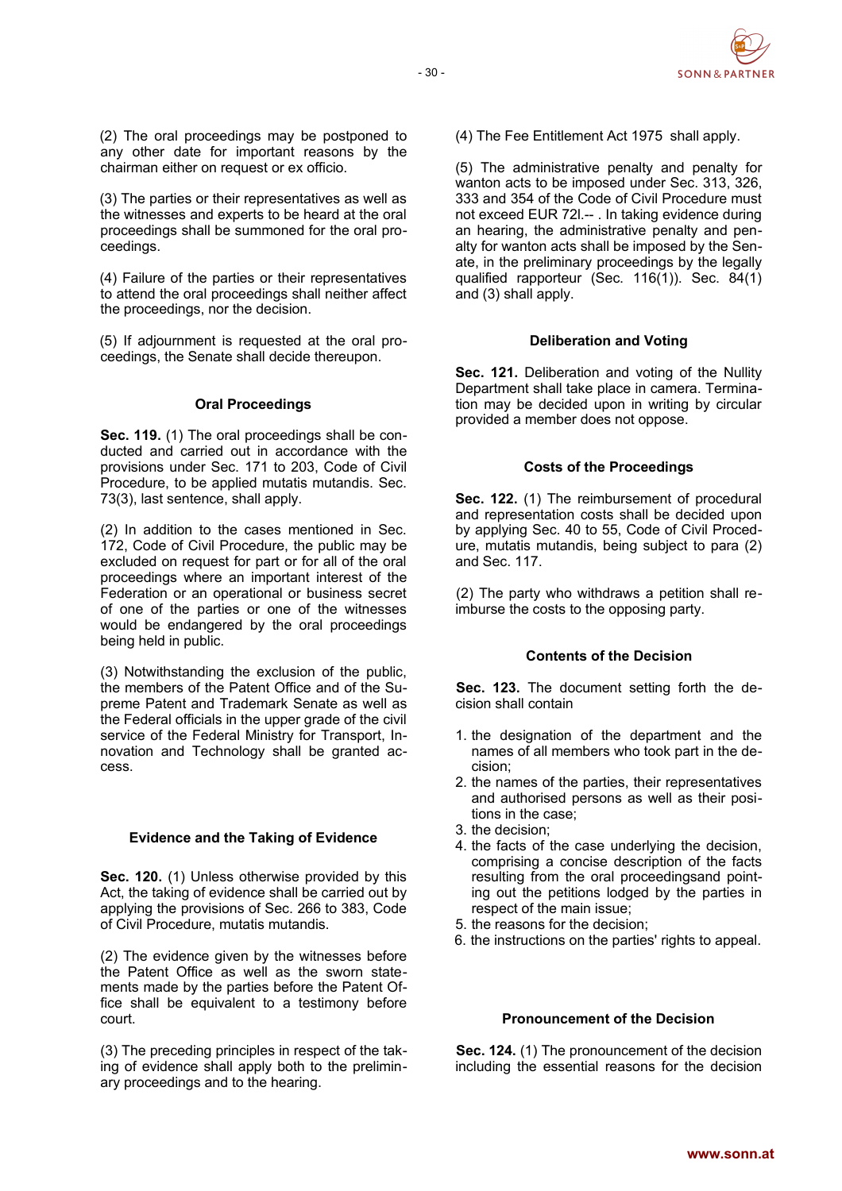(2) The oral proceedings may be postponed to any other date for important reasons by the chairman either on request or ex officio.

(3) The parties or their representatives as well as the witnesses and experts to be heard at the oral proceedings shall be summoned for the oral proceedings.

(4) Failure of the parties or their representatives to attend the oral proceedings shall neither affect the proceedings, nor the decision.

(5) If adjournment is requested at the oral proceedings, the Senate shall decide thereupon.

### Oral Proceedings

**Sec. 119.** (1) The oral proceedings shall be conducted and carried out in accordance with the provisions under Sec. 171 to 203, Code of Civil Procedure, to be applied mutatis mutandis. Sec. 73(3), last sentence, shall apply.

(2) In addition to the cases mentioned in Sec. 172, Code of Civil Procedure, the public may be excluded on request for part or for all of the oral proceedings where an important interest of the Federation or an operational or business secret of one of the parties or one of the witnesses would be endangered by the oral proceedings being held in public.

(3) Notwithstanding the exclusion of the public, the members of the Patent Office and of the Supreme Patent and Trademark Senate as well as the Federal officials in the upper grade of the civil service of the Federal Ministry for Transport, Innovation and Technology shall be granted access.

### Evidence and the Taking of Evidence

**Sec. 120.** (1) Unless otherwise provided by this Act, the taking of evidence shall be carried out by applying the provisions of Sec. 266 to 383, Code of Civil Procedure, mutatis mutandis.

(2) The evidence given by the witnesses before the Patent Office as well as the sworn statements made by the parties before the Patent Office shall be equivalent to a testimony before court.

(3) The preceding principles in respect of the taking of evidence shall apply both to the preliminary proceedings and to the hearing.

(4) The Fee Entitlement Act 1975 shall apply.

(5) The administrative penalty and penalty for wanton acts to be imposed under Sec. 313, 326, 333 and 354 of the Code of Civil Procedure must not exceed EUR 72l.-- . In taking evidence during an hearing, the administrative penalty and penalty for wanton acts shall be imposed by the Senate, in the preliminary proceedings by the legally qualified rapporteur (Sec. 116(1)). Sec. 84(1) and (3) shall apply.

### Deliberation and Voting

**Sec. 121.** Deliberation and voting of the Nullity Department shall take place in camera. Termination may be decided upon in writing by circular provided a member does not oppose.

### Costs of the Proceedings

**Sec. 122.** (1) The reimbursement of procedural and representation costs shall be decided upon by applying Sec. 40 to 55, Code of Civil Procedure, mutatis mutandis, being subject to para (2) and Sec. 117.

(2) The party who withdraws a petition shall reimburse the costs to the opposing party.

### Contents of the Decision

**Sec. 123.** The document setting forth the decision shall contain

1. the designation of the department and the names of all members who took part in the decision;
2. the names of the parties, their representatives and authorised persons as well as their positions in the case;
3. the decision;
4. the facts of the case underlying the decision, comprising a concise description of the facts resulting from the oral proceedingsand pointing out the petitions lodged by the parties in respect of the main issue;
5. the reasons for the decision;
6. the instructions on the parties' rights to appeal.

### Pronouncement of the Decision

**Sec. 124.** (1) The pronouncement of the decision including the essential reasons for the decision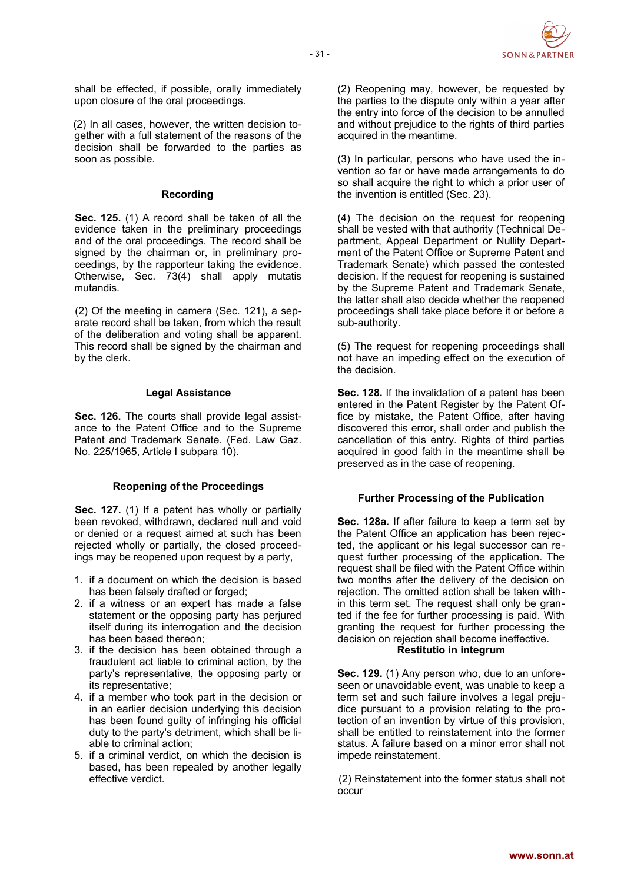shall be effected, if possible, orally immediately upon closure of the oral proceedings.

(2) In all cases, however, the written decision together with a full statement of the reasons of the decision shall be forwarded to the parties as soon as possible.

### Recording

**Sec. 125.** (1) A record shall be taken of all the evidence taken in the preliminary proceedings and of the oral proceedings. The record shall be signed by the chairman or, in preliminary proceedings, by the rapporteur taking the evidence. Otherwise, Sec. 73(4) shall apply mutatis mutandis.

(2) Of the meeting in camera (Sec. 121), a separate record shall be taken, from which the result of the deliberation and voting shall be apparent. This record shall be signed by the chairman and by the clerk.

### Legal Assistance

**Sec. 126.** The courts shall provide legal assistance to the Patent Office and to the Supreme Patent and Trademark Senate. (Fed. Law Gaz. No. 225/1965, Article I subpara 10).

### Reopening of the Proceedings

**Sec. 127.** (1) If a patent has wholly or partially been revoked, withdrawn, declared null and void or denied or a request aimed at such has been rejected wholly or partially, the closed proceedings may be reopened upon request by a party,

1. if a document on which the decision is based has been falsely drafted or forged;
2. if a witness or an expert has made a false statement or the opposing party has perjured itself during its interrogation and the decision has been based thereon;
3. if the decision has been obtained through a fraudulent act liable to criminal action, by the party's representative, the opposing party or its representative;
4. if a member who took part in the decision or in an earlier decision underlying this decision has been found guilty of infringing his official duty to the party's detriment, which shall be liable to criminal action;
5. if a criminal verdict, on which the decision is based, has been repealed by another legally effective verdict.

(2) Reopening may, however, be requested by the parties to the dispute only within a year after the entry into force of the decision to be annulled and without prejudice to the rights of third parties acquired in the meantime.

(3) In particular, persons who have used the invention so far or have made arrangements to do so shall acquire the right to which a prior user of the invention is entitled (Sec. 23).

(4) The decision on the request for reopening shall be vested with that authority (Technical Department, Appeal Department or Nullity Department of the Patent Office or Supreme Patent and Trademark Senate) which passed the contested decision. If the request for reopening is sustained by the Supreme Patent and Trademark Senate, the latter shall also decide whether the reopened proceedings shall take place before it or before a sub-authority.

(5) The request for reopening proceedings shall not have an impeding effect on the execution of the decision.

**Sec. 128.** If the invalidation of a patent has been entered in the Patent Register by the Patent Office by mistake, the Patent Office, after having discovered this error, shall order and publish the cancellation of this entry. Rights of third parties acquired in good faith in the meantime shall be preserved as in the case of reopening.

### Further Processing of the Publication

**Sec. 128a.** If after failure to keep a term set by the Patent Office an application has been rejected, the applicant or his legal successor can request further processing of the application. The request shall be filed with the Patent Office within two months after the delivery of the decision on rejection. The omitted action shall be taken within this term set. The request shall only be granted if the fee for further processing is paid. With granting the request for further processing the decision on rejection shall become ineffective.

### Restitutio in integrum

**Sec. 129.** (1) Any person who, due to an unforeseen or unavoidable event, was unable to keep a term set and such failure involves a legal prejudice pursuant to a provision relating to the protection of an invention by virtue of this provision, shall be entitled to reinstatement into the former status. A failure based on a minor error shall not impede reinstatement.

(2) Reinstatement into the former status shall not occur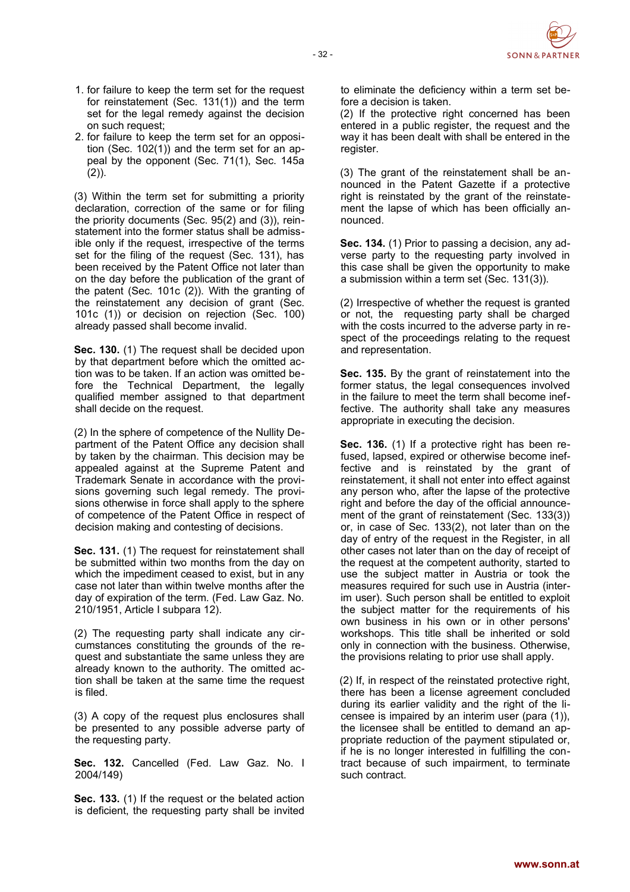1. for failure to keep the term set for the request for reinstatement (Sec. 131(1)) and the term set for the legal remedy against the decision on such request;
2. for failure to keep the term set for an opposition (Sec. 102(1)) and the term set for an appeal by the opponent (Sec. 71(1), Sec. 145a (2)).

(3) Within the term set for submitting a priority declaration, correction of the same or for filing the priority documents (Sec. 95(2) and (3)), reinstatement into the former status shall be admissible only if the request, irrespective of the terms set for the filing of the request (Sec. 131), has been received by the Patent Office not later than on the day before the publication of the grant of the patent (Sec. 101c (2)). With the granting of the reinstatement any decision of grant (Sec. 101c (1)) or decision on rejection (Sec. 100) already passed shall become invalid.

**Sec. 130.** (1) The request shall be decided upon by that department before which the omitted action was to be taken. If an action was omitted before the Technical Department, the legally qualified member assigned to that department shall decide on the request.

(2) In the sphere of competence of the Nullity Department of the Patent Office any decision shall by taken by the chairman. This decision may be appealed against at the Supreme Patent and Trademark Senate in accordance with the provisions governing such legal remedy. The provisions otherwise in force shall apply to the sphere of competence of the Patent Office in respect of decision making and contesting of decisions.

**Sec. 131.** (1) The request for reinstatement shall be submitted within two months from the day on which the impediment ceased to exist, but in any case not later than within twelve months after the day of expiration of the term. (Fed. Law Gaz. No. 210/1951, Article I subpara 12).

(2) The requesting party shall indicate any circumstances constituting the grounds of the request and substantiate the same unless they are already known to the authority. The omitted action shall be taken at the same time the request is filed.

(3) A copy of the request plus enclosures shall be presented to any possible adverse party of the requesting party.

**Sec. 132.** Cancelled (Fed. Law Gaz. No. I 2004/149)

**Sec. 133.** (1) If the request or the belated action is deficient, the requesting party shall be invited to eliminate the deficiency within a term set before a decision is taken.

(2) If the protective right concerned has been entered in a public register, the request and the way it has been dealt with shall be entered in the register.

(3) The grant of the reinstatement shall be announced in the Patent Gazette if a protective right is reinstated by the grant of the reinstatement the lapse of which has been officially announced.

**Sec. 134.** (1) Prior to passing a decision, any adverse party to the requesting party involved in this case shall be given the opportunity to make a submission within a term set (Sec. 131(3)).

(2) Irrespective of whether the request is granted or not, the requesting party shall be charged with the costs incurred to the adverse party in respect of the proceedings relating to the request and representation.

**Sec. 135.** By the grant of reinstatement into the former status, the legal consequences involved in the failure to meet the term shall become ineffective. The authority shall take any measures appropriate in executing the decision.

**Sec. 136.** (1) If a protective right has been refused, lapsed, expired or otherwise become ineffective and is reinstated by the grant of reinstatement, it shall not enter into effect against any person who, after the lapse of the protective right and before the day of the official announcement of the grant of reinstatement (Sec. 133(3)) or, in case of Sec. 133(2), not later than on the day of entry of the request in the Register, in all other cases not later than on the day of receipt of the request at the competent authority, started to use the subject matter in Austria or took the measures required for such use in Austria (interim user). Such person shall be entitled to exploit the subject matter for the requirements of his own business in his own or in other persons' workshops. This title shall be inherited or sold only in connection with the business. Otherwise, the provisions relating to prior use shall apply.

(2) If, in respect of the reinstated protective right, there has been a license agreement concluded during its earlier validity and the right of the licensee is impaired by an interim user (para (1)), the licensee shall be entitled to demand an appropriate reduction of the payment stipulated or, if he is no longer interested in fulfilling the contract because of such impairment, to terminate such contract.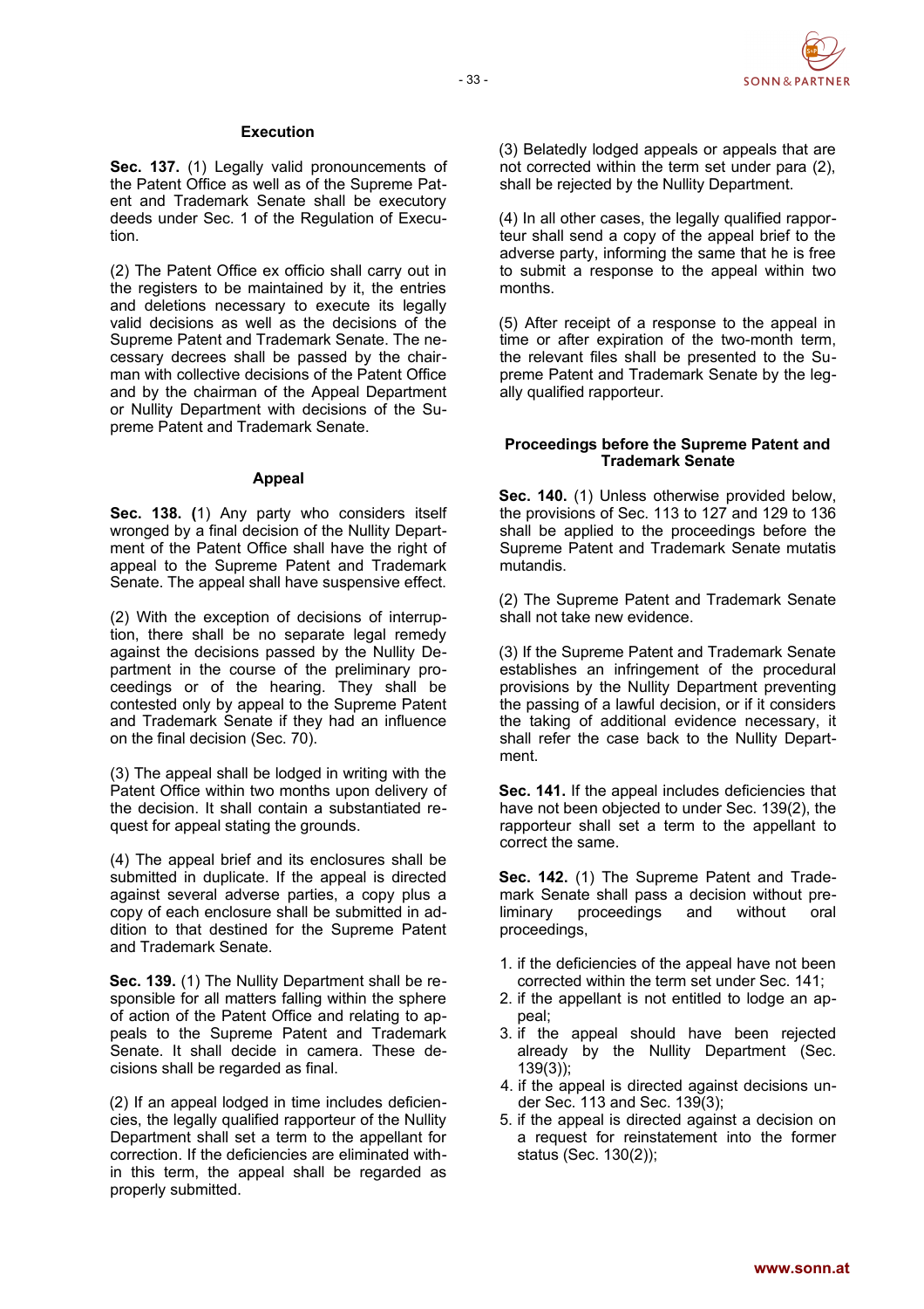### Execution

**Sec. 137.** (1) Legally valid pronouncements of the Patent Office as well as of the Supreme Patent and Trademark Senate shall be executory deeds under Sec. 1 of the Regulation of Execution.

(2) The Patent Office ex officio shall carry out in the registers to be maintained by it, the entries and deletions necessary to execute its legally valid decisions as well as the decisions of the Supreme Patent and Trademark Senate. The necessary decrees shall be passed by the chairman with collective decisions of the Patent Office and by the chairman of the Appeal Department or Nullity Department with decisions of the Supreme Patent and Trademark Senate.

### Appeal

**Sec. 138. (**1) Any party who considers itself wronged by a final decision of the Nullity Department of the Patent Office shall have the right of appeal to the Supreme Patent and Trademark Senate. The appeal shall have suspensive effect.

(2) With the exception of decisions of interruption, there shall be no separate legal remedy against the decisions passed by the Nullity Department in the course of the preliminary proceedings or of the hearing. They shall be contested only by appeal to the Supreme Patent and Trademark Senate if they had an influence on the final decision (Sec. 70).

(3) The appeal shall be lodged in writing with the Patent Office within two months upon delivery of the decision. It shall contain a substantiated request for appeal stating the grounds.

(4) The appeal brief and its enclosures shall be submitted in duplicate. If the appeal is directed against several adverse parties, a copy plus a copy of each enclosure shall be submitted in addition to that destined for the Supreme Patent and Trademark Senate.

**Sec. 139.** (1) The Nullity Department shall be responsible for all matters falling within the sphere of action of the Patent Office and relating to appeals to the Supreme Patent and Trademark Senate. It shall decide in camera. These decisions shall be regarded as final.

(2) If an appeal lodged in time includes deficiencies, the legally qualified rapporteur of the Nullity Department shall set a term to the appellant for correction. If the deficiencies are eliminated within this term, the appeal shall be regarded as properly submitted.

(3) Belatedly lodged appeals or appeals that are not corrected within the term set under para (2), shall be rejected by the Nullity Department.

(4) In all other cases, the legally qualified rapporteur shall send a copy of the appeal brief to the adverse party, informing the same that he is free to submit a response to the appeal within two months.

(5) After receipt of a response to the appeal in time or after expiration of the two-month term, the relevant files shall be presented to the Supreme Patent and Trademark Senate by the legally qualified rapporteur.

### Proceedings before the Supreme Patent and Trademark Senate

**Sec. 140.** (1) Unless otherwise provided below, the provisions of Sec. 113 to 127 and 129 to 136 shall be applied to the proceedings before the Supreme Patent and Trademark Senate mutatis mutandis.

(2) The Supreme Patent and Trademark Senate shall not take new evidence.

(3) If the Supreme Patent and Trademark Senate establishes an infringement of the procedural provisions by the Nullity Department preventing the passing of a lawful decision, or if it considers the taking of additional evidence necessary, it shall refer the case back to the Nullity Department.

**Sec. 141.** If the appeal includes deficiencies that have not been objected to under Sec. 139(2), the rapporteur shall set a term to the appellant to correct the same.

**Sec. 142.** (1) The Supreme Patent and Trademark Senate shall pass a decision without preliminary proceedings and without oral proceedings,

1. if the deficiencies of the appeal have not been corrected within the term set under Sec. 141;
2. if the appellant is not entitled to lodge an appeal;
3. if the appeal should have been rejected already by the Nullity Department (Sec. 139(3));
4. if the appeal is directed against decisions under Sec. 113 and Sec. 139(3);
5. if the appeal is directed against a decision on a request for reinstatement into the former status (Sec. 130(2));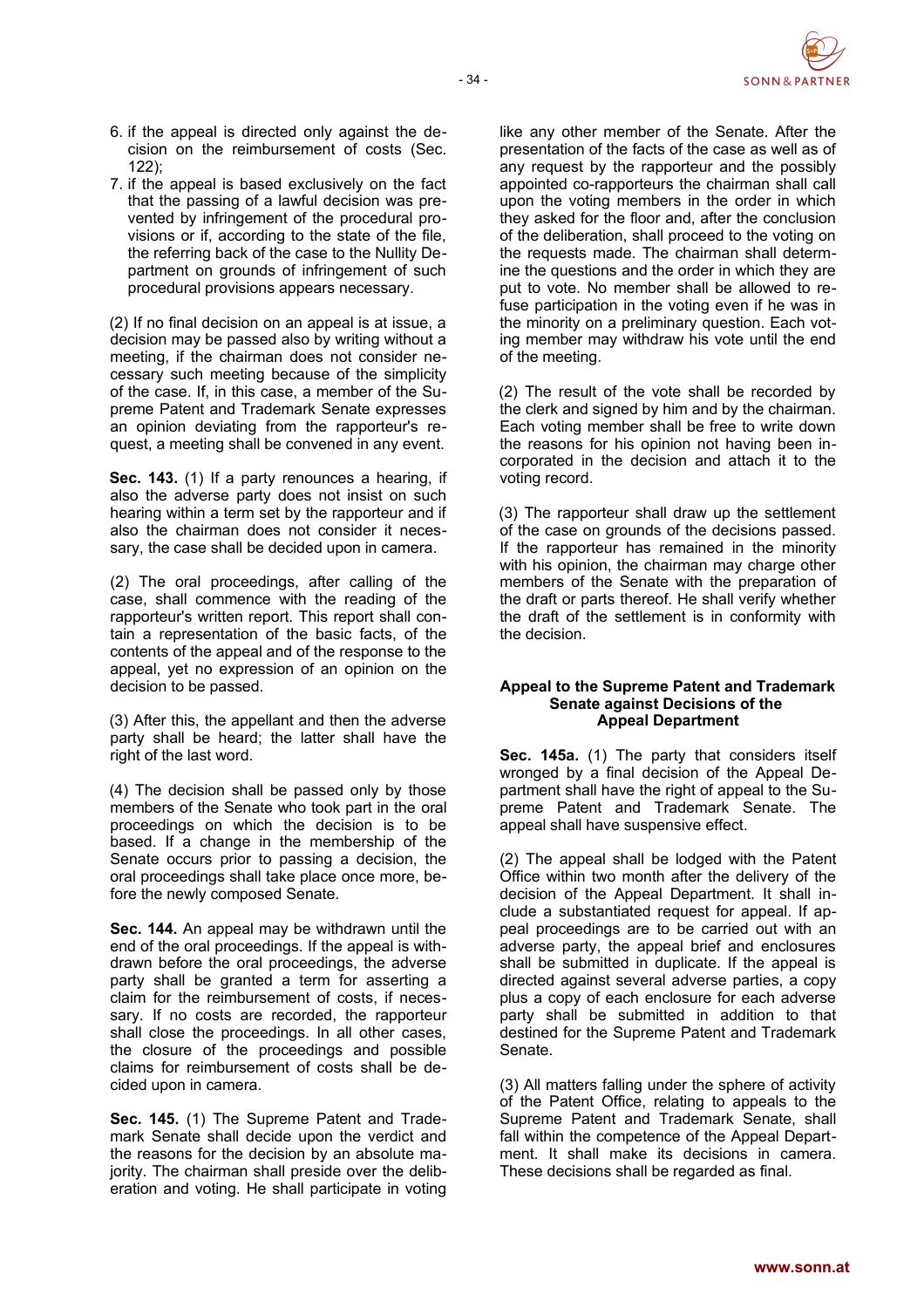6. if the appeal is directed only against the decision on the reimbursement of costs (Sec. 122);
7. if the appeal is based exclusively on the fact that the passing of a lawful decision was prevented by infringement of the procedural provisions or if, according to the state of the file, the referring back of the case to the Nullity Department on grounds of infringement of such procedural provisions appears necessary.

(2) If no final decision on an appeal is at issue, a decision may be passed also by writing without a meeting, if the chairman does not consider necessary such meeting because of the simplicity of the case. If, in this case, a member of the Supreme Patent and Trademark Senate expresses an opinion deviating from the rapporteur's request, a meeting shall be convened in any event.

**Sec. 143.** (1) If a party renounces a hearing, if also the adverse party does not insist on such hearing within a term set by the rapporteur and if also the chairman does not consider it necessary, the case shall be decided upon in camera.

(2) The oral proceedings, after calling of the case, shall commence with the reading of the rapporteur's written report. This report shall contain a representation of the basic facts, of the contents of the appeal and of the response to the appeal, yet no expression of an opinion on the decision to be passed.

(3) After this, the appellant and then the adverse party shall be heard; the latter shall have the right of the last word.

(4) The decision shall be passed only by those members of the Senate who took part in the oral proceedings on which the decision is to be based. If a change in the membership of the Senate occurs prior to passing a decision, the oral proceedings shall take place once more, before the newly composed Senate.

**Sec. 144.** An appeal may be withdrawn until the end of the oral proceedings. If the appeal is withdrawn before the oral proceedings, the adverse party shall be granted a term for asserting a claim for the reimbursement of costs, if necessary. If no costs are recorded, the rapporteur shall close the proceedings. In all other cases, the closure of the proceedings and possible claims for reimbursement of costs shall be decided upon in camera.

**Sec. 145.** (1) The Supreme Patent and Trademark Senate shall decide upon the verdict and the reasons for the decision by an absolute majority. The chairman shall preside over the deliberation and voting. He shall participate in voting like any other member of the Senate. After the presentation of the facts of the case as well as of any request by the rapporteur and the possibly appointed co-rapporteurs the chairman shall call upon the voting members in the order in which they asked for the floor and, after the conclusion of the deliberation, shall proceed to the voting on the requests made. The chairman shall determine the questions and the order in which they are put to vote. No member shall be allowed to refuse participation in the voting even if he was in the minority on a preliminary question. Each voting member may withdraw his vote until the end of the meeting.

(2) The result of the vote shall be recorded by the clerk and signed by him and by the chairman. Each voting member shall be free to write down the reasons for his opinion not having been incorporated in the decision and attach it to the voting record.

(3) The rapporteur shall draw up the settlement of the case on grounds of the decisions passed. If the rapporteur has remained in the minority with his opinion, the chairman may charge other members of the Senate with the preparation of the draft or parts thereof. He shall verify whether the draft of the settlement is in conformity with the decision.

**Appeal to the Supreme Patent and Trademark Senate against Decisions of the Appeal Department**

**Sec. 145a.** (1) The party that considers itself wronged by a final decision of the Appeal Department shall have the right of appeal to the Supreme Patent and Trademark Senate. The appeal shall have suspensive effect.

(2) The appeal shall be lodged with the Patent Office within two month after the delivery of the decision of the Appeal Department. It shall include a substantiated request for appeal. If appeal proceedings are to be carried out with an adverse party, the appeal brief and enclosures shall be submitted in duplicate. If the appeal is directed against several adverse parties, a copy plus a copy of each enclosure for each adverse party shall be submitted in addition to that destined for the Supreme Patent and Trademark Senate.

(3) All matters falling under the sphere of activity of the Patent Office, relating to appeals to the Supreme Patent and Trademark Senate, shall fall within the competence of the Appeal Department. It shall make its decisions in camera. These decisions shall be regarded as final.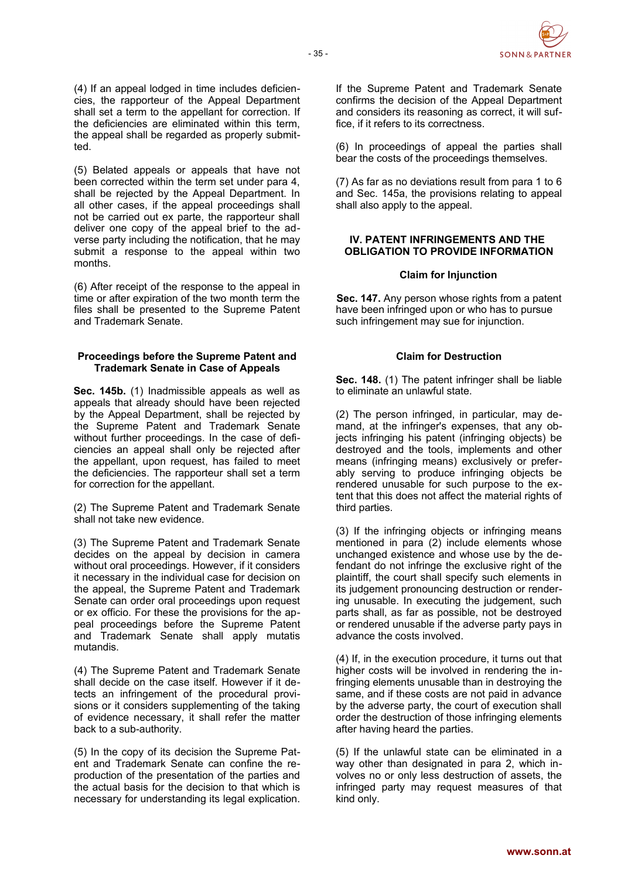(4) If an appeal lodged in time includes deficiencies, the rapporteur of the Appeal Department shall set a term to the appellant for correction. If the deficiencies are eliminated within this term, the appeal shall be regarded as properly submitted.

(5) Belated appeals or appeals that have not been corrected within the term set under para 4, shall be rejected by the Appeal Department. In all other cases, if the appeal proceedings shall not be carried out ex parte, the rapporteur shall deliver one copy of the appeal brief to the adverse party including the notification, that he may submit a response to the appeal within two months.

(6) After receipt of the response to the appeal in time or after expiration of the two month term the files shall be presented to the Supreme Patent and Trademark Senate.

**Proceedings before the Supreme Patent and Trademark Senate in Case of Appeals**

**Sec. 145b.** (1) Inadmissible appeals as well as appeals that already should have been rejected by the Appeal Department, shall be rejected by the Supreme Patent and Trademark Senate without further proceedings. In the case of deficiencies an appeal shall only be rejected after the appellant, upon request, has failed to meet the deficiencies. The rapporteur shall set a term for correction for the appellant.

(2) The Supreme Patent and Trademark Senate shall not take new evidence.

(3) The Supreme Patent and Trademark Senate decides on the appeal by decision in camera without oral proceedings. However, if it considers it necessary in the individual case for decision on the appeal, the Supreme Patent and Trademark Senate can order oral proceedings upon request or ex officio. For these the provisions for the appeal proceedings before the Supreme Patent and Trademark Senate shall apply mutatis mutandis.

(4) The Supreme Patent and Trademark Senate shall decide on the case itself. However if it detects an infringement of the procedural provisions or it considers supplementing of the taking of evidence necessary, it shall refer the matter back to a sub-authority.

(5) In the copy of its decision the Supreme Patent and Trademark Senate can confine the reproduction of the presentation of the parties and the actual basis for the decision to that which is necessary for understanding its legal explication. If the Supreme Patent and Trademark Senate confirms the decision of the Appeal Department and considers its reasoning as correct, it will suffice, if it refers to its correctness.

(6) In proceedings of appeal the parties shall bear the costs of the proceedings themselves.

(7) As far as no deviations result from para 1 to 6 and Sec. 145a, the provisions relating to appeal shall also apply to the appeal.

## IV. PATENT INFRINGEMENTS AND THE OBLIGATION TO PROVIDE INFORMATION

**Claim for Injunction**

**Sec. 147.** Any person whose rights from a patent have been infringed upon or who has to pursue such infringement may sue for injunction.

**Claim for Destruction**

**Sec. 148.** (1) The patent infringer shall be liable to eliminate an unlawful state.

(2) The person infringed, in particular, may demand, at the infringer's expenses, that any objects infringing his patent (infringing objects) be destroyed and the tools, implements and other means (infringing means) exclusively or preferably serving to produce infringing objects be rendered unusable for such purpose to the extent that this does not affect the material rights of third parties.

(3) If the infringing objects or infringing means mentioned in para (2) include elements whose unchanged existence and whose use by the defendant do not infringe the exclusive right of the plaintiff, the court shall specify such elements in its judgement pronouncing destruction or rendering unusable. In executing the judgement, such parts shall, as far as possible, not be destroyed or rendered unusable if the adverse party pays in advance the costs involved.

(4) If, in the execution procedure, it turns out that higher costs will be involved in rendering the infringing elements unusable than in destroying the same, and if these costs are not paid in advance by the adverse party, the court of execution shall order the destruction of those infringing elements after having heard the parties.

(5) If the unlawful state can be eliminated in a way other than designated in para 2, which involves no or only less destruction of assets, the infringed party may request measures of that kind only.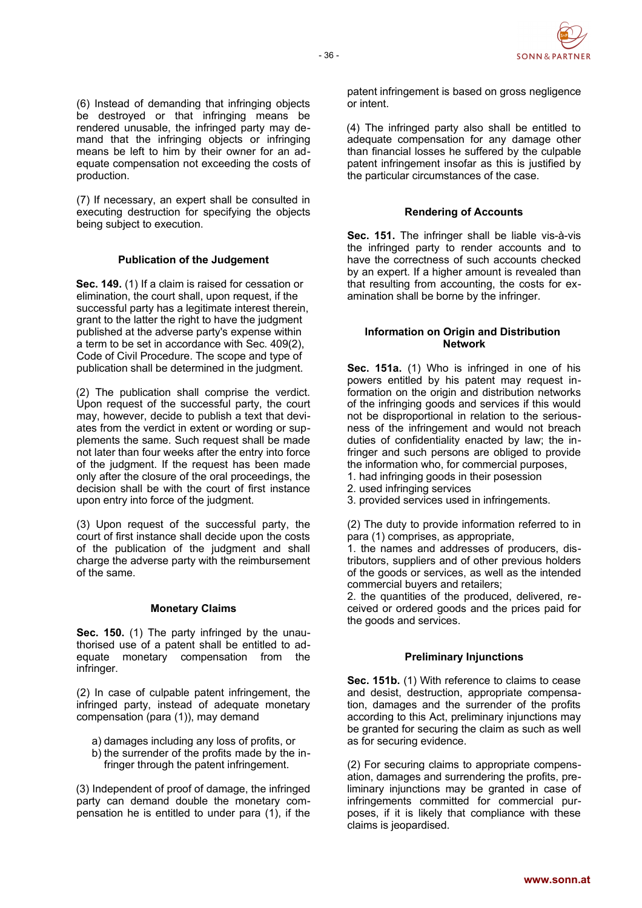(6) Instead of demanding that infringing objects be destroyed or that infringing means be rendered unusable, the infringed party may demand that the infringing objects or infringing means be left to him by their owner for an adequate compensation not exceeding the costs of production.

(7) If necessary, an expert shall be consulted in executing destruction for specifying the objects being subject to execution.

### Publication of the Judgement

**Sec. 149.** (1) If a claim is raised for cessation or elimination, the court shall, upon request, if the successful party has a legitimate interest therein, grant to the latter the right to have the judgment published at the adverse party's expense within a term to be set in accordance with Sec. 409(2), Code of Civil Procedure. The scope and type of publication shall be determined in the judgment.

(2) The publication shall comprise the verdict. Upon request of the successful party, the court may, however, decide to publish a text that deviates from the verdict in extent or wording or supplements the same. Such request shall be made not later than four weeks after the entry into force of the judgment. If the request has been made only after the closure of the oral proceedings, the decision shall be with the court of first instance upon entry into force of the judgment.

(3) Upon request of the successful party, the court of first instance shall decide upon the costs of the publication of the judgment and shall charge the adverse party with the reimbursement of the same.

### Monetary Claims

**Sec. 150.** (1) The party infringed by the unauthorised use of a patent shall be entitled to adequate monetary compensation from the infringer.

(2) In case of culpable patent infringement, the infringed party, instead of adequate monetary compensation (para (1)), may demand

a) damages including any loss of profits, or
b) the surrender of the profits made by the infringer through the patent infringement.

(3) Independent of proof of damage, the infringed party can demand double the monetary compensation he is entitled to under para (1), if the patent infringement is based on gross negligence or intent.

(4) The infringed party also shall be entitled to adequate compensation for any damage other than financial losses he suffered by the culpable patent infringement insofar as this is justified by the particular circumstances of the case.

### Rendering of Accounts

**Sec. 151.** The infringer shall be liable vis-à-vis the infringed party to render accounts and to have the correctness of such accounts checked by an expert. If a higher amount is revealed than that resulting from accounting, the costs for examination shall be borne by the infringer.

### Information on Origin and Distribution Network

**Sec. 151a.** (1) Who is infringed in one of his powers entitled by his patent may request information on the origin and distribution networks of the infringing goods and services if this would not be disproportional in relation to the seriousness of the infringement and would not breach duties of confidentiality enacted by law; the infringer and such persons are obliged to provide the information who, for commercial purposes,

1. had infringing goods in their posession
2. used infringing services
3. provided services used in infringements.

(2) The duty to provide information referred to in para (1) comprises, as appropriate,

1. the names and addresses of producers, distributors, suppliers and of other previous holders of the goods or services, as well as the intended commercial buyers and retailers;
2. the quantities of the produced, delivered, received or ordered goods and the prices paid for the goods and services.

### Preliminary Injunctions

**Sec. 151b.** (1) With reference to claims to cease and desist, destruction, appropriate compensation, damages and the surrender of the profits according to this Act, preliminary injunctions may be granted for securing the claim as such as well as for securing evidence.

(2) For securing claims to appropriate compensation, damages and surrendering the profits, preliminary injunctions may be granted in case of infringements committed for commercial purposes, if it is likely that compliance with these claims is jeopardised.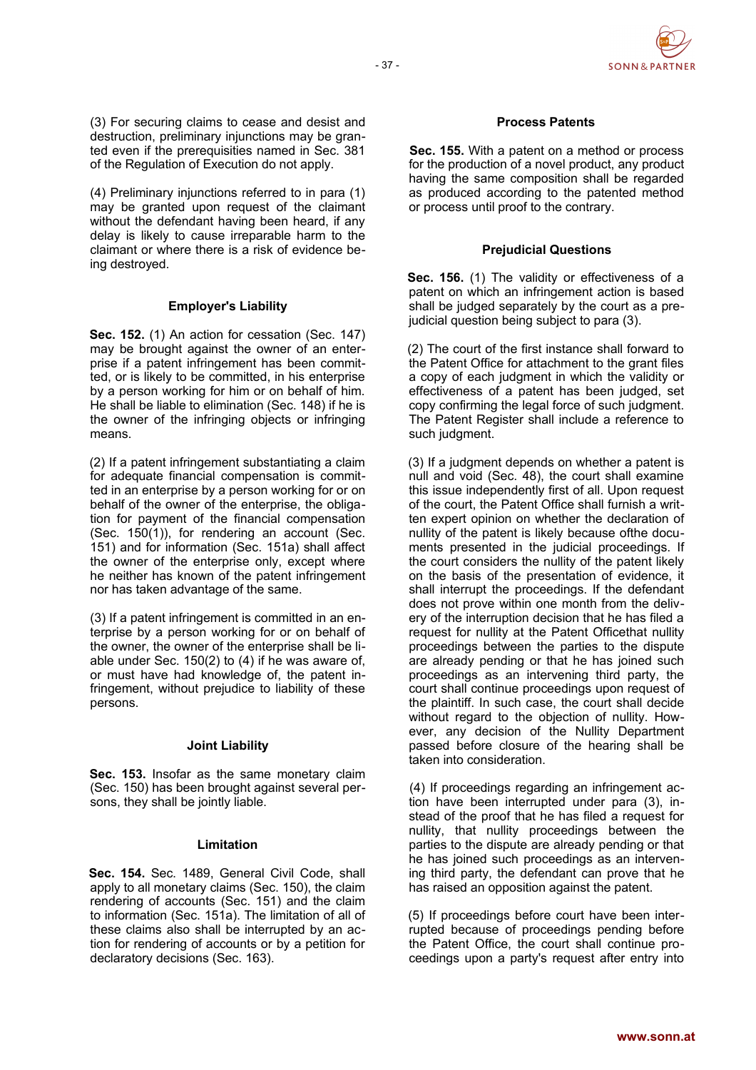(3) For securing claims to cease and desist and destruction, preliminary injunctions may be granted even if the prerequisities named in Sec. 381 of the Regulation of Execution do not apply.

(4) Preliminary injunctions referred to in para (1) may be granted upon request of the claimant without the defendant having been heard, if any delay is likely to cause irreparable harm to the claimant or where there is a risk of evidence being destroyed.

### Employer's Liability

**Sec. 152.** (1) An action for cessation (Sec. 147) may be brought against the owner of an enterprise if a patent infringement has been committed, or is likely to be committed, in his enterprise by a person working for him or on behalf of him. He shall be liable to elimination (Sec. 148) if he is the owner of the infringing objects or infringing means.

(2) If a patent infringement substantiating a claim for adequate financial compensation is committed in an enterprise by a person working for or on behalf of the owner of the enterprise, the obligation for payment of the financial compensation (Sec. 150(1)), for rendering an account (Sec. 151) and for information (Sec. 151a) shall affect the owner of the enterprise only, except where he neither has known of the patent infringement nor has taken advantage of the same.

(3) If a patent infringement is committed in an enterprise by a person working for or on behalf of the owner, the owner of the enterprise shall be liable under Sec. 150(2) to (4) if he was aware of, or must have had knowledge of, the patent infringement, without prejudice to liability of these persons.

### Joint Liability

**Sec. 153.** Insofar as the same monetary claim (Sec. 150) has been brought against several persons, they shall be jointly liable.

### Limitation

**Sec. 154.** Sec. 1489, General Civil Code, shall apply to all monetary claims (Sec. 150), the claim rendering of accounts (Sec. 151) and the claim to information (Sec. 151a). The limitation of all of these claims also shall be interrupted by an action for rendering of accounts or by a petition for declaratory decisions (Sec. 163).

### Process Patents

**Sec. 155.** With a patent on a method or process for the production of a novel product, any product having the same composition shall be regarded as produced according to the patented method or process until proof to the contrary.

### Prejudicial Questions

**Sec. 156.** (1) The validity or effectiveness of a patent on which an infringement action is based shall be judged separately by the court as a prejudicial question being subject to para (3).

(2) The court of the first instance shall forward to the Patent Office for attachment to the grant files a copy of each judgment in which the validity or effectiveness of a patent has been judged, set copy confirming the legal force of such judgment. The Patent Register shall include a reference to such judgment.

(3) If a judgment depends on whether a patent is null and void (Sec. 48), the court shall examine this issue independently first of all. Upon request of the court, the Patent Office shall furnish a written expert opinion on whether the declaration of nullity of the patent is likely because ofthe documents presented in the judicial proceedings. If the court considers the nullity of the patent likely on the basis of the presentation of evidence, it shall interrupt the proceedings. If the defendant does not prove within one month from the delivery of the interruption decision that he has filed a request for nullity at the Patent Officethat nullity proceedings between the parties to the dispute are already pending or that he has joined such proceedings as an intervening third party, the court shall continue proceedings upon request of the plaintiff. In such case, the court shall decide without regard to the objection of nullity. However, any decision of the Nullity Department passed before closure of the hearing shall be taken into consideration.

(4) If proceedings regarding an infringement action have been interrupted under para (3), instead of the proof that he has filed a request for nullity, that nullity proceedings between the parties to the dispute are already pending or that he has joined such proceedings as an intervening third party, the defendant can prove that he has raised an opposition against the patent.

(5) If proceedings before court have been interrupted because of proceedings pending before the Patent Office, the court shall continue proceedings upon a party's request after entry into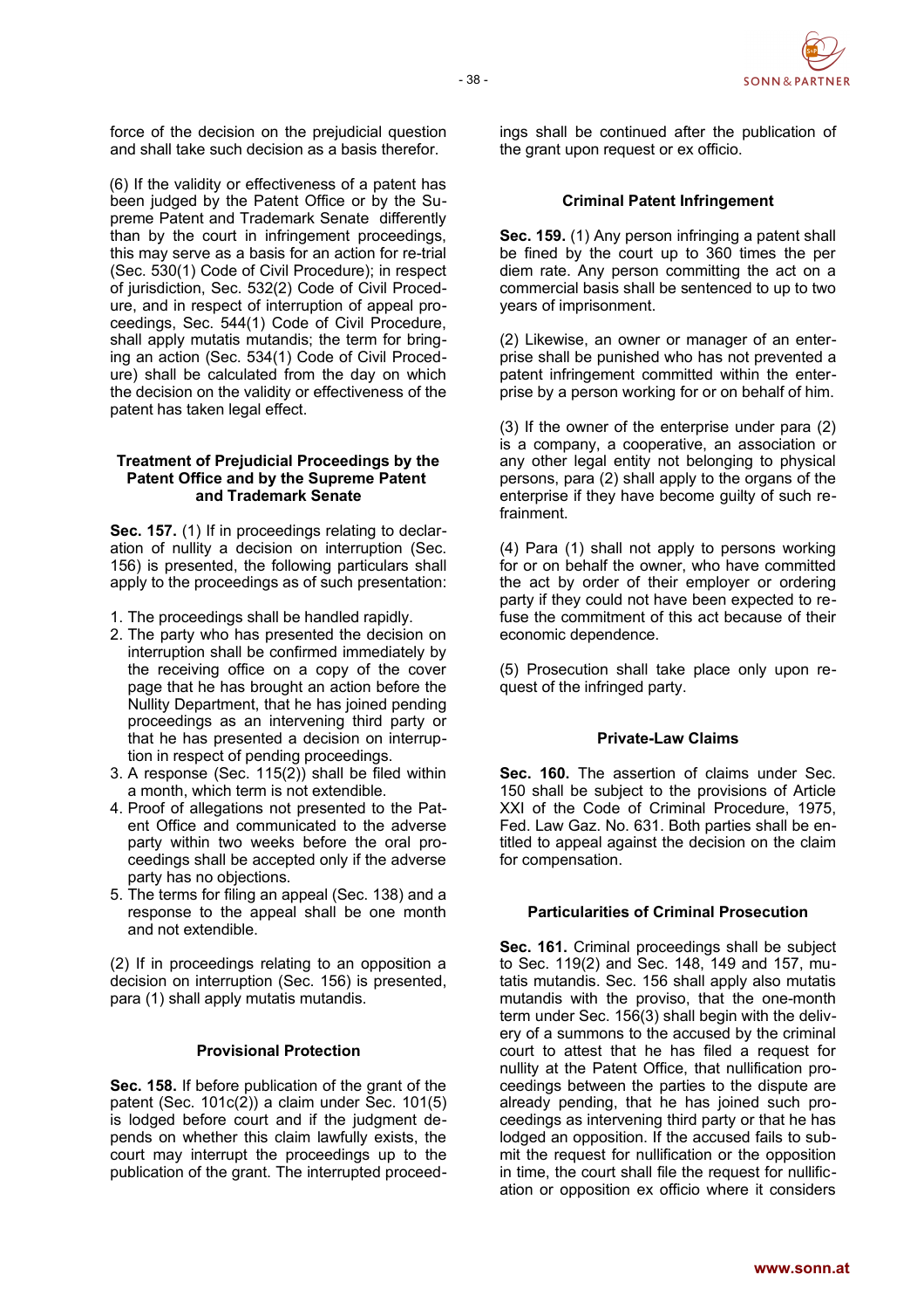force of the decision on the prejudicial question and shall take such decision as a basis therefor.

(6) If the validity or effectiveness of a patent has been judged by the Patent Office or by the Supreme Patent and Trademark Senate differently than by the court in infringement proceedings, this may serve as a basis for an action for re-trial (Sec. 530(1) Code of Civil Procedure); in respect of jurisdiction, Sec. 532(2) Code of Civil Procedure, and in respect of interruption of appeal proceedings, Sec. 544(1) Code of Civil Procedure, shall apply mutatis mutandis; the term for bringing an action (Sec. 534(1) Code of Civil Procedure) shall be calculated from the day on which the decision on the validity or effectiveness of the patent has taken legal effect.

### Treatment of Prejudicial Proceedings by the Patent Office and by the Supreme Patent and Trademark Senate

**Sec. 157.** (1) If in proceedings relating to declaration of nullity a decision on interruption (Sec. 156) is presented, the following particulars shall apply to the proceedings as of such presentation:

1. The proceedings shall be handled rapidly.
2. The party who has presented the decision on interruption shall be confirmed immediately by the receiving office on a copy of the cover page that he has brought an action before the Nullity Department, that he has joined pending proceedings as an intervening third party or that he has presented a decision on interruption in respect of pending proceedings.
3. A response (Sec. 115(2)) shall be filed within a month, which term is not extendible.
4. Proof of allegations not presented to the Patent Office and communicated to the adverse party within two weeks before the oral proceedings shall be accepted only if the adverse party has no objections.
5. The terms for filing an appeal (Sec. 138) and a response to the appeal shall be one month and not extendible.

(2) If in proceedings relating to an opposition a decision on interruption (Sec. 156) is presented, para (1) shall apply mutatis mutandis.

### Provisional Protection

**Sec. 158.** If before publication of the grant of the patent (Sec. 101c(2)) a claim under Sec. 101(5) is lodged before court and if the judgment depends on whether this claim lawfully exists, the court may interrupt the proceedings up to the publication of the grant. The interrupted proceedings shall be continued after the publication of the grant upon request or ex officio.

### Criminal Patent Infringement

**Sec. 159.** (1) Any person infringing a patent shall be fined by the court up to 360 times the per diem rate. Any person committing the act on a commercial basis shall be sentenced to up to two years of imprisonment.

(2) Likewise, an owner or manager of an enterprise shall be punished who has not prevented a patent infringement committed within the enterprise by a person working for or on behalf of him.

(3) If the owner of the enterprise under para (2) is a company, a cooperative, an association or any other legal entity not belonging to physical persons, para (2) shall apply to the organs of the enterprise if they have become guilty of such refrainment.

(4) Para (1) shall not apply to persons working for or on behalf the owner, who have committed the act by order of their employer or ordering party if they could not have been expected to refuse the commitment of this act because of their economic dependence.

(5) Prosecution shall take place only upon request of the infringed party.

### Private-Law Claims

**Sec. 160.** The assertion of claims under Sec. 150 shall be subject to the provisions of Article XXI of the Code of Criminal Procedure, 1975, Fed. Law Gaz. No. 631. Both parties shall be entitled to appeal against the decision on the claim for compensation.

### Particularities of Criminal Prosecution

**Sec. 161.** Criminal proceedings shall be subject to Sec. 119(2) and Sec. 148, 149 and 157, mutatis mutandis. Sec. 156 shall apply also mutatis mutandis with the proviso, that the one-month term under Sec. 156(3) shall begin with the delivery of a summons to the accused by the criminal court to attest that he has filed a request for nullity at the Patent Office, that nullification proceedings between the parties to the dispute are already pending, that he has joined such proceedings as intervening third party or that he has lodged an opposition. If the accused fails to submit the request for nullification or the opposition in time, the court shall file the request for nullification or opposition ex officio where it considers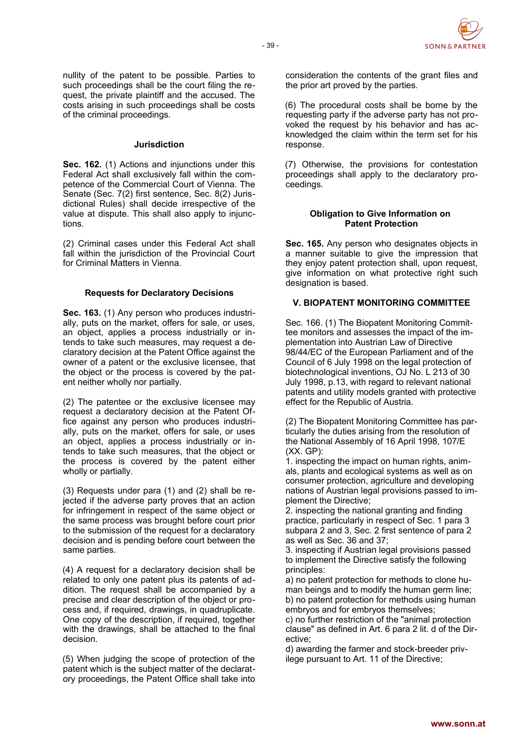nullity of the patent to be possible. Parties to such proceedings shall be the court filing the request, the private plaintiff and the accused. The costs arising in such proceedings shall be costs of the criminal proceedings.

#### Jurisdiction

**Sec. 162.** (1) Actions and injunctions under this Federal Act shall exclusively fall within the competence of the Commercial Court of Vienna. The Senate (Sec. 7(2) first sentence, Sec. 8(2) Jurisdictional Rules) shall decide irrespective of the value at dispute. This shall also apply to injunctions.

(2) Criminal cases under this Federal Act shall fall within the jurisdiction of the Provincial Court for Criminal Matters in Vienna.

#### Requests for Declaratory Decisions

**Sec. 163.** (1) Any person who produces industrially, puts on the market, offers for sale, or uses, an object, applies a process industrially or intends to take such measures, may request a declaratory decision at the Patent Office against the owner of a patent or the exclusive licensee, that the object or the process is covered by the patent neither wholly nor partially.

(2) The patentee or the exclusive licensee may request a declaratory decision at the Patent Office against any person who produces industrially, puts on the market, offers for sale, or uses an object, applies a process industrially or intends to take such measures, that the object or the process is covered by the patent either wholly or partially.

(3) Requests under para (1) and (2) shall be rejected if the adverse party proves that an action for infringement in respect of the same object or the same process was brought before court prior to the submission of the request for a declaratory decision and is pending before court between the same parties.

(4) A request for a declaratory decision shall be related to only one patent plus its patents of addition. The request shall be accompanied by a precise and clear description of the object or process and, if required, drawings, in quadruplicate. One copy of the description, if required, together with the drawings, shall be attached to the final decision.

(5) When judging the scope of protection of the patent which is the subject matter of the declaratory proceedings, the Patent Office shall take into consideration the contents of the grant files and the prior art proved by the parties.

(6) The procedural costs shall be borne by the requesting party if the adverse party has not provoked the request by his behavior and has acknowledged the claim within the term set for his response.

(7) Otherwise, the provisions for contestation proceedings shall apply to the declaratory proceedings.

#### Obligation to Give Information on Patent Protection

**Sec. 165.** Any person who designates objects in a manner suitable to give the impression that they enjoy patent protection shall, upon request, give information on what protective right such designation is based.

### V. BIOPATENT MONITORING COMMITTEE

Sec. 166. (1) The Biopatent Monitoring Committee monitors and assesses the impact of the implementation into Austrian Law of Directive 98/44/EC of the European Parliament and of the Council of 6 July 1998 on the legal protection of biotechnological inventions, OJ No. L 213 of 30 July 1998, p.13, with regard to relevant national patents and utility models granted with protective effect for the Republic of Austria.

(2) The Biopatent Monitoring Committee has particularly the duties arising from the resolution of the National Assembly of 16 April 1998, 107/E (XX. GP):

1. inspecting the impact on human rights, animals, plants and ecological systems as well as on consumer protection, agriculture and developing nations of Austrian legal provisions passed to implement the Directive;
2. inspecting the national granting and finding practice, particularly in respect of Sec. 1 para 3 subpara 2 and 3, Sec. 2 first sentence of para 2 as well as Sec. 36 and 37;
3. inspecting if Austrian legal provisions passed to implement the Directive satisfy the following principles:
   a) no patent protection for methods to clone human beings and to modify the human germ line;
   b) no patent protection for methods using human embryos and for embryos themselves;
   c) no further restriction of the "animal protection clause" as defined in Art. 6 para 2 lit. d of the Directive;
   d) awarding the farmer and stock-breeder privilege pursuant to Art. 11 of the Directive;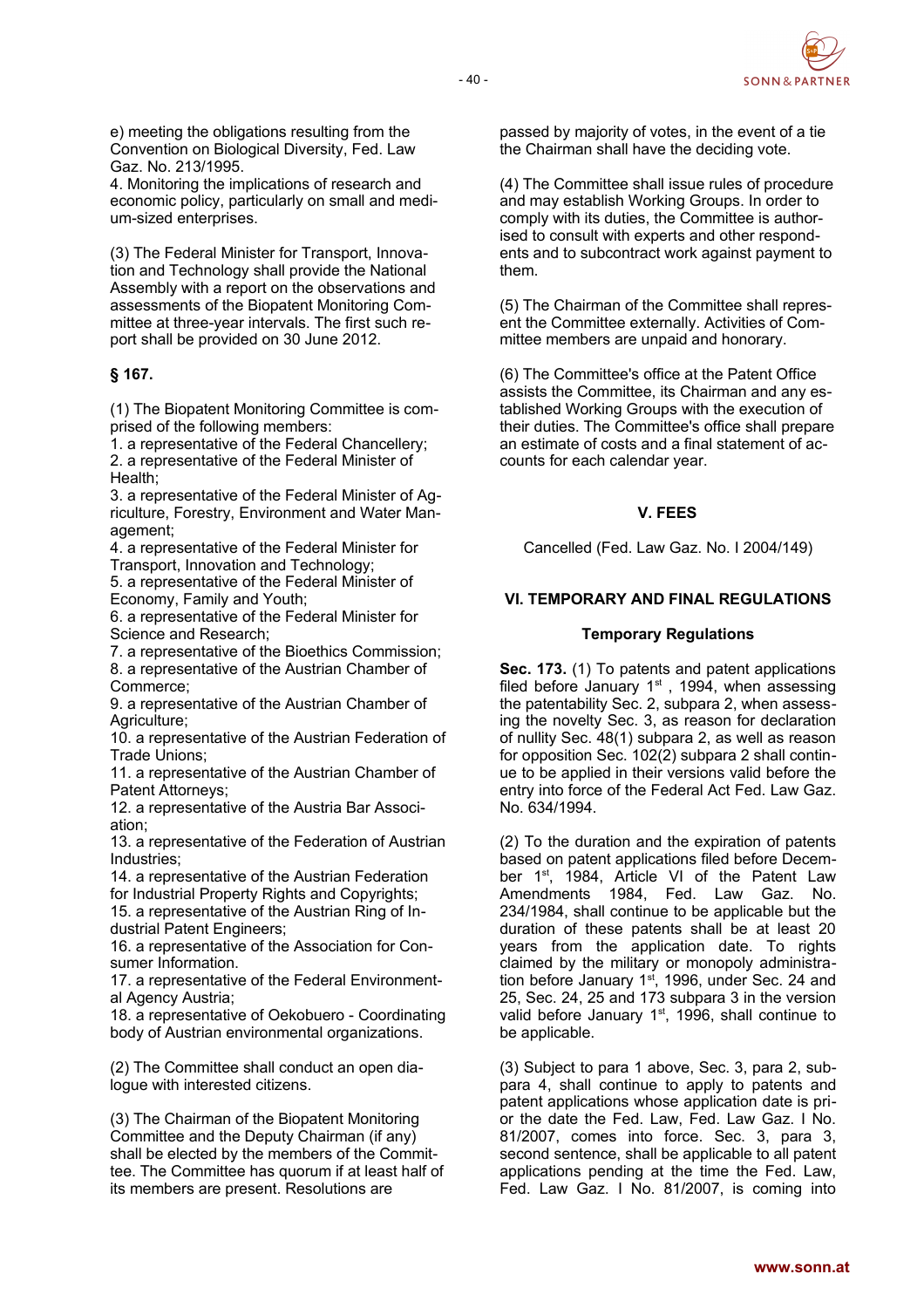e) meeting the obligations resulting from the Convention on Biological Diversity, Fed. Law Gaz. No. 213/1995.
4. Monitoring the implications of research and economic policy, particularly on small and medium-sized enterprises.

(3) The Federal Minister for Transport, Innovation and Technology shall provide the National Assembly with a report on the observations and assessments of the Biopatent Monitoring Committee at three-year intervals. The first such report shall be provided on 30 June 2012.

### § 167.

(1) The Biopatent Monitoring Committee is comprised of the following members:
1. a representative of the Federal Chancellery;
2. a representative of the Federal Minister of Health;
3. a representative of the Federal Minister of Agriculture, Forestry, Environment and Water Management;
4. a representative of the Federal Minister for Transport, Innovation and Technology;
5. a representative of the Federal Minister of Economy, Family and Youth;
6. a representative of the Federal Minister for Science and Research;
7. a representative of the Bioethics Commission;
8. a representative of the Austrian Chamber of Commerce;
9. a representative of the Austrian Chamber of Agriculture;
10. a representative of the Austrian Federation of Trade Unions;
11. a representative of the Austrian Chamber of Patent Attorneys;
12. a representative of the Austria Bar Association;
13. a representative of the Federation of Austrian Industries;
14. a representative of the Austrian Federation for Industrial Property Rights and Copyrights;
15. a representative of the Austrian Ring of Industrial Patent Engineers;
16. a representative of the Association for Consumer Information.
17. a representative of the Federal Environmental Agency Austria;
18. a representative of Oekobuero - Coordinating body of Austrian environmental organizations.

(2) The Committee shall conduct an open dialogue with interested citizens.

(3) The Chairman of the Biopatent Monitoring Committee and the Deputy Chairman (if any) shall be elected by the members of the Committee. The Committee has quorum if at least half of its members are present. Resolutions are passed by majority of votes, in the event of a tie the Chairman shall have the deciding vote.

(4) The Committee shall issue rules of procedure and may establish Working Groups. In order to comply with its duties, the Committee is authorised to consult with experts and other respondents and to subcontract work against payment to them.

(5) The Chairman of the Committee shall represent the Committee externally. Activities of Committee members are unpaid and honorary.

(6) The Committee's office at the Patent Office assists the Committee, its Chairman and any established Working Groups with the execution of their duties. The Committee's office shall prepare an estimate of costs and a final statement of accounts for each calendar year.

## V. FEES

Cancelled (Fed. Law Gaz. No. I 2004/149)

## VI. TEMPORARY AND FINAL REGULATIONS

### Temporary Regulations

**Sec. 173.** (1) To patents and patent applications filed before January 1st , 1994, when assessing the patentability Sec. 2, subpara 2, when assessing the novelty Sec. 3, as reason for declaration of nullity Sec. 48(1) subpara 2, as well as reason for opposition Sec. 102(2) subpara 2 shall continue to be applied in their versions valid before the entry into force of the Federal Act Fed. Law Gaz. No. 634/1994.

(2) To the duration and the expiration of patents based on patent applications filed before December 1st, 1984, Article VI of the Patent Law Amendments 1984, Fed. Law Gaz. No. 234/1984, shall continue to be applicable but the duration of these patents shall be at least 20 years from the application date. To rights claimed by the military or monopoly administration before January 1st, 1996, under Sec. 24 and 25, Sec. 24, 25 and 173 subpara 3 in the version valid before January 1st, 1996, shall continue to be applicable.

(3) Subject to para 1 above, Sec. 3, para 2, subpara 4, shall continue to apply to patents and patent applications whose application date is prior the date the Fed. Law, Fed. Law Gaz. I No. 81/2007, comes into force. Sec. 3, para 3, second sentence, shall be applicable to all patent applications pending at the time the Fed. Law, Fed. Law Gaz. I No. 81/2007, is coming into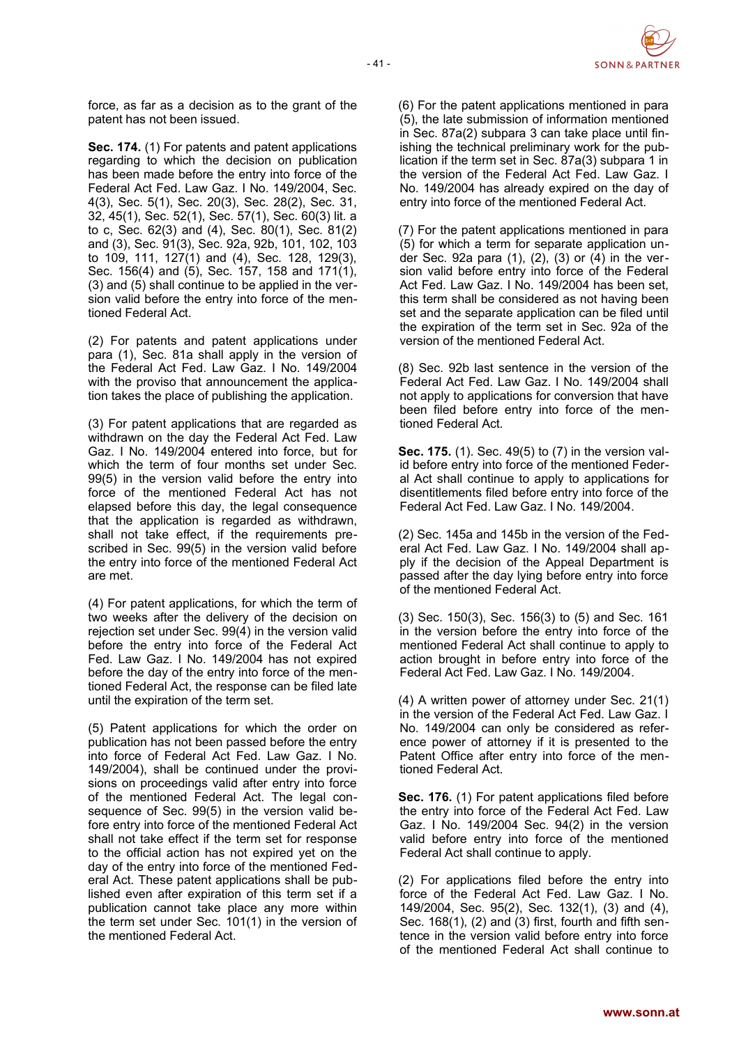force, as far as a decision as to the grant of the patent has not been issued.

**Sec. 174.** (1) For patents and patent applications regarding to which the decision on publication has been made before the entry into force of the Federal Act Fed. Law Gaz. I No. 149/2004, Sec. 4(3), Sec. 5(1), Sec. 20(3), Sec. 28(2), Sec. 31, 32, 45(1), Sec. 52(1), Sec. 57(1), Sec. 60(3) lit. a to c, Sec. 62(3) and (4), Sec. 80(1), Sec. 81(2) and (3), Sec. 91(3), Sec. 92a, 92b, 101, 102, 103 to 109, 111, 127(1) and (4), Sec. 128, 129(3), Sec. 156(4) and (5), Sec. 157, 158 and 171(1), (3) and (5) shall continue to be applied in the version valid before the entry into force of the mentioned Federal Act.

(2) For patents and patent applications under para (1), Sec. 81a shall apply in the version of the Federal Act Fed. Law Gaz. I No. 149/2004 with the proviso that announcement the application takes the place of publishing the application.

(3) For patent applications that are regarded as withdrawn on the day the Federal Act Fed. Law Gaz. I No. 149/2004 entered into force, but for which the term of four months set under Sec. 99(5) in the version valid before the entry into force of the mentioned Federal Act has not elapsed before this day, the legal consequence that the application is regarded as withdrawn, shall not take effect, if the requirements prescribed in Sec. 99(5) in the version valid before the entry into force of the mentioned Federal Act are met.

(4) For patent applications, for which the term of two weeks after the delivery of the decision on rejection set under Sec. 99(4) in the version valid before the entry into force of the Federal Act Fed. Law Gaz. I No. 149/2004 has not expired before the day of the entry into force of the mentioned Federal Act, the response can be filed late until the expiration of the term set.

(5) Patent applications for which the order on publication has not been passed before the entry into force of Federal Act Fed. Law Gaz. I No. 149/2004), shall be continued under the provisions on proceedings valid after entry into force of the mentioned Federal Act. The legal consequence of Sec. 99(5) in the version valid before entry into force of the mentioned Federal Act shall not take effect if the term set for response to the official action has not expired yet on the day of the entry into force of the mentioned Federal Act. These patent applications shall be published even after expiration of this term set if a publication cannot take place any more within the term set under Sec. 101(1) in the version of the mentioned Federal Act.

(6) For the patent applications mentioned in para (5), the late submission of information mentioned in Sec. 87a(2) subpara 3 can take place until finishing the technical preliminary work for the publication if the term set in Sec. 87a(3) subpara 1 in the version of the Federal Act Fed. Law Gaz. I No. 149/2004 has already expired on the day of entry into force of the mentioned Federal Act.

(7) For the patent applications mentioned in para (5) for which a term for separate application under Sec. 92a para (1), (2), (3) or (4) in the version valid before entry into force of the Federal Act Fed. Law Gaz. I No. 149/2004 has been set, this term shall be considered as not having been set and the separate application can be filed until the expiration of the term set in Sec. 92a of the version of the mentioned Federal Act.

(8) Sec. 92b last sentence in the version of the Federal Act Fed. Law Gaz. I No. 149/2004 shall not apply to applications for conversion that have been filed before entry into force of the mentioned Federal Act.

**Sec. 175.** (1). Sec. 49(5) to (7) in the version valid before entry into force of the mentioned Federal Act shall continue to apply to applications for disentitlements filed before entry into force of the Federal Act Fed. Law Gaz. I No. 149/2004.

(2) Sec. 145a and 145b in the version of the Federal Act Fed. Law Gaz. I No. 149/2004 shall apply if the decision of the Appeal Department is passed after the day lying before entry into force of the mentioned Federal Act.

(3) Sec. 150(3), Sec. 156(3) to (5) and Sec. 161 in the version before the entry into force of the mentioned Federal Act shall continue to apply to action brought in before entry into force of the Federal Act Fed. Law Gaz. I No. 149/2004.

(4) A written power of attorney under Sec. 21(1) in the version of the Federal Act Fed. Law Gaz. I No. 149/2004 can only be considered as reference power of attorney if it is presented to the Patent Office after entry into force of the mentioned Federal Act.

**Sec. 176.** (1) For patent applications filed before the entry into force of the Federal Act Fed. Law Gaz. I No. 149/2004 Sec. 94(2) in the version valid before entry into force of the mentioned Federal Act shall continue to apply.

(2) For applications filed before the entry into force of the Federal Act Fed. Law Gaz. I No. 149/2004, Sec. 95(2), Sec. 132(1), (3) and (4), Sec. 168(1), (2) and (3) first, fourth and fifth sentence in the version valid before entry into force of the mentioned Federal Act shall continue to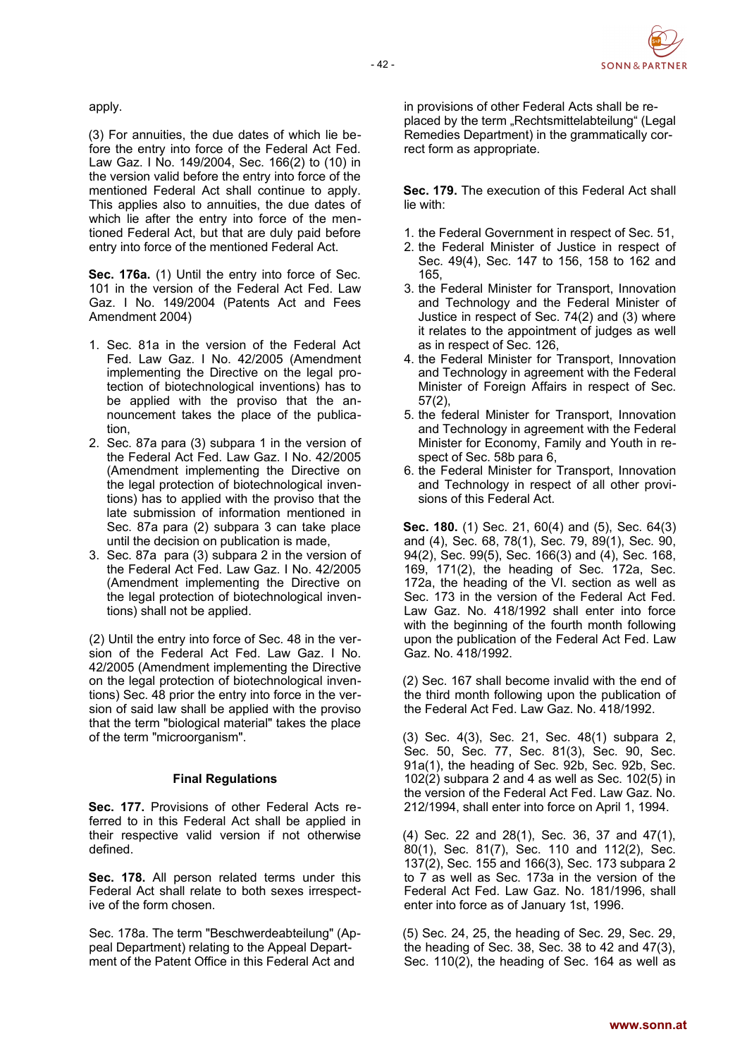apply.

(3) For annuities, the due dates of which lie before the entry into force of the Federal Act Fed. Law Gaz. I No. 149/2004, Sec. 166(2) to (10) in the version valid before the entry into force of the mentioned Federal Act shall continue to apply. This applies also to annuities, the due dates of which lie after the entry into force of the mentioned Federal Act, but that are duly paid before entry into force of the mentioned Federal Act.

**Sec. 176a.** (1) Until the entry into force of Sec. 101 in the version of the Federal Act Fed. Law Gaz. I No. 149/2004 (Patents Act and Fees Amendment 2004)

1. Sec. 81a in the version of the Federal Act Fed. Law Gaz. I No. 42/2005 (Amendment implementing the Directive on the legal protection of biotechnological inventions) has to be applied with the proviso that the announcement takes the place of the publication,
2. Sec. 87a para (3) subpara 1 in the version of the Federal Act Fed. Law Gaz. I No. 42/2005 (Amendment implementing the Directive on the legal protection of biotechnological inventions) has to applied with the proviso that the late submission of information mentioned in Sec. 87a para (2) subpara 3 can take place until the decision on publication is made,
3. Sec. 87a para (3) subpara 2 in the version of the Federal Act Fed. Law Gaz. I No. 42/2005 (Amendment implementing the Directive on the legal protection of biotechnological inventions) shall not be applied.

(2) Until the entry into force of Sec. 48 in the version of the Federal Act Fed. Law Gaz. I No. 42/2005 (Amendment implementing the Directive on the legal protection of biotechnological inventions) Sec. 48 prior the entry into force in the version of said law shall be applied with the proviso that the term "biological material" takes the place of the term "microorganism".

## Final Regulations

**Sec. 177.** Provisions of other Federal Acts referred to in this Federal Act shall be applied in their respective valid version if not otherwise defined.

**Sec. 178.** All person related terms under this Federal Act shall relate to both sexes irrespective of the form chosen.

Sec. 178a. The term "Beschwerdeabteilung" (Appeal Department) relating to the Appeal Department of the Patent Office in this Federal Act and in provisions of other Federal Acts shall be replaced by the term „Rechtsmittelabteilung" (Legal Remedies Department) in the grammatically correct form as appropriate.

**Sec. 179.** The execution of this Federal Act shall lie with:

1. the Federal Government in respect of Sec. 51,
2. the Federal Minister of Justice in respect of Sec. 49(4), Sec. 147 to 156, 158 to 162 and 165,
3. the Federal Minister for Transport, Innovation and Technology and the Federal Minister of Justice in respect of Sec. 74(2) and (3) where it relates to the appointment of judges as well as in respect of Sec. 126,
4. the Federal Minister for Transport, Innovation and Technology in agreement with the Federal Minister of Foreign Affairs in respect of Sec. 57(2),
5. the federal Minister for Transport, Innovation and Technology in agreement with the Federal Minister for Economy, Family and Youth in respect of Sec. 58b para 6,
6. the Federal Minister for Transport, Innovation and Technology in respect of all other provisions of this Federal Act.

**Sec. 180.** (1) Sec. 21, 60(4) and (5), Sec. 64(3) and (4), Sec. 68, 78(1), Sec. 79, 89(1), Sec. 90, 94(2), Sec. 99(5), Sec. 166(3) and (4), Sec. 168, 169, 171(2), the heading of Sec. 172a, Sec. 172a, the heading of the VI. section as well as Sec. 173 in the version of the Federal Act Fed. Law Gaz. No. 418/1992 shall enter into force with the beginning of the fourth month following upon the publication of the Federal Act Fed. Law Gaz. No. 418/1992.

(2) Sec. 167 shall become invalid with the end of the third month following upon the publication of the Federal Act Fed. Law Gaz. No. 418/1992.

(3) Sec. 4(3), Sec. 21, Sec. 48(1) subpara 2, Sec. 50, Sec. 77, Sec. 81(3), Sec. 90, Sec. 91a(1), the heading of Sec. 92b, Sec. 92b, Sec. 102(2) subpara 2 and 4 as well as Sec. 102(5) in the version of the Federal Act Fed. Law Gaz. No. 212/1994, shall enter into force on April 1, 1994.

(4) Sec. 22 and 28(1), Sec. 36, 37 and 47(1), 80(1), Sec. 81(7), Sec. 110 and 112(2), Sec. 137(2), Sec. 155 and 166(3), Sec. 173 subpara 2 to 7 as well as Sec. 173a in the version of the Federal Act Fed. Law Gaz. No. 181/1996, shall enter into force as of January 1st, 1996.

(5) Sec. 24, 25, the heading of Sec. 29, Sec. 29, the heading of Sec. 38, Sec. 38 to 42 and 47(3), Sec. 110(2), the heading of Sec. 164 as well as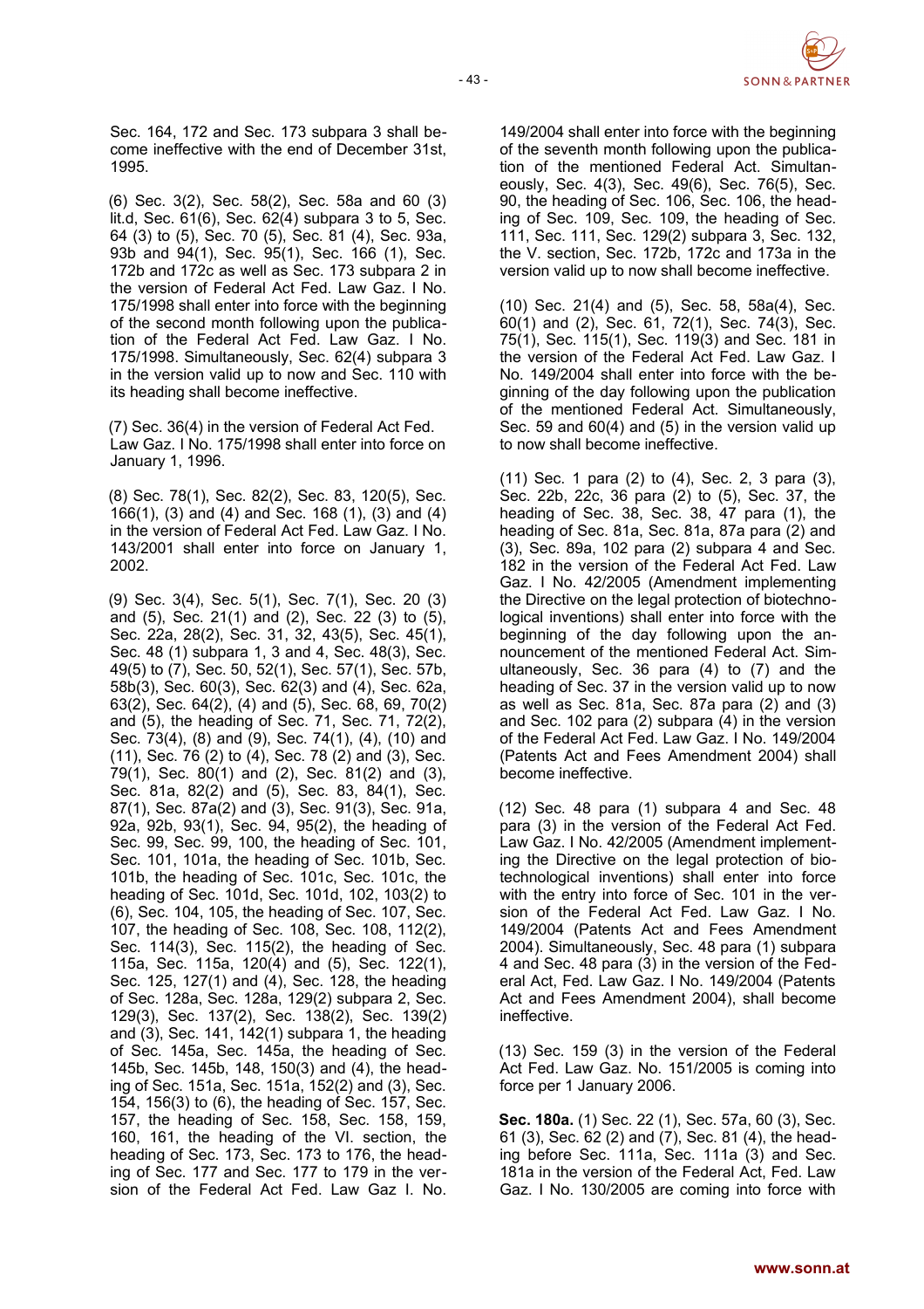Sec. 164, 172 and Sec. 173 subpara 3 shall become ineffective with the end of December 31st, 1995.

(6) Sec. 3(2), Sec. 58(2), Sec. 58a and 60 (3) lit.d, Sec. 61(6), Sec. 62(4) subpara 3 to 5, Sec. 64 (3) to (5), Sec. 70 (5), Sec. 81 (4), Sec. 93a, 93b and 94(1), Sec. 95(1), Sec. 166 (1), Sec. 172b and 172c as well as Sec. 173 subpara 2 in the version of Federal Act Fed. Law Gaz. I No. 175/1998 shall enter into force with the beginning of the second month following upon the publication of the Federal Act Fed. Law Gaz. I No. 175/1998. Simultaneously, Sec. 62(4) subpara 3 in the version valid up to now and Sec. 110 with its heading shall become ineffective.

(7) Sec. 36(4) in the version of Federal Act Fed. Law Gaz. I No. 175/1998 shall enter into force on January 1, 1996.

(8) Sec. 78(1), Sec. 82(2), Sec. 83, 120(5), Sec. 166(1), (3) and (4) and Sec. 168 (1), (3) and (4) in the version of Federal Act Fed. Law Gaz. I No. 143/2001 shall enter into force on January 1, 2002.

(9) Sec. 3(4), Sec. 5(1), Sec. 7(1), Sec. 20 (3) and (5), Sec. 21(1) and (2), Sec. 22 (3) to (5), Sec. 22a, 28(2), Sec. 31, 32, 43(5), Sec. 45(1), Sec. 48 (1) subpara 1, 3 and 4, Sec. 48(3), Sec. 49(5) to (7), Sec. 50, 52(1), Sec. 57(1), Sec. 57b, 58b(3), Sec. 60(3), Sec. 62(3) and (4), Sec. 62a, 63(2), Sec. 64(2), (4) and (5), Sec. 68, 69, 70(2) and (5), the heading of Sec. 71, Sec. 71, 72(2), Sec. 73(4), (8) and (9), Sec. 74(1), (4), (10) and (11), Sec. 76 (2) to (4), Sec. 78 (2) and (3), Sec. 79(1), Sec. 80(1) and (2), Sec. 81(2) and (3), Sec. 81a, 82(2) and (5), Sec. 83, 84(1), Sec. 87(1), Sec. 87a(2) and (3), Sec. 91(3), Sec. 91a, 92a, 92b, 93(1), Sec. 94, 95(2), the heading of Sec. 99, Sec. 99, 100, the heading of Sec. 101, Sec. 101, 101a, the heading of Sec. 101b, Sec. 101b, the heading of Sec. 101c, Sec. 101c, the heading of Sec. 101d, Sec. 101d, 102, 103(2) to (6), Sec. 104, 105, the heading of Sec. 107, Sec. 107, the heading of Sec. 108, Sec. 108, 112(2), Sec. 114(3), Sec. 115(2), the heading of Sec. 115a, Sec. 115a, 120(4) and (5), Sec. 122(1), Sec. 125, 127(1) and (4), Sec. 128, the heading of Sec. 128a, Sec. 128a, 129(2) subpara 2, Sec. 129(3), Sec. 137(2), Sec. 138(2), Sec. 139(2) and (3), Sec. 141, 142(1) subpara 1, the heading of Sec. 145a, Sec. 145a, the heading of Sec. 145b, Sec. 145b, 148, 150(3) and (4), the heading of Sec. 151a, Sec. 151a, 152(2) and (3), Sec. 154, 156(3) to (6), the heading of Sec. 157, Sec. 157, the heading of Sec. 158, Sec. 158, 159, 160, 161, the heading of the VI. section, the heading of Sec. 173, Sec. 173 to 176, the heading of Sec. 177 and Sec. 177 to 179 in the version of the Federal Act Fed. Law Gaz I. No. 149/2004 shall enter into force with the beginning of the seventh month following upon the publication of the mentioned Federal Act. Simultaneously, Sec. 4(3), Sec. 49(6), Sec. 76(5), Sec. 90, the heading of Sec. 106, Sec. 106, the heading of Sec. 109, Sec. 109, the heading of Sec. 111, Sec. 111, Sec. 129(2) subpara 3, Sec. 132, the V. section, Sec. 172b, 172c and 173a in the version valid up to now shall become ineffective.

(10) Sec. 21(4) and (5), Sec. 58, 58a(4), Sec. 60(1) and (2), Sec. 61, 72(1), Sec. 74(3), Sec. 75(1), Sec. 115(1), Sec. 119(3) and Sec. 181 in the version of the Federal Act Fed. Law Gaz. I No. 149/2004 shall enter into force with the beginning of the day following upon the publication of the mentioned Federal Act. Simultaneously, Sec. 59 and 60(4) and (5) in the version valid up to now shall become ineffective.

(11) Sec. 1 para (2) to (4), Sec. 2, 3 para (3), Sec. 22b, 22c, 36 para (2) to (5), Sec. 37, the heading of Sec. 38, Sec. 38, 47 para (1), the heading of Sec. 81a, Sec. 81a, 87a para (2) and (3), Sec. 89a, 102 para (2) subpara 4 and Sec. 182 in the version of the Federal Act Fed. Law Gaz. I No. 42/2005 (Amendment implementing the Directive on the legal protection of biotechnological inventions) shall enter into force with the beginning of the day following upon the announcement of the mentioned Federal Act. Simultaneously, Sec. 36 para (4) to (7) and the heading of Sec. 37 in the version valid up to now as well as Sec. 81a, Sec. 87a para (2) and (3) and Sec. 102 para (2) subpara (4) in the version of the Federal Act Fed. Law Gaz. I No. 149/2004 (Patents Act and Fees Amendment 2004) shall become ineffective.

(12) Sec. 48 para (1) subpara 4 and Sec. 48 para (3) in the version of the Federal Act Fed. Law Gaz. I No. 42/2005 (Amendment implementing the Directive on the legal protection of biotechnological inventions) shall enter into force with the entry into force of Sec. 101 in the version of the Federal Act Fed. Law Gaz. I No. 149/2004 (Patents Act and Fees Amendment 2004). Simultaneously, Sec. 48 para (1) subpara 4 and Sec. 48 para (3) in the version of the Federal Act, Fed. Law Gaz. I No. 149/2004 (Patents Act and Fees Amendment 2004), shall become ineffective.

(13) Sec. 159 (3) in the version of the Federal Act Fed. Law Gaz. No. 151/2005 is coming into force per 1 January 2006.

**Sec. 180a.** (1) Sec. 22 (1), Sec. 57a, 60 (3), Sec. 61 (3), Sec. 62 (2) and (7), Sec. 81 (4), the heading before Sec. 111a, Sec. 111a (3) and Sec. 181a in the version of the Federal Act, Fed. Law Gaz. I No. 130/2005 are coming into force with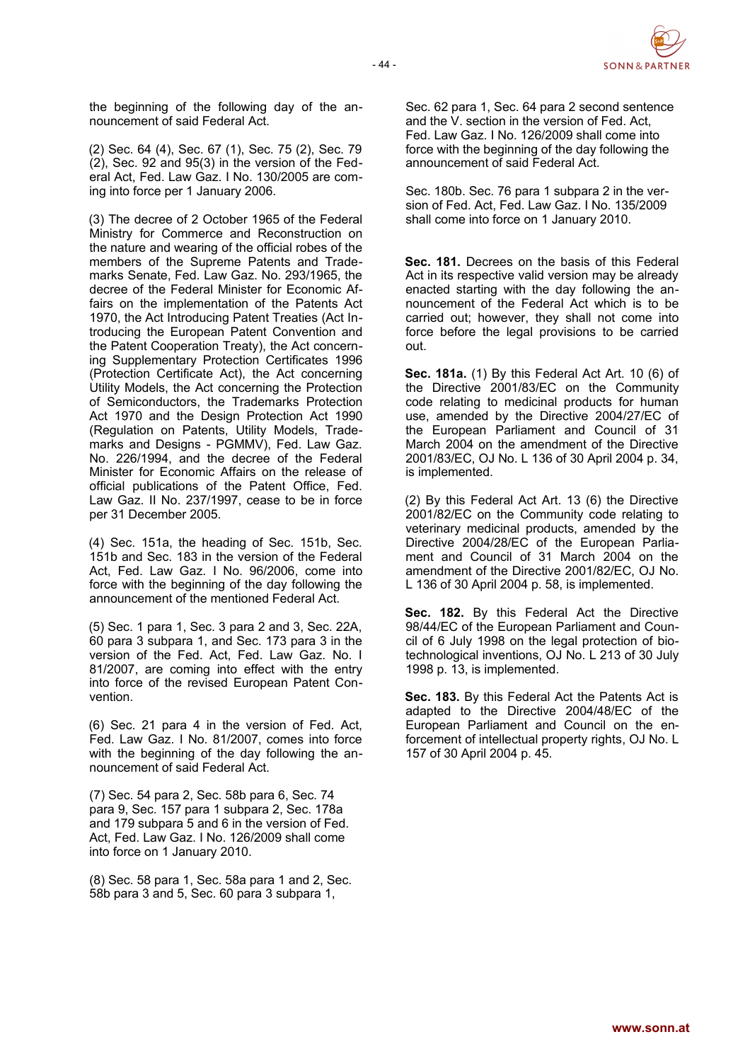the beginning of the following day of the announcement of said Federal Act.

(2) Sec. 64 (4), Sec. 67 (1), Sec. 75 (2), Sec. 79 (2), Sec. 92 and 95(3) in the version of the Federal Act, Fed. Law Gaz. I No. 130/2005 are coming into force per 1 January 2006.

(3) The decree of 2 October 1965 of the Federal Ministry for Commerce and Reconstruction on the nature and wearing of the official robes of the members of the Supreme Patents and Trademarks Senate, Fed. Law Gaz. No. 293/1965, the decree of the Federal Minister for Economic Affairs on the implementation of the Patents Act 1970, the Act Introducing Patent Treaties (Act Introducing the European Patent Convention and the Patent Cooperation Treaty), the Act concerning Supplementary Protection Certificates 1996 (Protection Certificate Act), the Act concerning Utility Models, the Act concerning the Protection of Semiconductors, the Trademarks Protection Act 1970 and the Design Protection Act 1990 (Regulation on Patents, Utility Models, Trademarks and Designs - PGMMV), Fed. Law Gaz. No. 226/1994, and the decree of the Federal Minister for Economic Affairs on the release of official publications of the Patent Office, Fed. Law Gaz. II No. 237/1997, cease to be in force per 31 December 2005.

(4) Sec. 151a, the heading of Sec. 151b, Sec. 151b and Sec. 183 in the version of the Federal Act, Fed. Law Gaz. I No. 96/2006, come into force with the beginning of the day following the announcement of the mentioned Federal Act.

(5) Sec. 1 para 1, Sec. 3 para 2 and 3, Sec. 22A, 60 para 3 subpara 1, and Sec. 173 para 3 in the version of the Fed. Act, Fed. Law Gaz. No. I 81/2007, are coming into effect with the entry into force of the revised European Patent Convention.

(6) Sec. 21 para 4 in the version of Fed. Act, Fed. Law Gaz. I No. 81/2007, comes into force with the beginning of the day following the announcement of said Federal Act.

(7) Sec. 54 para 2, Sec. 58b para 6, Sec. 74 para 9, Sec. 157 para 1 subpara 2, Sec. 178a and 179 subpara 5 and 6 in the version of Fed. Act, Fed. Law Gaz. I No. 126/2009 shall come into force on 1 January 2010.

(8) Sec. 58 para 1, Sec. 58a para 1 and 2, Sec. 58b para 3 and 5, Sec. 60 para 3 subpara 1, Sec. 62 para 1, Sec. 64 para 2 second sentence and the V. section in the version of Fed. Act, Fed. Law Gaz. I No. 126/2009 shall come into force with the beginning of the day following the announcement of said Federal Act.

Sec. 180b. Sec. 76 para 1 subpara 2 in the version of Fed. Act, Fed. Law Gaz. I No. 135/2009 shall come into force on 1 January 2010.

**Sec. 181.** Decrees on the basis of this Federal Act in its respective valid version may be already enacted starting with the day following the announcement of the Federal Act which is to be carried out; however, they shall not come into force before the legal provisions to be carried out.

**Sec. 181a.** (1) By this Federal Act Art. 10 (6) of the Directive 2001/83/EC on the Community code relating to medicinal products for human use, amended by the Directive 2004/27/EC of the European Parliament and Council of 31 March 2004 on the amendment of the Directive 2001/83/EC, OJ No. L 136 of 30 April 2004 p. 34, is implemented.

(2) By this Federal Act Art. 13 (6) the Directive 2001/82/EC on the Community code relating to veterinary medicinal products, amended by the Directive 2004/28/EC of the European Parliament and Council of 31 March 2004 on the amendment of the Directive 2001/82/EC, OJ No. L 136 of 30 April 2004 p. 58, is implemented.

**Sec. 182.** By this Federal Act the Directive 98/44/EC of the European Parliament and Council of 6 July 1998 on the legal protection of biotechnological inventions, OJ No. L 213 of 30 July 1998 p. 13, is implemented.

**Sec. 183.** By this Federal Act the Patents Act is adapted to the Directive 2004/48/EC of the European Parliament and Council on the enforcement of intellectual property rights, OJ No. L 157 of 30 April 2004 p. 45.